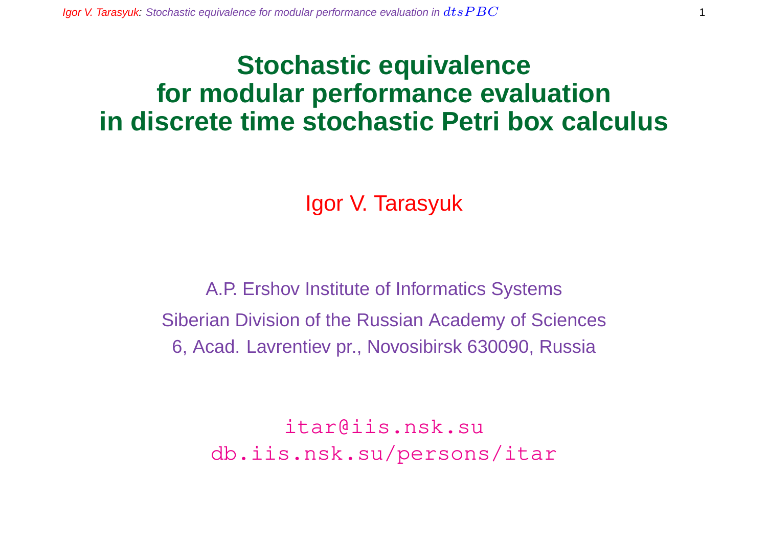# Stochastic equivalence for modular performance evaluation in discrete time stochastic Petri box calculus

Igor V. Tarasyuk

A.P. Ershov Institute of Informatics Systems

Siberian Division of the Russian Academy of Sciences

6, Acad. Lavrentiev pr., Novosibirsk 630090, Russia

itar@iis.nsk.su

db.iis.nsk.su/persons/itar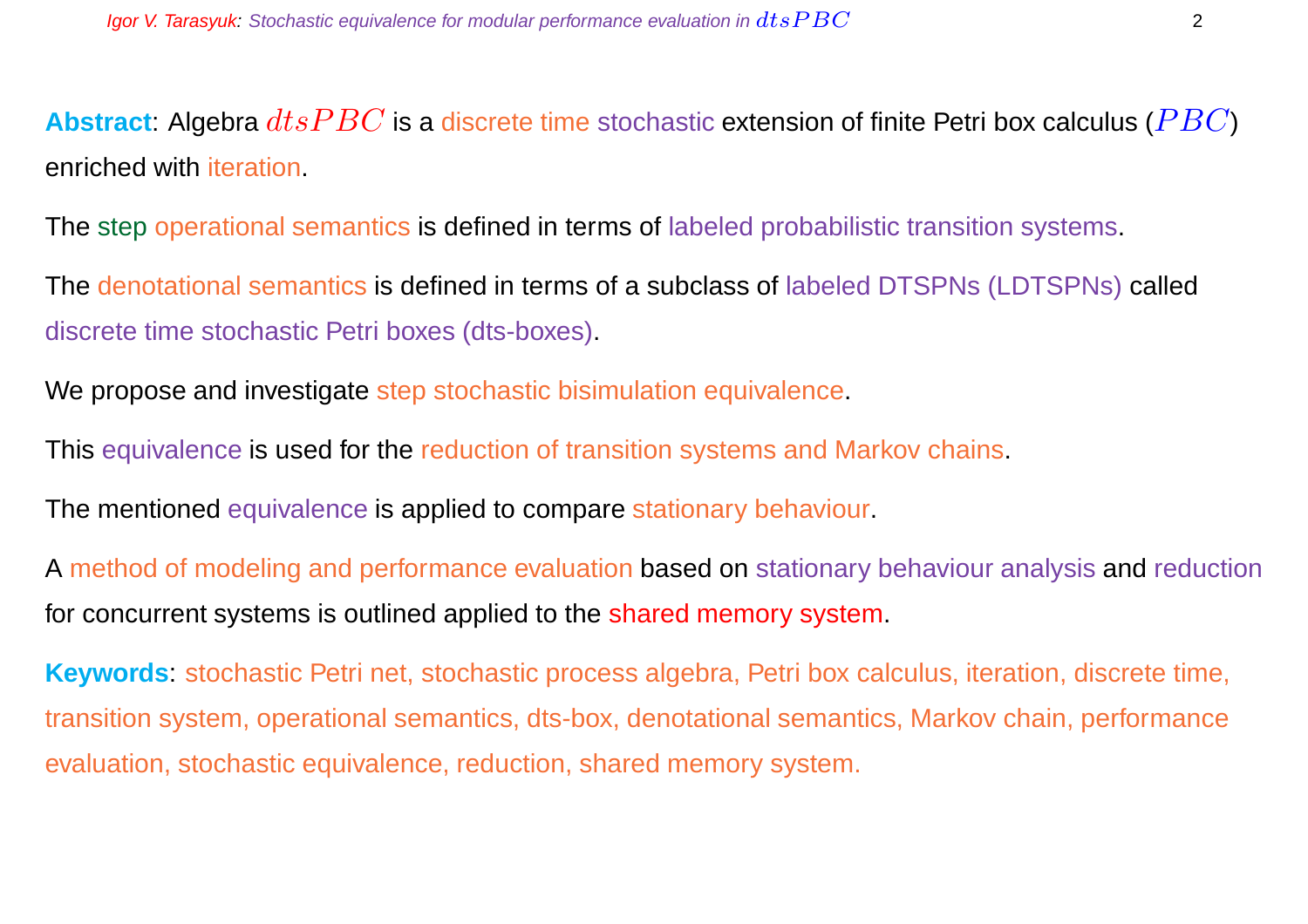**Abstract**: Algebra $dtsPBC$ is a discrete time stochastic extension of finite Petri box calculus ($PBC$) enriched with iteration.

The step operational semantics is defined in terms of labeled probabilistic transition systems.

The denotational semantics is defined in terms of a subclass of labeled DTSPNs (LDTSPNs) called discrete time stochastic Petri boxes (dts-boxes).

We propose and investigate step stochastic bisimulation equivalence.

This equivalence is used for the reduction of transition systems and Markov chains.

The mentioned equivalence is applied to compare stationary behaviour.

A method of modeling and performance evaluation based on stationary behaviour analysis and reduction for concurrent systems is outlined applied to the shared memory system.

**Keywords**: stochastic Petri net, stochastic process algebra, Petri box calculus, iteration, discrete time, transition system, operational semantics, dts-box, denotational semantics, Markov chain, performance evaluation, stochastic equivalence, reduction, shared memory system.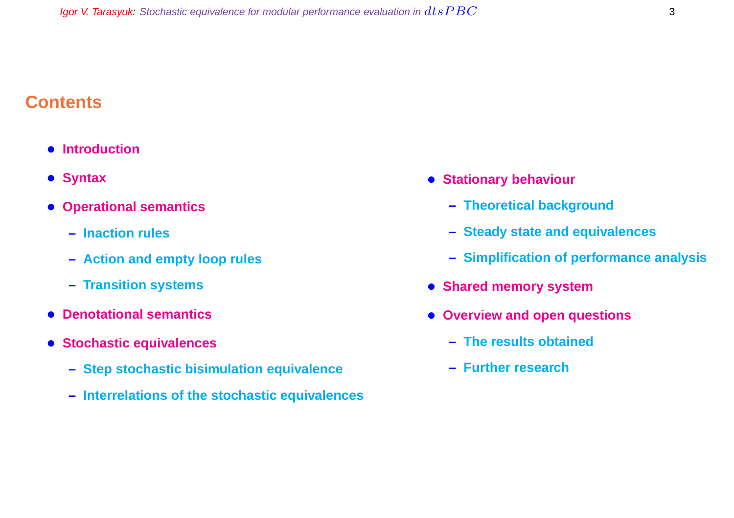## Contents

- Introduction
- Syntax
- Operational semantics
  - Inaction rules
  - Action and empty loop rules
  - Transition systems
- Denotational semantics
- Stochastic equivalences
  - Step stochastic bisimulation equivalence
  - Interrelations of the stochastic equivalences
- Stationary behaviour
  - Theoretical background
  - Steady state and equivalences
  - Simplification of performance analysis
- Shared memory system
- Overview and open questions
  - The results obtained
  - Further research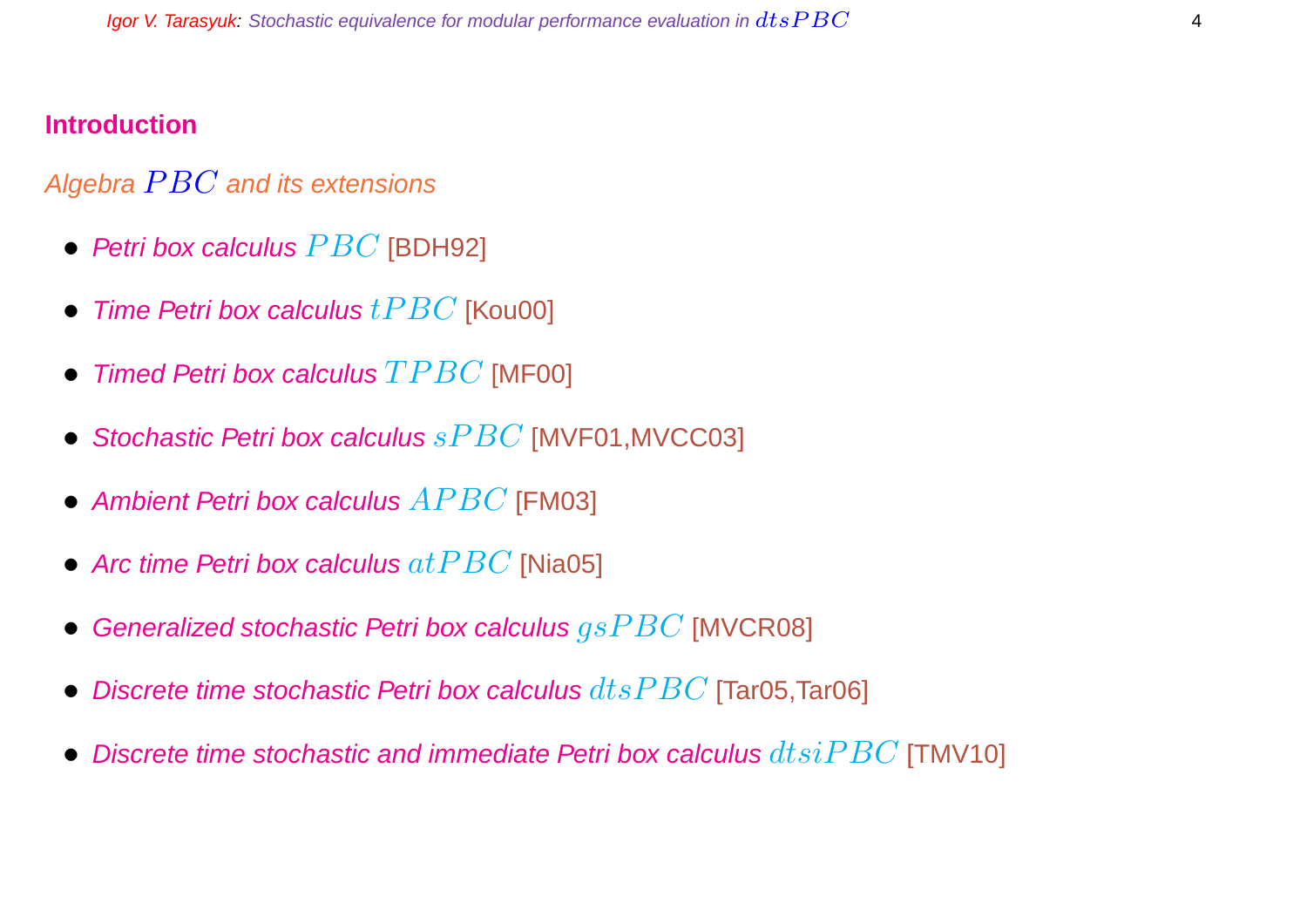## Introduction

*Algebra $PBC$ and its extensions*

- *Petri box calculus* $PBC$ [BDH92]
- *Time Petri box calculus* $tPBC$ [Kou00]
- *Timed Petri box calculus* $TPBC$ [MF00]
- *Stochastic Petri box calculus* $sPBC$ [MVF01,MVCC03]
- *Ambient Petri box calculus* $APBC$ [FM03]
- *Arc time Petri box calculus* $atPBC$ [Nia05]
- *Generalized stochastic Petri box calculus* $gsPBC$ [MVCR08]
- *Discrete time stochastic Petri box calculus* $dtsPBC$ [Tar05,Tar06]
- *Discrete time stochastic and immediate Petri box calculus* $dtsiPBC$ [TMV10]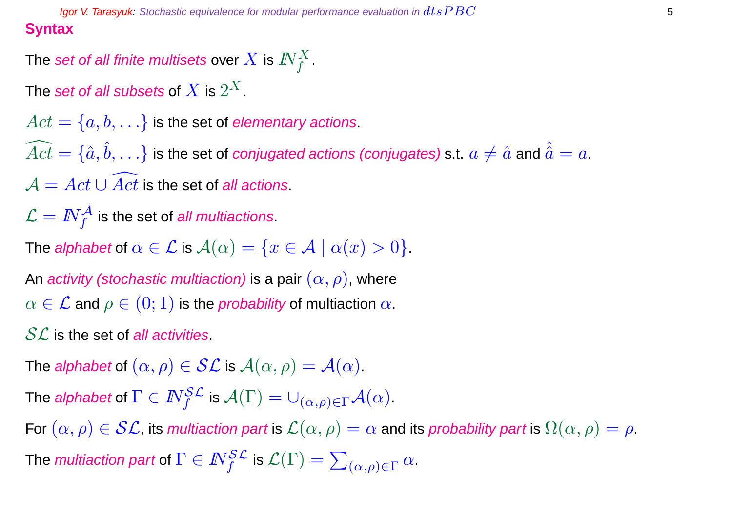## Syntax

The *set of all finite multisets* over $X$ is $I\!N_f^X$.

The *set of all subsets* of $X$ is $2^X$.

$Act = \{a, b, \ldots\}$ is the set of *elementary actions*.

$\widehat{Act} = \{\hat{a}, \hat{b}, \ldots\}$ is the set of *conjugated actions (conjugates)* s.t. $a \neq \hat{a}$ and $\hat{\hat{a}} = a$.

$\mathcal{A} = Act \cup \widehat{Act}$ is the set of *all actions*.

$\mathcal{L} = I\!N_f^{\mathcal{A}}$ is the set of *all multiactions*.

The *alphabet* of $\alpha \in \mathcal{L}$ is $\mathcal{A}(\alpha) = \{x \in \mathcal{A} \mid \alpha(x) > 0\}$.

An *activity (stochastic multiaction)* is a pair $(\alpha, \rho)$, where
$\alpha \in \mathcal{L}$ and $\rho \in (0; 1)$ is the *probability* of multiaction $\alpha$.

$\mathcal{SL}$ is the set of *all activities*.

The *alphabet* of $(\alpha, \rho) \in \mathcal{SL}$ is $\mathcal{A}(\alpha, \rho) = \mathcal{A}(\alpha)$.

The *alphabet* of $\Gamma \in I\!N_f^{\mathcal{SL}}$ is $\mathcal{A}(\Gamma) = \cup_{(\alpha,\rho)\in\Gamma}\mathcal{A}(\alpha)$.

For $(\alpha, \rho) \in \mathcal{SL}$, its *multiaction part* is $\mathcal{L}(\alpha, \rho) = \alpha$ and its *probability part* is $\Omega(\alpha, \rho) = \rho$.

The *multiaction part* of $\Gamma \in I\!N_f^{\mathcal{SL}}$ is $\mathcal{L}(\Gamma) = \sum_{(\alpha,\rho)\in\Gamma} \alpha$.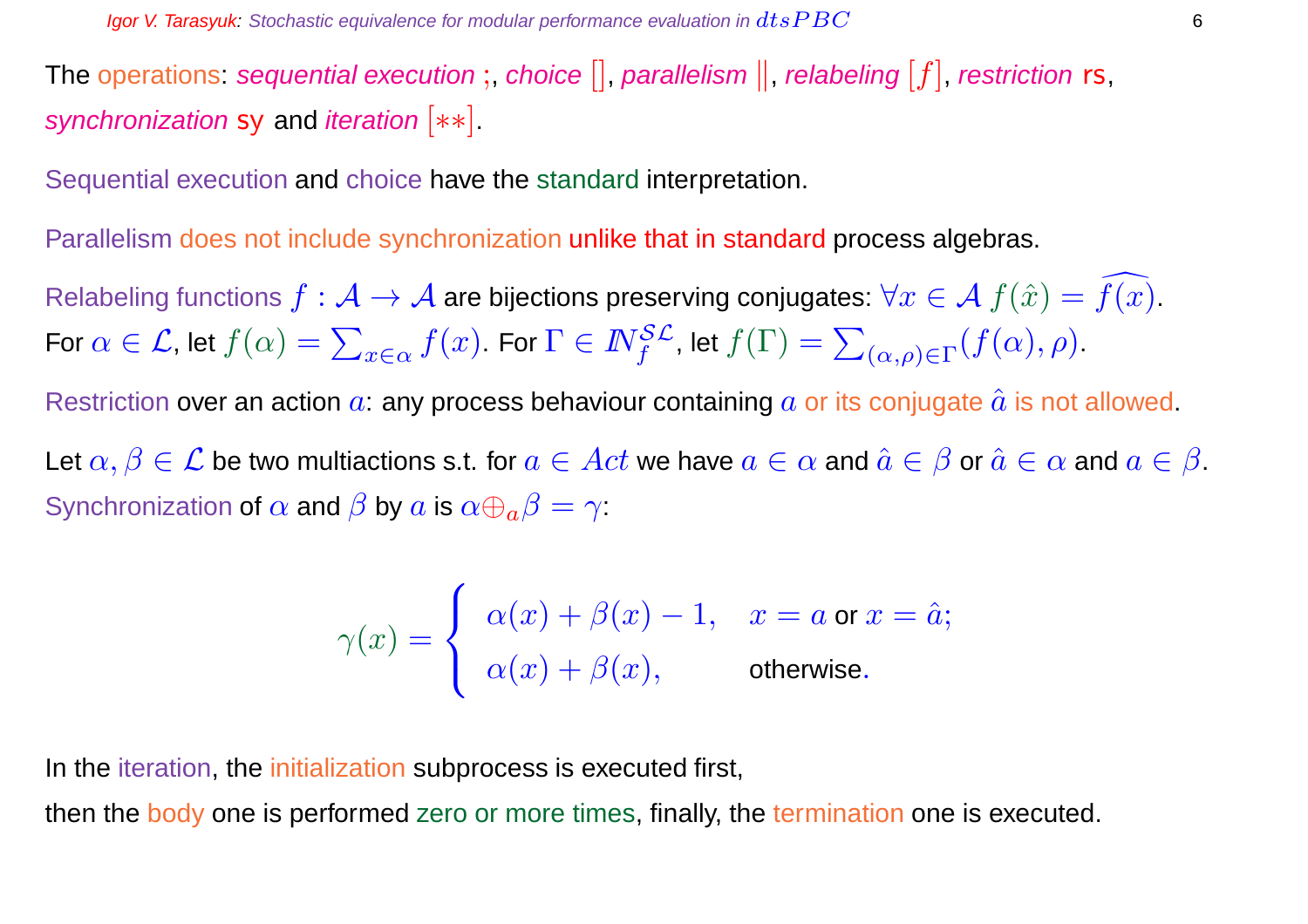The operations: *sequential execution* ;, *choice* [], *parallelism* $\|$, *relabeling* $[f]$, *restriction* rs, *synchronization* sy and *iteration* $[**]$.

Sequential execution and choice have the standard interpretation.

Parallelism does not include synchronization unlike that in standard process algebras.

Relabeling functions $f : \mathcal{A} \rightarrow \mathcal{A}$ are bijections preserving conjugates: $\forall x \in \mathcal{A}\ f(\hat{x}) = \widehat{f(x)}$. For $\alpha \in \mathcal{L}$, let $f(\alpha) = \sum_{x \in \alpha} f(x)$. For $\Gamma \in I\!N_f^{\mathcal{SL}}$, let $f(\Gamma) = \sum_{(\alpha,\rho) \in \Gamma} (f(\alpha), \rho)$.

Restriction over an action $a$: any process behaviour containing $a$ or its conjugate $\hat{a}$ is not allowed.

Let $\alpha, \beta \in \mathcal{L}$ be two multiactions s.t. for $a \in Act$ we have $a \in \alpha$ and $\hat{a} \in \beta$ or $\hat{a} \in \alpha$ and $a \in \beta$. Synchronization of $\alpha$ and $\beta$ by $a$ is $\alpha \oplus_a \beta = \gamma$:

$$\gamma(x) = \begin{cases} \alpha(x) + \beta(x) - 1, & x = a \text{ or } x = \hat{a}; \\ \alpha(x) + \beta(x), & \text{otherwise}. \end{cases}$$

In the iteration, the initialization subprocess is executed first,
then the body one is performed zero or more times, finally, the termination one is executed.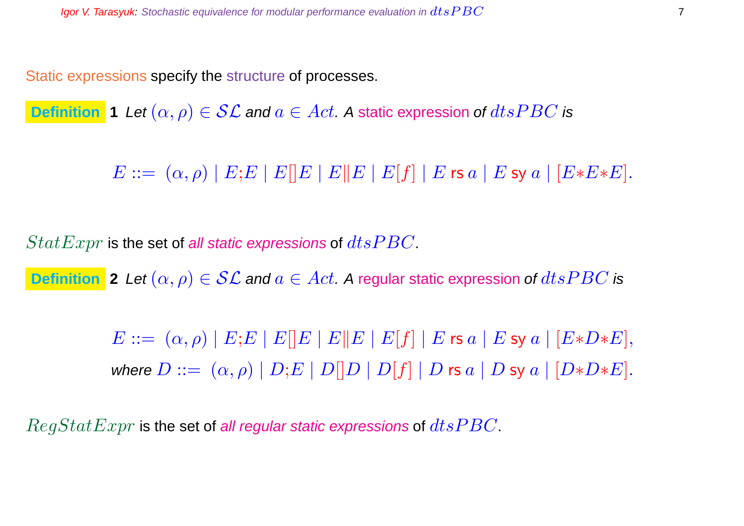Static expressions specify the structure of processes.

**Definition 1** *Let $(\alpha, \rho) \in \mathcal{SL}$ and $a \in Act$. A static expression of $dtsPBC$ is*

$$E ::= \ (\alpha, \rho) \mid E;E \mid E[]E \mid E\|E \mid E[f] \mid E \text{ rs } a \mid E \text{ sy } a \mid [E{*}E{*}E].$$

$StatExpr$ is the set of *all static expressions* of $dtsPBC$.

**Definition 2** *Let $(\alpha, \rho) \in \mathcal{SL}$ and $a \in Act$. A regular static expression of $dtsPBC$ is*

$$E ::= \ (\alpha, \rho) \mid E;E \mid E[]E \mid E\|E \mid E[f] \mid E \text{ rs } a \mid E \text{ sy } a \mid [E{*}D{*}E],$$

*where* $D ::= \ (\alpha, \rho) \mid D;E \mid D[]D \mid D[f] \mid D \text{ rs } a \mid D \text{ sy } a \mid [D{*}D{*}E].$

$RegStatExpr$ is the set of *all regular static expressions* of $dtsPBC$.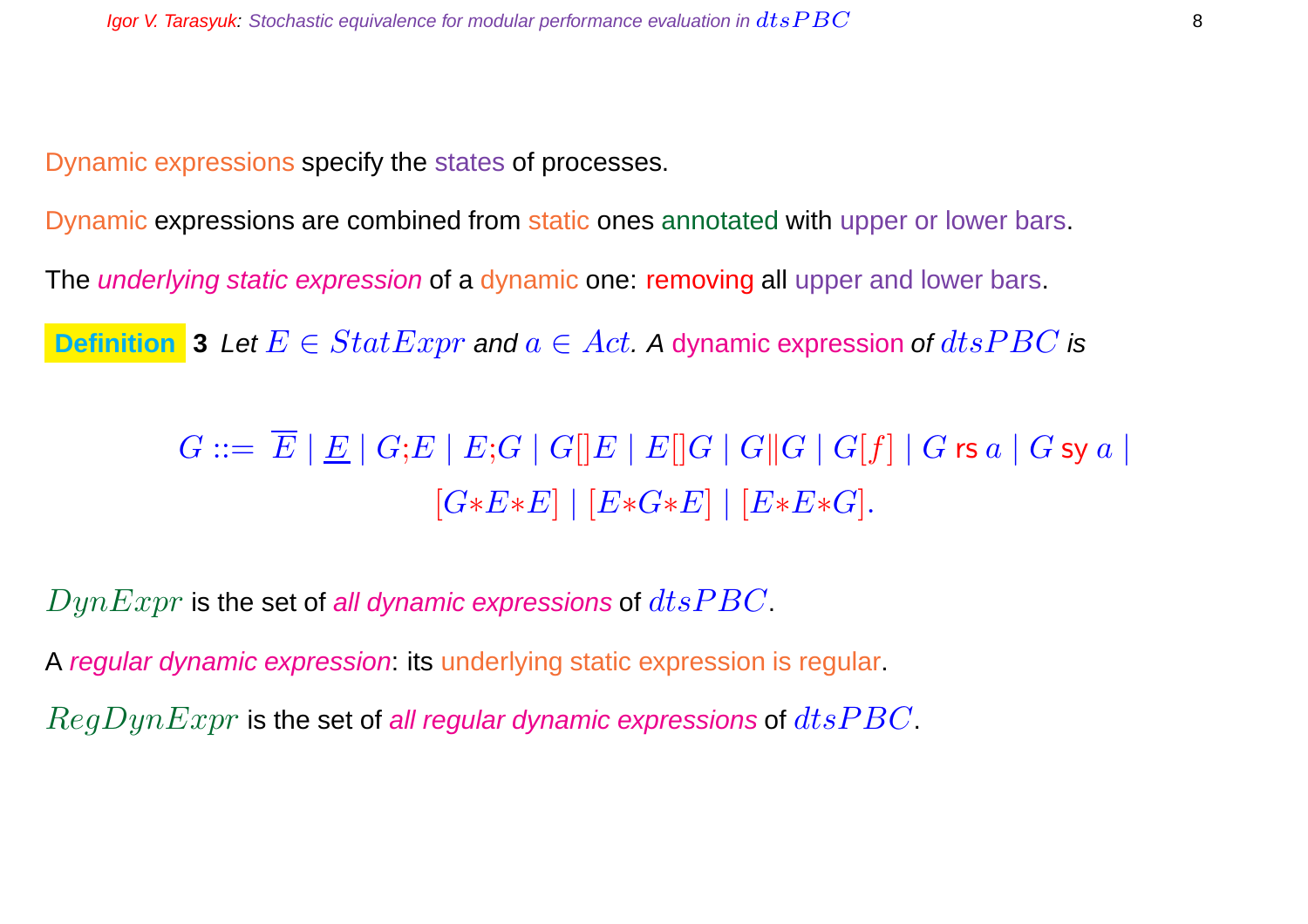Dynamic expressions specify the states of processes.

Dynamic expressions are combined from static ones annotated with upper or lower bars.

The *underlying static expression* of a dynamic one: removing all upper and lower bars.

**Definition 3** *Let $E \in StatExpr$ and $a \in Act$. A dynamic expression of $dtsPBC$ is*

$$G ::= \overline{E} \mid \underline{E} \mid G;E \mid E;G \mid G[]E \mid E[]G \mid G\|G \mid G[f] \mid G \text{ rs } a \mid G \text{ sy } a \mid$$
$$[G{*}E{*}E] \mid [E{*}G{*}E] \mid [E{*}E{*}G].$$

$DynExpr$ is the set of *all dynamic expressions* of $dtsPBC$.

A *regular dynamic expression*: its underlying static expression is regular.

$RegDynExpr$ is the set of *all regular dynamic expressions* of $dtsPBC$.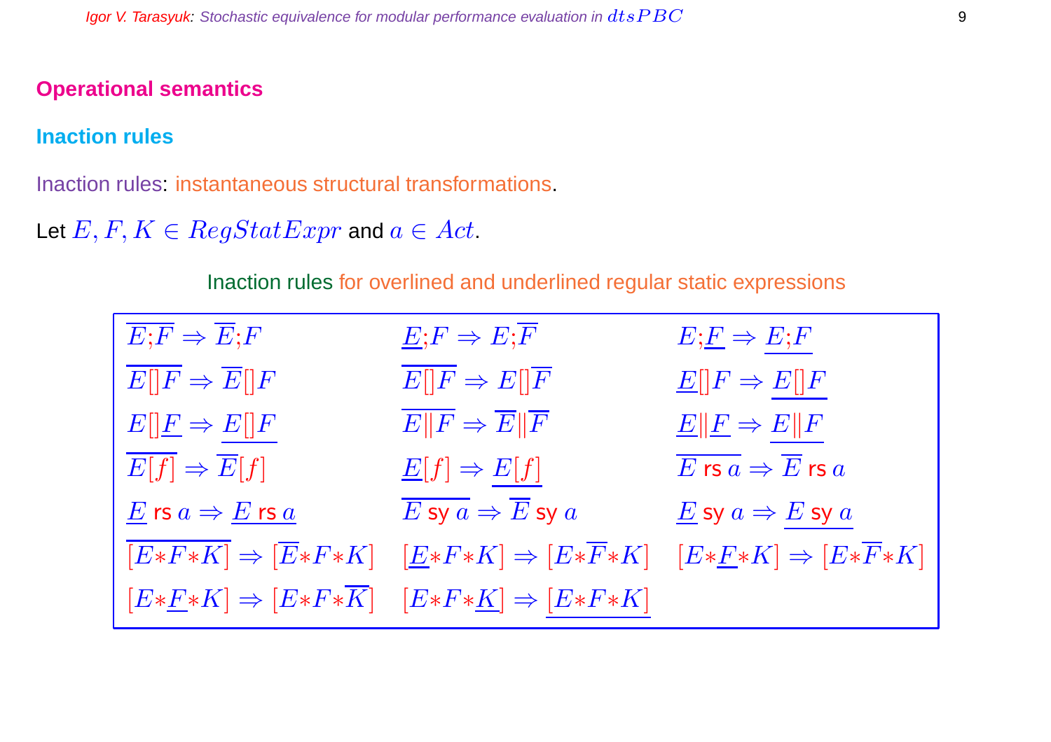## Operational semantics

### Inaction rules

Inaction rules: instantaneous structural transformations.

Let $E, F, K \in RegStatExpr$ and $a \in Act$.

Inaction rules for overlined and underlined regular static expressions

| | | |
|---|---|---|
| $\overline{E;F} \Rightarrow \overline{E};F$ | $\underline{E};F \Rightarrow E;\overline{F}$ | $E;\underline{F} \Rightarrow \underline{E;F}$ |
| $\overline{E[]F} \Rightarrow \overline{E}[]F$ | $\overline{E[]F} \Rightarrow E[]\overline{F}$ | $\underline{E}[]F \Rightarrow \underline{E[]F}$ |
| $E[]\underline{F} \Rightarrow \underline{E[]F}$ | $\overline{E\|F} \Rightarrow \overline{E}\|\overline{F}$ | $\underline{E}\|\underline{F} \Rightarrow \underline{E\|F}$ |
| $\overline{E[f]} \Rightarrow \overline{E}[f]$ | $\underline{E}[f] \Rightarrow \underline{E[f]}$ | $\overline{E \text{ rs } a} \Rightarrow \overline{E} \text{ rs } a$ |
| $\underline{E} \text{ rs } a \Rightarrow \underline{E \text{ rs } a}$ | $\overline{E \text{ sy } a} \Rightarrow \overline{E} \text{ sy } a$ | $\underline{E} \text{ sy } a \Rightarrow \underline{E \text{ sy } a}$ |
| $\overline{[E{*}F{*}K]} \Rightarrow [\overline{E}{*}F{*}K]$ | $[\underline{E}{*}F{*}K] \Rightarrow [E{*}\overline{F}{*}K]$ | $[E{*}\underline{F}{*}K] \Rightarrow [E{*}\overline{F}{*}K]$ |
| $[E{*}\underline{F}{*}K] \Rightarrow [E{*}F{*}\overline{K}]$ | $[E{*}F{*}\underline{K}] \Rightarrow \underline{[E{*}F{*}K]}$ | |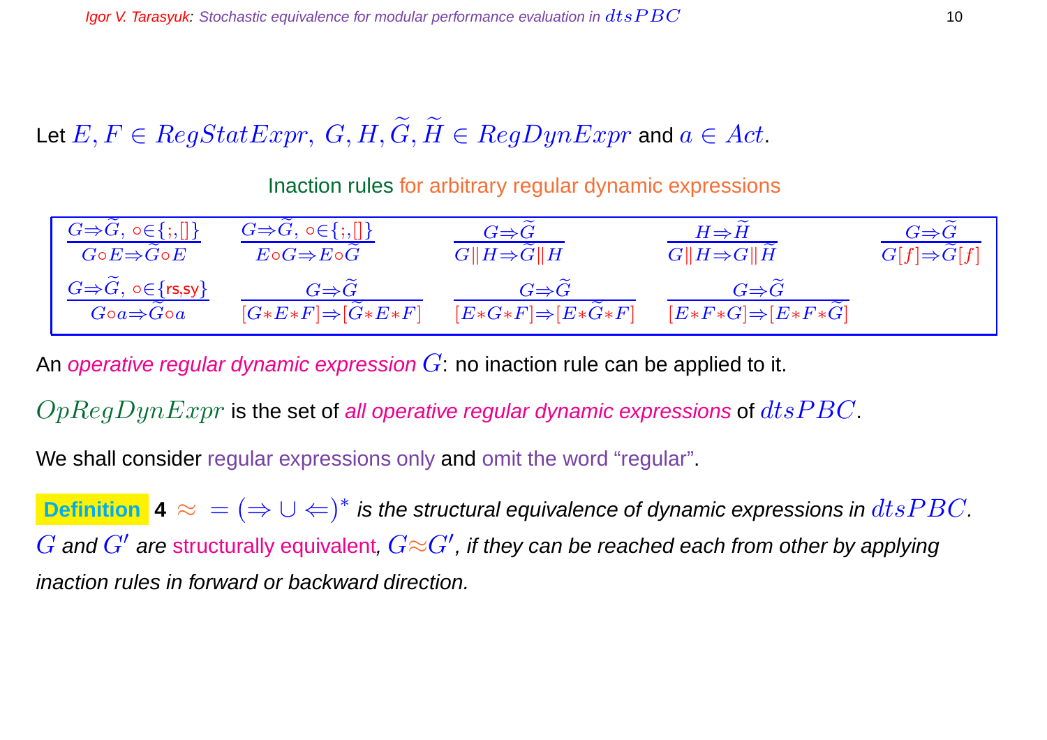Let $E, F \in RegStatExpr,\ G, H, \widetilde{G}, \widetilde{H} \in RegDynExpr$ and $a \in Act$.

Inaction rules for arbitrary regular dynamic expressions

$$\frac{G \Rightarrow \widetilde{G},\ \circ \in \{;, []\}}{G \circ E \Rightarrow \widetilde{G} \circ E} \qquad \frac{G \Rightarrow \widetilde{G},\ \circ \in \{;, []\}}{E \circ G \Rightarrow E \circ \widetilde{G}} \qquad \frac{G \Rightarrow \widetilde{G}}{G \| H \Rightarrow \widetilde{G} \| H} \qquad \frac{H \Rightarrow \widetilde{H}}{G \| H \Rightarrow G \| \widetilde{H}} \qquad \frac{G \Rightarrow \widetilde{G}}{G[f] \Rightarrow \widetilde{G}[f]}$$

$$\frac{G \Rightarrow \widetilde{G},\ \circ \in \{\mathsf{rs}, \mathsf{sy}\}}{G \circ a \Rightarrow \widetilde{G} \circ a} \qquad \frac{G \Rightarrow \widetilde{G}}{[G * E * F] \Rightarrow [\widetilde{G} * E * F]} \qquad \frac{G \Rightarrow \widetilde{G}}{[E * G * F] \Rightarrow [E * \widetilde{G} * F]} \qquad \frac{G \Rightarrow \widetilde{G}}{[E * F * G] \Rightarrow [E * F * \widetilde{G}]}$$

An *operative regular dynamic expression* $G$: no inaction rule can be applied to it.

$OpRegDynExpr$ is the set of *all operative regular dynamic expressions* of $dtsPBC$.

We shall consider regular expressions only and omit the word "regular".

**Definition 4** *$\approx\ = (\Rightarrow \cup \Leftarrow)^*$ is the structural equivalence of dynamic expressions in $dtsPBC$. $G$ and $G'$ are structurally equivalent, $G \approx G'$, if they can be reached each from other by applying inaction rules in forward or backward direction.*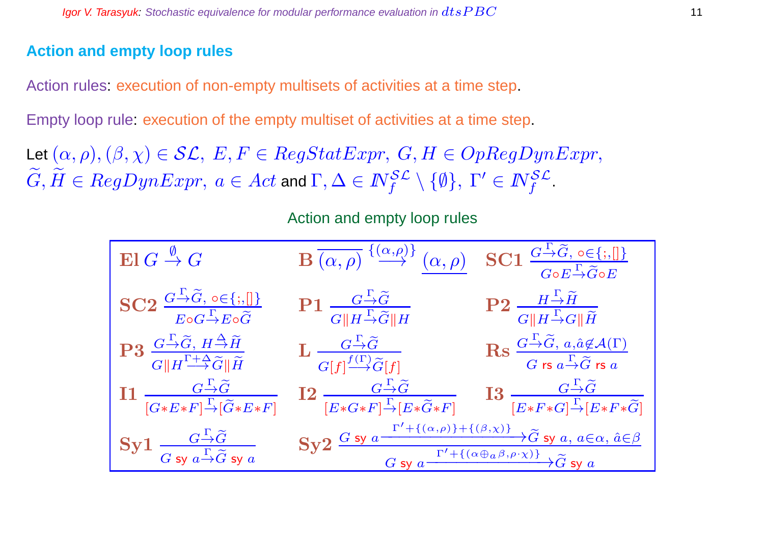## Action and empty loop rules

Action rules: execution of non-empty multisets of activities at a time step.

Empty loop rule: execution of the empty multiset of activities at a time step.

Let $(\alpha, \rho), (\beta, \chi) \in \mathcal{SL},\ E, F \in RegStatExpr,\ G, H \in OpRegDynExpr,$ $\widetilde{G}, \widetilde{H} \in RegDynExpr,\ a \in Act$ and $\Gamma, \Delta \in I\!N_f^{\mathcal{SL}} \setminus \{\emptyset\},\ \Gamma' \in I\!N_f^{\mathcal{SL}}$.

Action and empty loop rules

**El** $G \stackrel{\emptyset}{\rightarrow} G$

**B** $\overline{(\alpha, \rho)} \stackrel{\{(\alpha,\rho)\}}{\longrightarrow} \underline{(\alpha, \rho)}$

**SC1** $\dfrac{G \stackrel{\Gamma}{\rightarrow} \widetilde{G},\ \circ \in \{;, []\}}{G \circ E \stackrel{\Gamma}{\rightarrow} \widetilde{G} \circ E}$

**SC2** $\dfrac{G \stackrel{\Gamma}{\rightarrow} \widetilde{G},\ \circ \in \{;, []\}}{E \circ G \stackrel{\Gamma}{\rightarrow} E \circ \widetilde{G}}$

**P1** $\dfrac{G \stackrel{\Gamma}{\rightarrow} \widetilde{G}}{G \| H \stackrel{\Gamma}{\rightarrow} \widetilde{G} \| H}$

**P2** $\dfrac{H \stackrel{\Gamma}{\rightarrow} \widetilde{H}}{G \| H \stackrel{\Gamma}{\rightarrow} G \| \widetilde{H}}$

**P3** $\dfrac{G \stackrel{\Gamma}{\rightarrow} \widetilde{G},\ H \stackrel{\Delta}{\rightarrow} \widetilde{H}}{G \| H \stackrel{\Gamma+\Delta}{\longrightarrow} \widetilde{G} \| \widetilde{H}}$

**L** $\dfrac{G \stackrel{\Gamma}{\rightarrow} \widetilde{G}}{G[f] \stackrel{f(\Gamma)}{\longrightarrow} \widetilde{G}[f]}$

**Rs** $\dfrac{G \stackrel{\Gamma}{\rightarrow} \widetilde{G},\ a, \hat{a} \not\in \mathcal{A}(\Gamma)}{G \text{ rs } a \stackrel{\Gamma}{\rightarrow} \widetilde{G} \text{ rs } a}$

**I1** $\dfrac{G \stackrel{\Gamma}{\rightarrow} \widetilde{G}}{[G * E * F] \stackrel{\Gamma}{\rightarrow} [\widetilde{G} * E * F]}$

**I2** $\dfrac{G \stackrel{\Gamma}{\rightarrow} \widetilde{G}}{[E * G * F] \stackrel{\Gamma}{\rightarrow} [E * \widetilde{G} * F]}$

**I3** $\dfrac{G \stackrel{\Gamma}{\rightarrow} \widetilde{G}}{[E * F * G] \stackrel{\Gamma}{\rightarrow} [E * F * \widetilde{G}]}$

**Sy1** $\dfrac{G \stackrel{\Gamma}{\rightarrow} \widetilde{G}}{G \text{ sy } a \stackrel{\Gamma}{\rightarrow} \widetilde{G} \text{ sy } a}$

**Sy2** $\dfrac{G \text{ sy } a \xrightarrow{\Gamma' + \{(\alpha,\rho)\} + \{(\beta,\chi)\}} \widetilde{G} \text{ sy } a,\ a \in \alpha,\ \hat{a} \in \beta}{G \text{ sy } a \xrightarrow{\Gamma' + \{(\alpha \oplus_a \beta, \rho \cdot \chi)\}} \widetilde{G} \text{ sy } a}$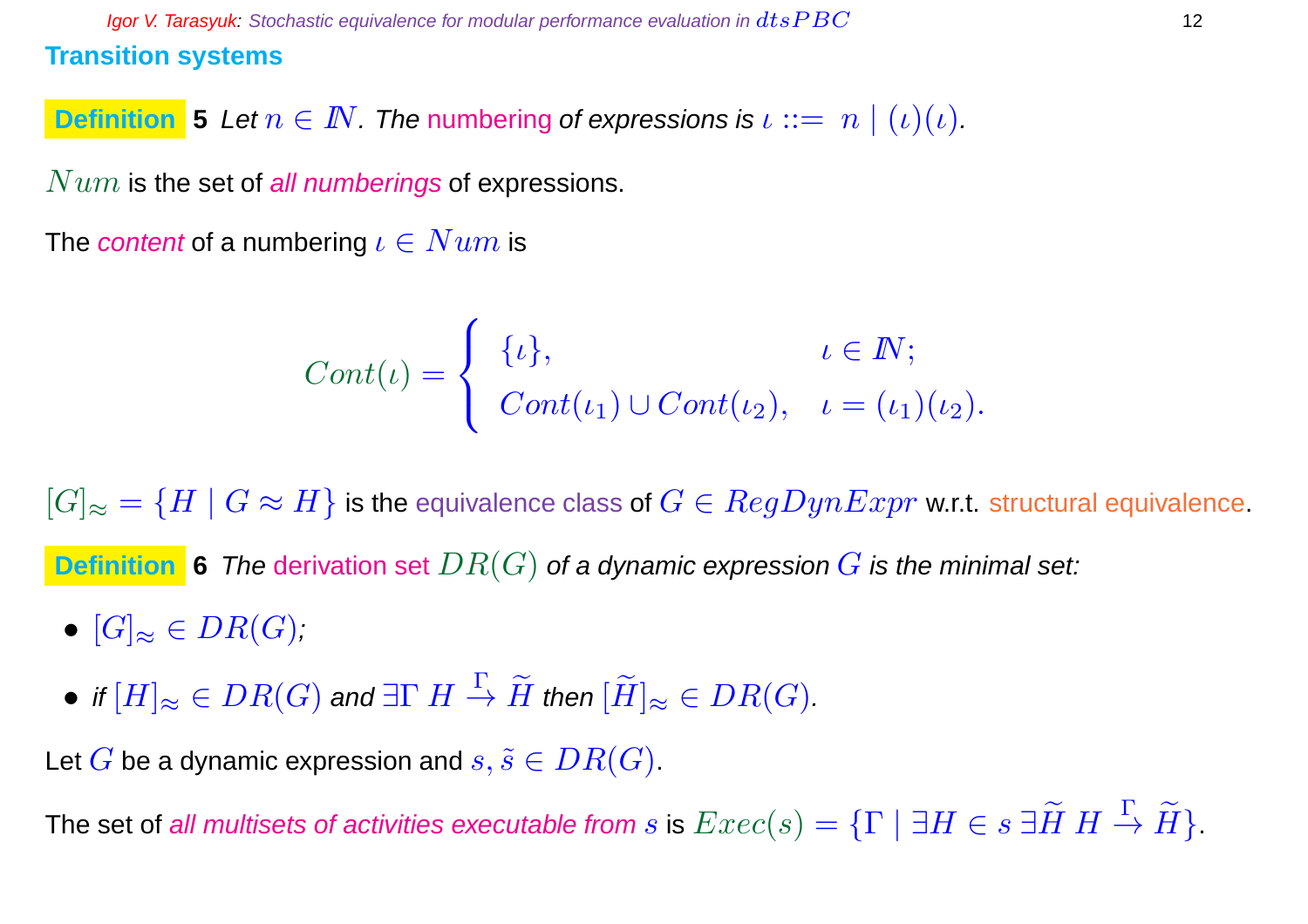## Transition systems

**Definition 5** *Let $n \in I\!N$. The numbering of expressions is $\iota ::= n \mid (\iota)(\iota)$.*

$Num$ is the set of *all numberings* of expressions.

The *content* of a numbering $\iota \in Num$ is

$$Cont(\iota) = \begin{cases} \{\iota\}, & \iota \in I\!N; \\ Cont(\iota_1) \cup Cont(\iota_2), & \iota = (\iota_1)(\iota_2). \end{cases}$$

$[G]_\approx = \{H \mid G \approx H\}$ is the equivalence class of $G \in RegDynExpr$ w.r.t. structural equivalence.

**Definition 6** *The derivation set $DR(G)$ of a dynamic expression $G$ is the minimal set:*

- $[G]_\approx \in DR(G)$;
- *if $[H]_\approx \in DR(G)$ and $\exists \Gamma \; H \stackrel{\Gamma}{\to} \widetilde{H}$ then $[\widetilde{H}]_\approx \in DR(G)$.*

Let $G$ be a dynamic expression and $s, \tilde{s} \in DR(G)$.

The set of *all multisets of activities executable from* $s$ is $Exec(s) = \{\Gamma \mid \exists H \in s \; \exists \widetilde{H} \; H \stackrel{\Gamma}{\to} \widetilde{H}\}$.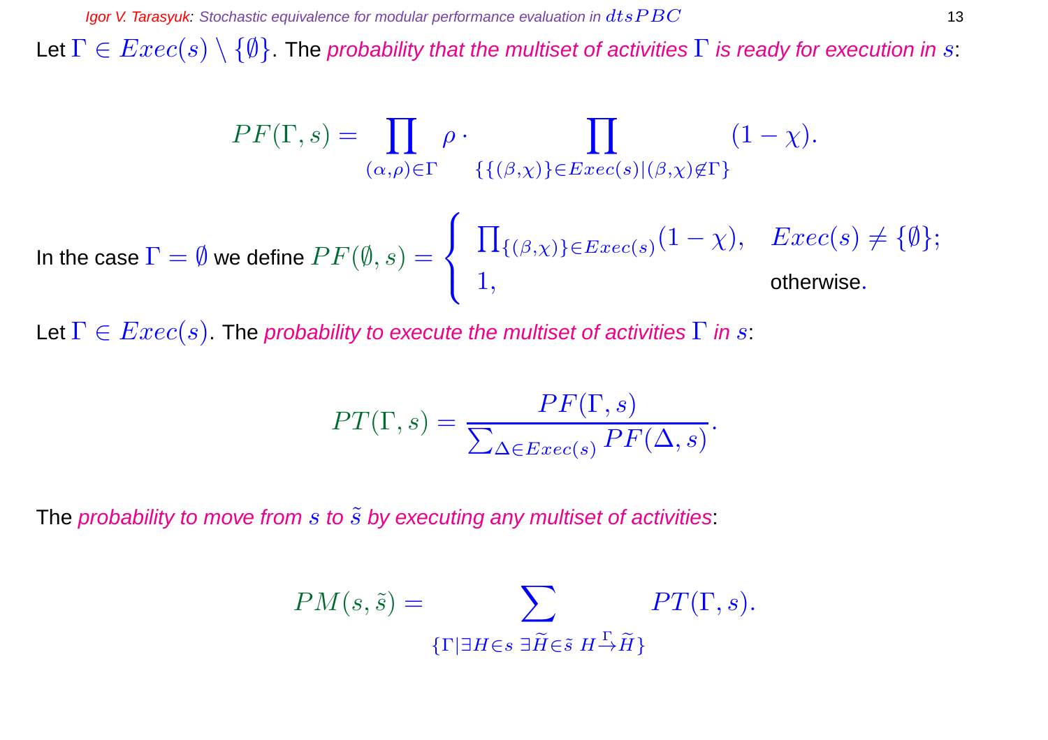Let $\Gamma \in Exec(s) \setminus \{\emptyset\}$. The *probability that the multiset of activities $\Gamma$ is ready for execution in $s$*:

$$PF(\Gamma, s) = \prod_{(\alpha,\rho)\in\Gamma} \rho \cdot \prod_{\{\{(\beta,\chi)\}\in Exec(s) \mid (\beta,\chi)\notin\Gamma\}} (1-\chi).$$

In the case $\Gamma = \emptyset$ we define $PF(\emptyset, s) = \begin{cases} \prod_{\{(\beta,\chi)\}\in Exec(s)} (1-\chi), & Exec(s) \neq \{\emptyset\}; \\ 1, & \text{otherwise.} \end{cases}$

Let $\Gamma \in Exec(s)$. The *probability to execute the multiset of activities $\Gamma$ in $s$*:

$$PT(\Gamma, s) = \frac{PF(\Gamma, s)}{\sum_{\Delta\in Exec(s)} PF(\Delta, s)}.$$

The *probability to move from $s$ to $\tilde{s}$ by executing any multiset of activities*:

$$PM(s, \tilde{s}) = \sum_{\{\Gamma \mid \exists H\in s\ \exists \widetilde{H}\in\tilde{s}\ H \xrightarrow{\Gamma} \widetilde{H}\}} PT(\Gamma, s).$$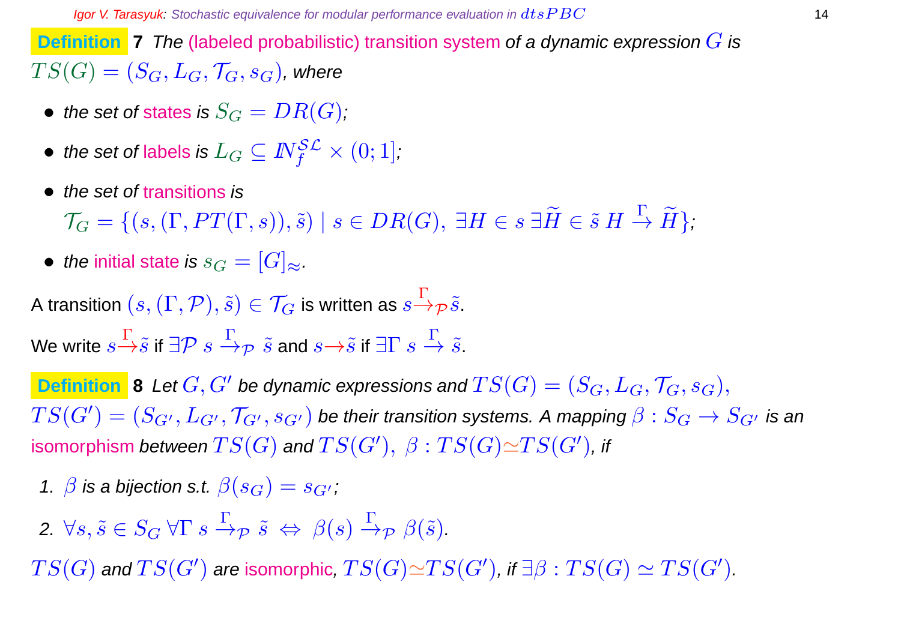**Definition 7** *The (labeled probabilistic) transition system of a dynamic expression $G$ is $TS(G) = (S_G, L_G, \mathcal{T}_G, s_G)$, where*

- *the set of states is $S_G = DR(G)$;*
- *the set of labels is $L_G \subseteq I\!N_f^{\mathcal{SL}} \times (0; 1]$;*
- *the set of transitions is* $\mathcal{T}_G = \{(s, (\Gamma, PT(\Gamma, s)), \tilde{s}) \mid s \in DR(G),\ \exists H \in s\ \exists \widetilde{H} \in \tilde{s}\ H \stackrel{\Gamma}{\rightarrow} \widetilde{H}\}$;
- *the initial state is $s_G = [G]_\approx$.*

A transition $(s, (\Gamma, \mathcal{P}), \tilde{s}) \in \mathcal{T}_G$ is written as $s \stackrel{\Gamma}{\rightarrow}_{\mathcal{P}} \tilde{s}$.

We write $s \stackrel{\Gamma}{\rightarrow} \tilde{s}$ if $\exists \mathcal{P}\ s \stackrel{\Gamma}{\rightarrow}_{\mathcal{P}} \tilde{s}$ and $s \rightarrow \tilde{s}$ if $\exists \Gamma\ s \stackrel{\Gamma}{\rightarrow} \tilde{s}$.

**Definition 8** *Let $G, G'$ be dynamic expressions and $TS(G) = (S_G, L_G, \mathcal{T}_G, s_G)$, $TS(G') = (S_{G'}, L_{G'}, \mathcal{T}_{G'}, s_{G'})$ be their transition systems. A mapping $\beta : S_G \rightarrow S_{G'}$ is an isomorphism between $TS(G)$ and $TS(G')$, $\beta : TS(G) \simeq TS(G')$, if*

1. *$\beta$ is a bijection s.t. $\beta(s_G) = s_{G'}$;*
2. *$\forall s, \tilde{s} \in S_G\ \forall \Gamma\ s \stackrel{\Gamma}{\rightarrow}_{\mathcal{P}} \tilde{s} \ \Leftrightarrow\ \beta(s) \stackrel{\Gamma}{\rightarrow}_{\mathcal{P}} \beta(\tilde{s})$.*

*$TS(G)$ and $TS(G')$ are isomorphic, $TS(G) \simeq TS(G')$, if $\exists \beta : TS(G) \simeq TS(G')$.*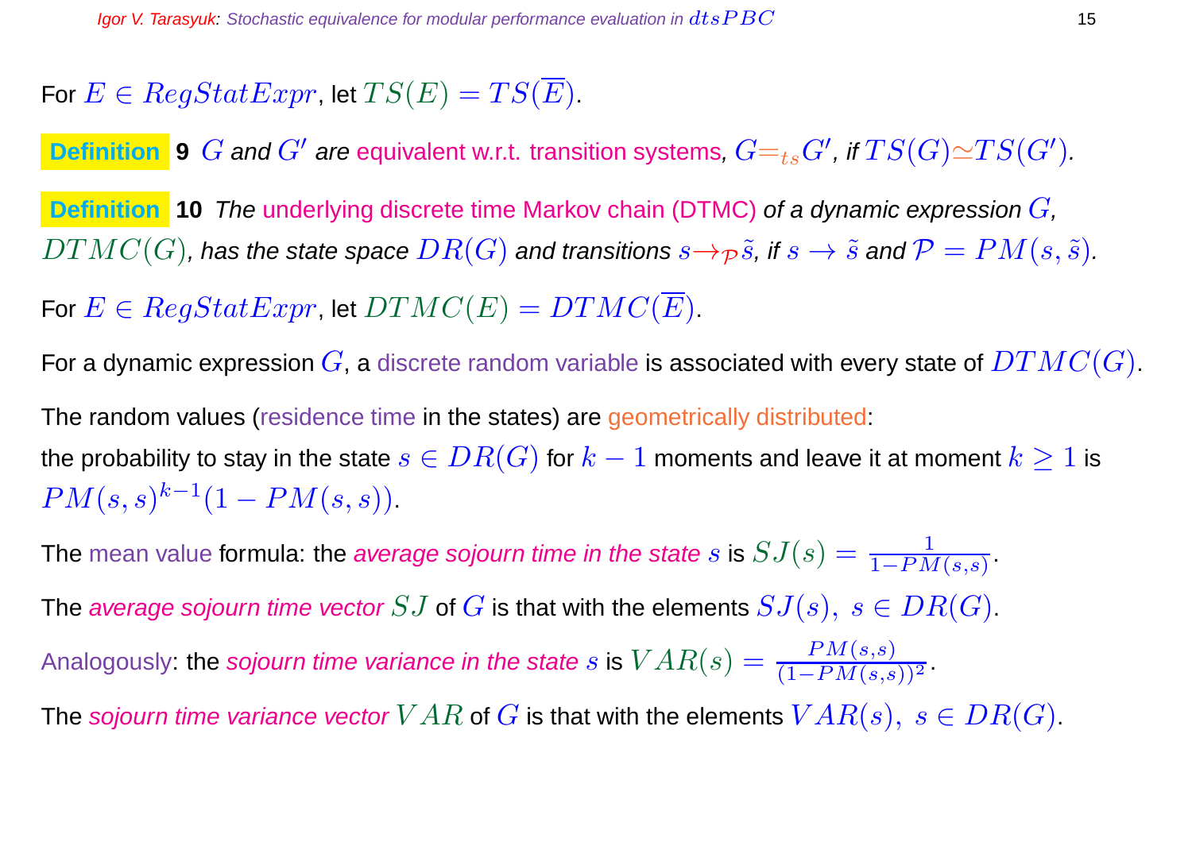For $E \in RegStatExpr$, let $TS(E) = TS(\overline{E})$.

**Definition 9** *$G$ and $G'$ are equivalent w.r.t. transition systems, $G =_{ts} G'$, if $TS(G) \simeq TS(G')$.*

**Definition 10** *The underlying discrete time Markov chain (DTMC) of a dynamic expression $G$, $DTMC(G)$, has the state space $DR(G)$ and transitions $s \rightarrow_{\mathcal{P}} \tilde{s}$, if $s \rightarrow \tilde{s}$ and $\mathcal{P} = PM(s, \tilde{s})$.*

For $E \in RegStatExpr$, let $DTMC(E) = DTMC(\overline{E})$.

For a dynamic expression $G$, a discrete random variable is associated with every state of $DTMC(G)$.

The random values (residence time in the states) are geometrically distributed:
the probability to stay in the state $s \in DR(G)$ for $k-1$ moments and leave it at moment $k \geq 1$ is $PM(s,s)^{k-1}(1 - PM(s,s))$.

The mean value formula: the *average sojourn time in the state* $s$ is $SJ(s) = \frac{1}{1-PM(s,s)}$.

The *average sojourn time vector* $SJ$ of $G$ is that with the elements $SJ(s),\ s \in DR(G)$.

Analogously: the *sojourn time variance in the state* $s$ is $VAR(s) = \frac{PM(s,s)}{(1-PM(s,s))^2}$.

The *sojourn time variance vector* $VAR$ of $G$ is that with the elements $VAR(s),\ s \in DR(G)$.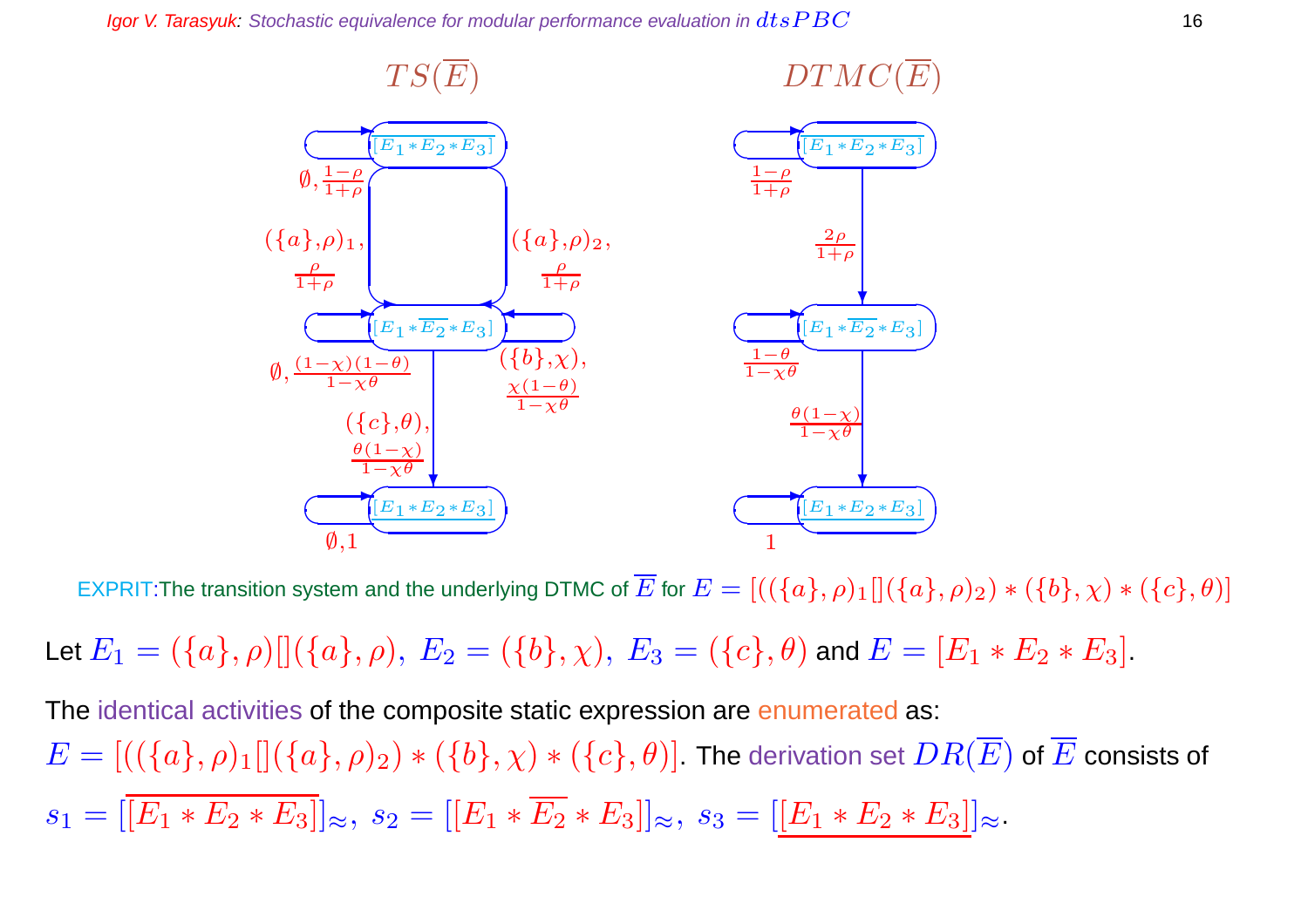$TS(\overline{E})$ $DTMC(\overline{E})$

EXPRIT: The transition system and the underlying DTMC of $\overline{E}$ for $E = [((\{a\},\rho)_1[](\{a\},\rho)_2) * (\{b\},\chi) * (\{c\},\theta)]$

Let $E_1 = (\{a\},\rho)[](\{a\},\rho),\ E_2 = (\{b\},\chi),\ E_3 = (\{c\},\theta)$ and $E = [E_1 * E_2 * E_3]$.

The identical activities of the composite static expression are enumerated as:

$E = [((\{a\},\rho)_1[](\{a\},\rho)_2) * (\{b\},\chi) * (\{c\},\theta)]$. The derivation set $DR(\overline{E})$ of $\overline{E}$ consists of

$s_1 = [\overline{[E_1 * E_2 * E_3]}]_\approx,\ s_2 = [[E_1 * \overline{E_2} * E_3]]_\approx,\ s_3 = [\underline{[E_1 * E_2 * E_3]}]_\approx$.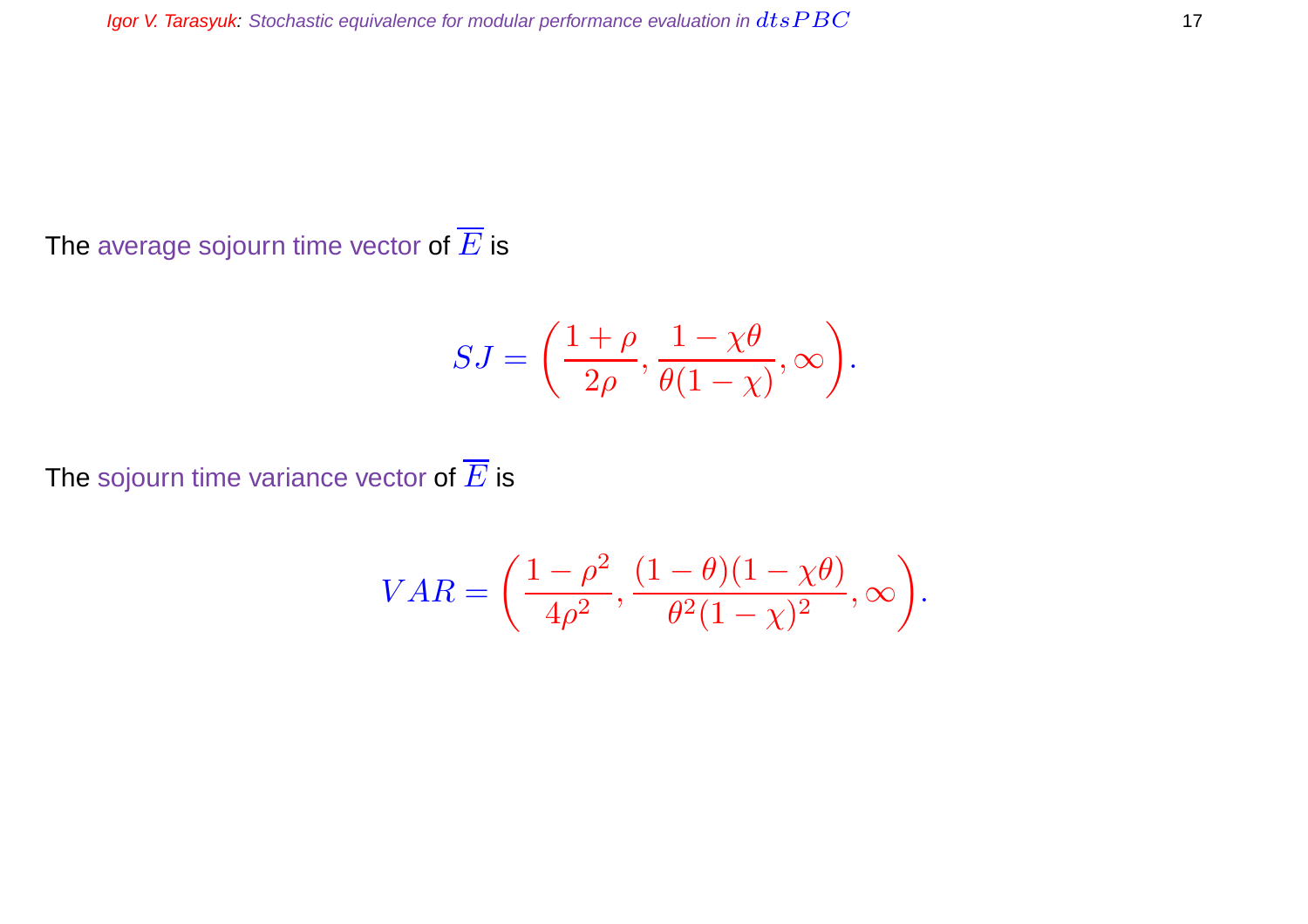The average sojourn time vector of $\overline{E}$ is

$$SJ = \left(\frac{1+\rho}{2\rho}, \frac{1-\chi\theta}{\theta(1-\chi)}, \infty\right).$$

The sojourn time variance vector of $\overline{E}$ is

$$VAR = \left(\frac{1-\rho^2}{4\rho^2}, \frac{(1-\theta)(1-\chi\theta)}{\theta^2(1-\chi)^2}, \infty\right).$$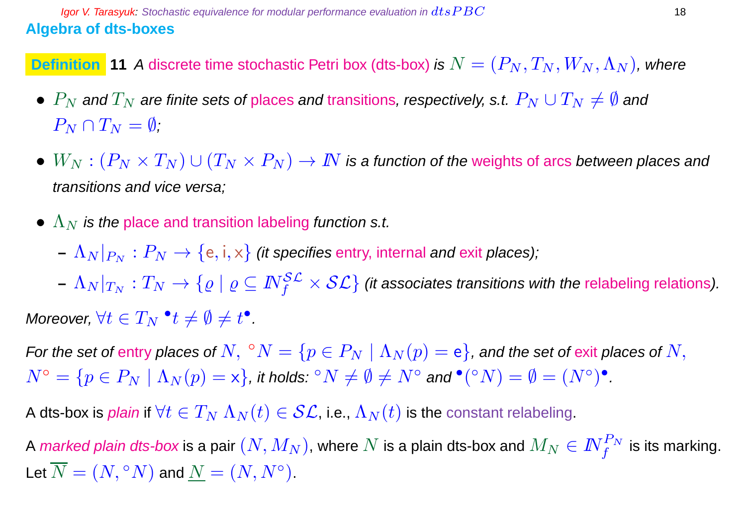## Algebra of dts-boxes

**Definition 11** *A discrete time stochastic Petri box (dts-box) is $N = (P_N, T_N, W_N, \Lambda_N)$, where*

- *$P_N$ and $T_N$ are finite sets of places and transitions, respectively, s.t. $P_N \cup T_N \neq \emptyset$ and $P_N \cap T_N = \emptyset$;*
- *$W_N : (P_N \times T_N) \cup (T_N \times P_N) \to I\!N$ is a function of the weights of arcs between places and transitions and vice versa;*
- *$\Lambda_N$ is the place and transition labeling function s.t.*
  - *$\Lambda_N|_{P_N} : P_N \to \{\mathsf{e}, \mathsf{i}, \mathsf{x}\}$ (it specifies entry, internal and exit places);*
  - *$\Lambda_N|_{T_N} : T_N \to \{\varrho \mid \varrho \subseteq I\!N_f^{\mathcal{SL}} \times \mathcal{SL}\}$ (it associates transitions with the relabeling relations).*

*Moreover, $\forall t \in T_N\ {}^\bullet t \neq \emptyset \neq t^\bullet$.*

*For the set of entry places of $N$, ${}^\circ N = \{p \in P_N \mid \Lambda_N(p) = \mathsf{e}\}$, and the set of exit places of $N$, $N^\circ = \{p \in P_N \mid \Lambda_N(p) = \mathsf{x}\}$, it holds: ${}^\circ N \neq \emptyset \neq N^\circ$ and ${}^\bullet({}^\circ N) = \emptyset = (N^\circ)^\bullet$.*

A dts-box is *plain* if $\forall t \in T_N\ \Lambda_N(t) \in \mathcal{SL}$, i.e., $\Lambda_N(t)$ is the constant relabeling.

A *marked plain dts-box* is a pair $(N, M_N)$, where $N$ is a plain dts-box and $M_N \in I\!N_f^{P_N}$ is its marking. Let $\overline{N} = (N, {}^\circ N)$ and $\underline{N} = (N, N^\circ)$.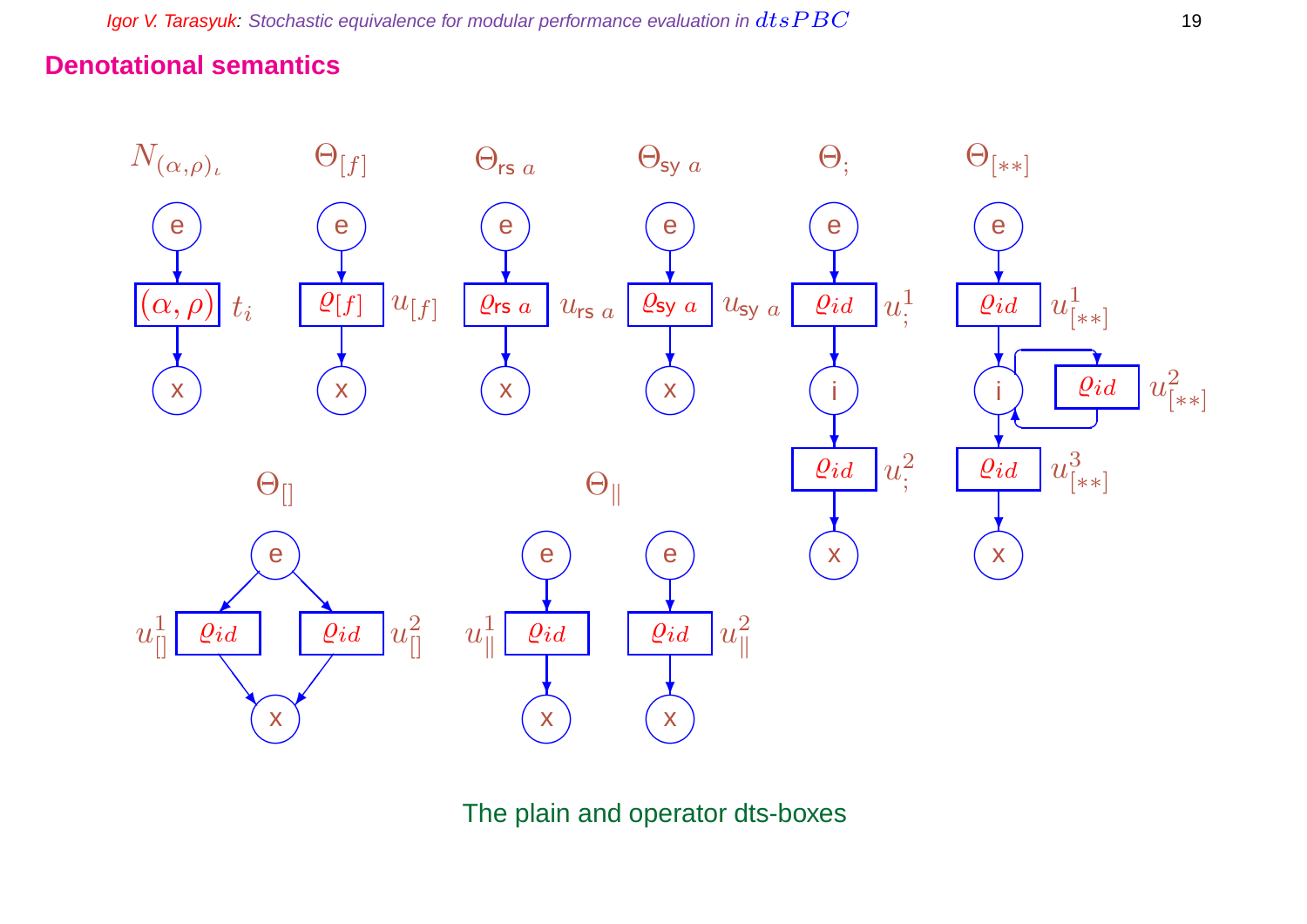## Denotational semantics

$N_{(\alpha,\rho)_\iota}$ $\Theta_{[f]}$ $\Theta_{\mathsf{rs}\ a}$ $\Theta_{\mathsf{sy}\ a}$ $\Theta_{;}$ $\Theta_{[**]}$

$(\alpha,\rho)$ $t_i$ $\varrho_{[f]}$ $u_{[f]}$ $\varrho_{\mathsf{rs}\ a}$ $u_{\mathsf{rs}\ a}$ $\varrho_{\mathsf{sy}\ a}$ $u_{\mathsf{sy}\ a}$ $\varrho_{id}$ $u_{;}^1$ $\varrho_{id}$ $u_{[**]}^1$

$\varrho_{id}$ $u_{[**]}^2$

$\varrho_{id}$ $u_{;}^2$ $\varrho_{id}$ $u_{[**]}^3$

$\Theta_{[]}$ $\Theta_{\|}$

$u_{[]}^1$ $\varrho_{id}$ $\varrho_{id}$ $u_{[]}^2$ $u_{\|}^1$ $\varrho_{id}$ $\varrho_{id}$ $u_{\|}^2$

The plain and operator dts-boxes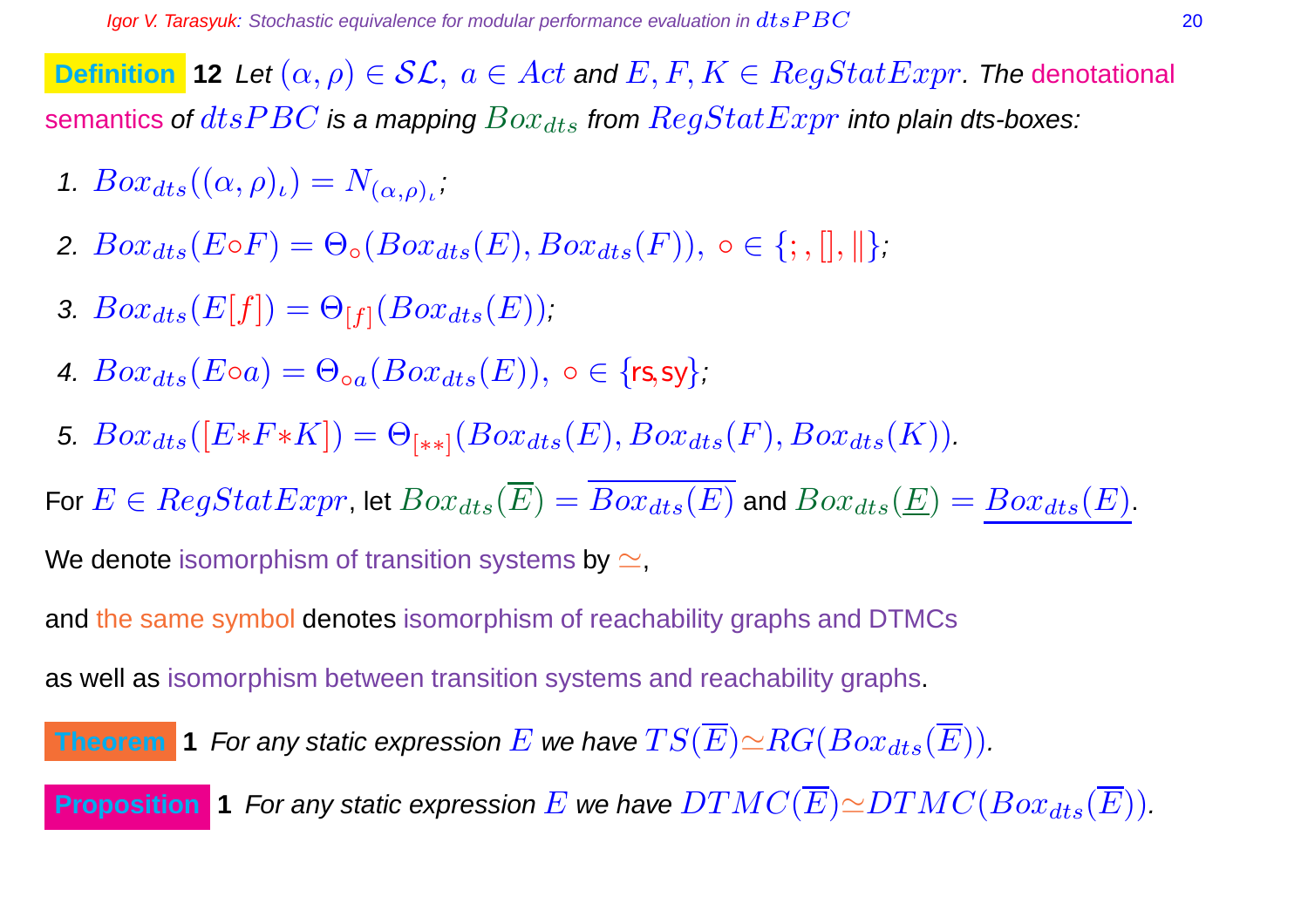**Definition 12** *Let $(\alpha,\rho) \in \mathcal{SL},\ a \in Act$ and $E, F, K \in RegStatExpr$. The denotational semantics of $dtsPBC$ is a mapping $Box_{dts}$ from $RegStatExpr$ into plain dts-boxes:*

1. $Box_{dts}((\alpha,\rho)_\iota) = N_{(\alpha,\rho)_\iota}$;
2. $Box_{dts}(E \circ F) = \Theta_\circ(Box_{dts}(E), Box_{dts}(F)),\ \circ \in \{;, [], \|\}$;
3. $Box_{dts}(E[f]) = \Theta_{[f]}(Box_{dts}(E))$;
4. $Box_{dts}(E \circ a) = \Theta_{\circ a}(Box_{dts}(E)),\ \circ \in \{\mathsf{rs}, \mathsf{sy}\}$;
5. $Box_{dts}([E * F * K]) = \Theta_{[**]}(Box_{dts}(E), Box_{dts}(F), Box_{dts}(K))$.

For $E \in RegStatExpr$, let $Box_{dts}(\overline{E}) = \overline{Box_{dts}(E)}$ and $Box_{dts}(\underline{E}) = \underline{Box_{dts}(E)}$.

We denote isomorphism of transition systems by $\simeq$,

and the same symbol denotes isomorphism of reachability graphs and DTMCs

as well as isomorphism between transition systems and reachability graphs.

**Theorem 1** *For any static expression $E$ we have $TS(\overline{E}) \simeq RG(Box_{dts}(\overline{E}))$.*

**Proposition 1** *For any static expression $E$ we have $DTMC(\overline{E}) \simeq DTMC(Box_{dts}(\overline{E}))$.*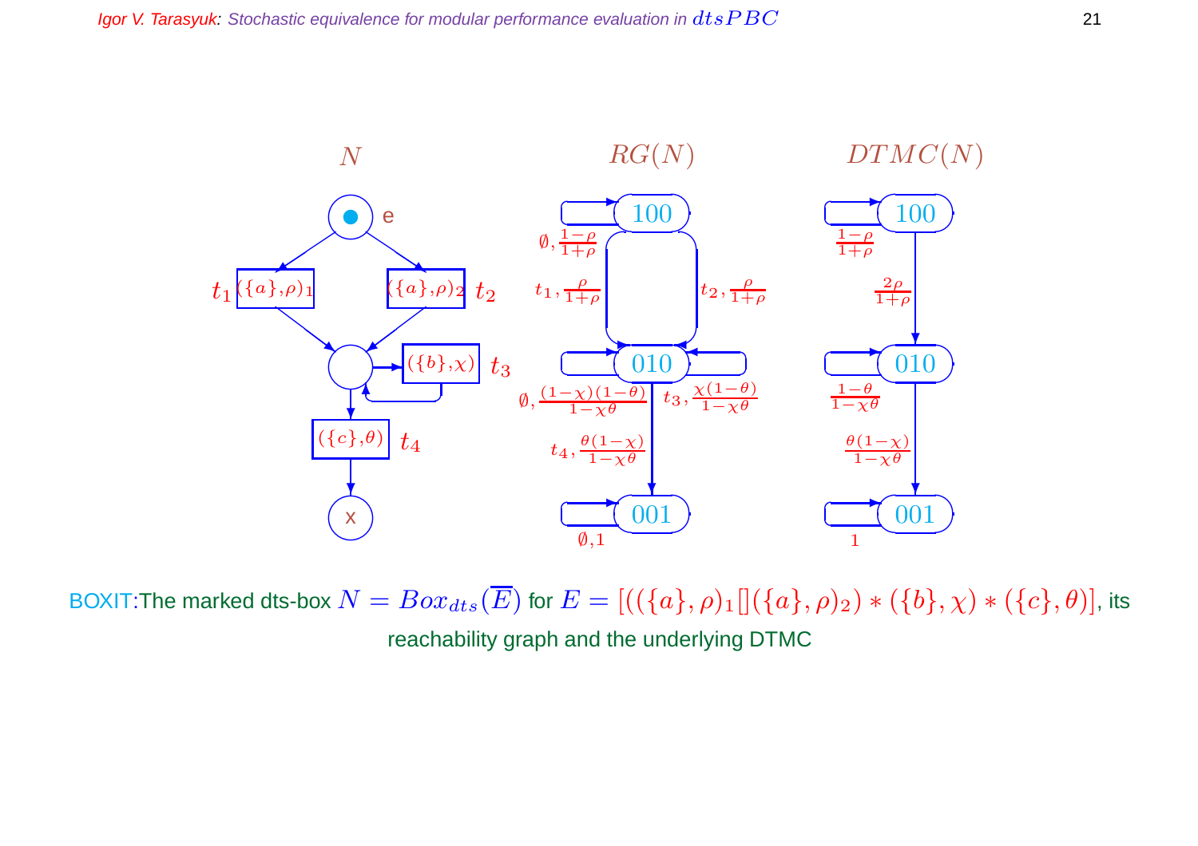BOXIT: The marked dts-box $N = Box_{dts}(\overline{E})$ for $E = [((\{a\},\rho)_1[](\{a\},\rho)_2) * (\{b\},\chi) * (\{c\},\theta)]$, its reachability graph and the underlying DTMC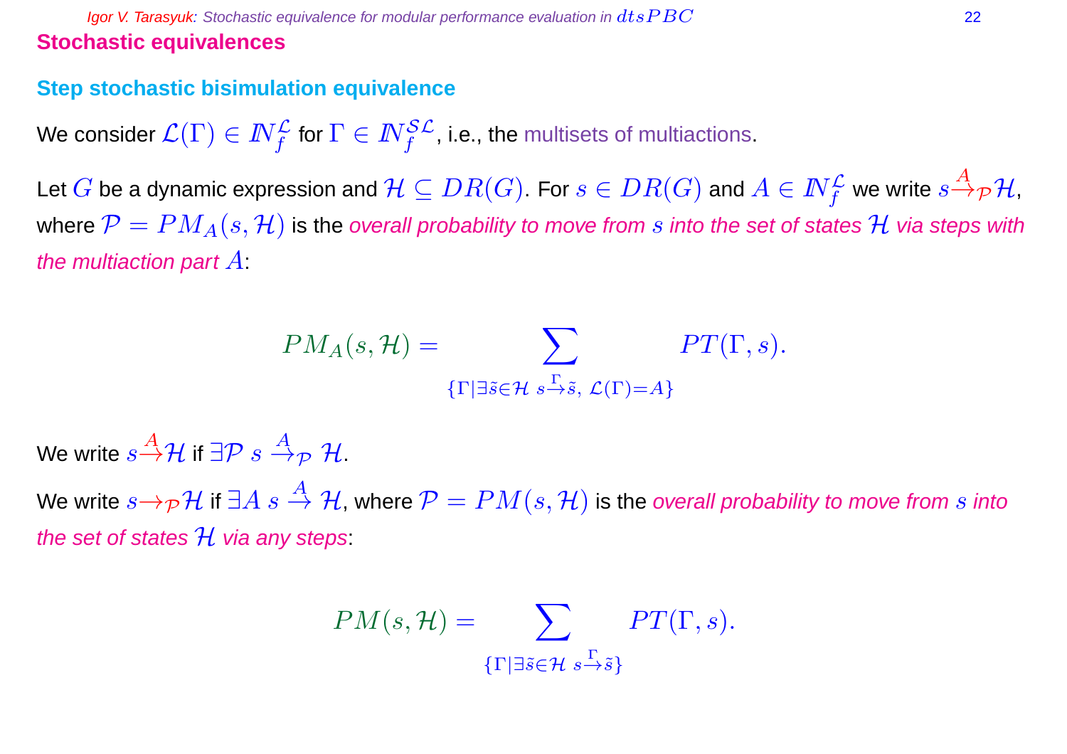## Stochastic equivalences

### Step stochastic bisimulation equivalence

We consider $\mathcal{L}(\Gamma) \in I\!N_f^{\mathcal{L}}$ for $\Gamma \in I\!N_f^{\mathcal{SL}}$, i.e., the multisets of multiactions.

Let $G$ be a dynamic expression and $\mathcal{H} \subseteq DR(G)$. For $s \in DR(G)$ and $A \in I\!N_f^{\mathcal{L}}$ we write $s \xrightarrow{A}_{\mathcal{P}} \mathcal{H}$, where $\mathcal{P} = PM_A(s, \mathcal{H})$ is the *overall probability to move from $s$ into the set of states $\mathcal{H}$ via steps with the multiaction part $A$*:

$$PM_A(s, \mathcal{H}) = \sum_{\{\Gamma \mid \exists \tilde{s} \in \mathcal{H}\ s \xrightarrow{\Gamma} \tilde{s},\ \mathcal{L}(\Gamma) = A\}} PT(\Gamma, s).$$

We write $s \xrightarrow{A} \mathcal{H}$ if $\exists \mathcal{P}\ s \xrightarrow{A}_{\mathcal{P}} \mathcal{H}$.

We write $s \rightarrow_{\mathcal{P}} \mathcal{H}$ if $\exists A\ s \xrightarrow{A} \mathcal{H}$, where $\mathcal{P} = PM(s, \mathcal{H})$ is the *overall probability to move from $s$ into the set of states $\mathcal{H}$ via any steps*:

$$PM(s, \mathcal{H}) = \sum_{\{\Gamma \mid \exists \tilde{s} \in \mathcal{H}\ s \xrightarrow{\Gamma} \tilde{s}\}} PT(\Gamma, s).$$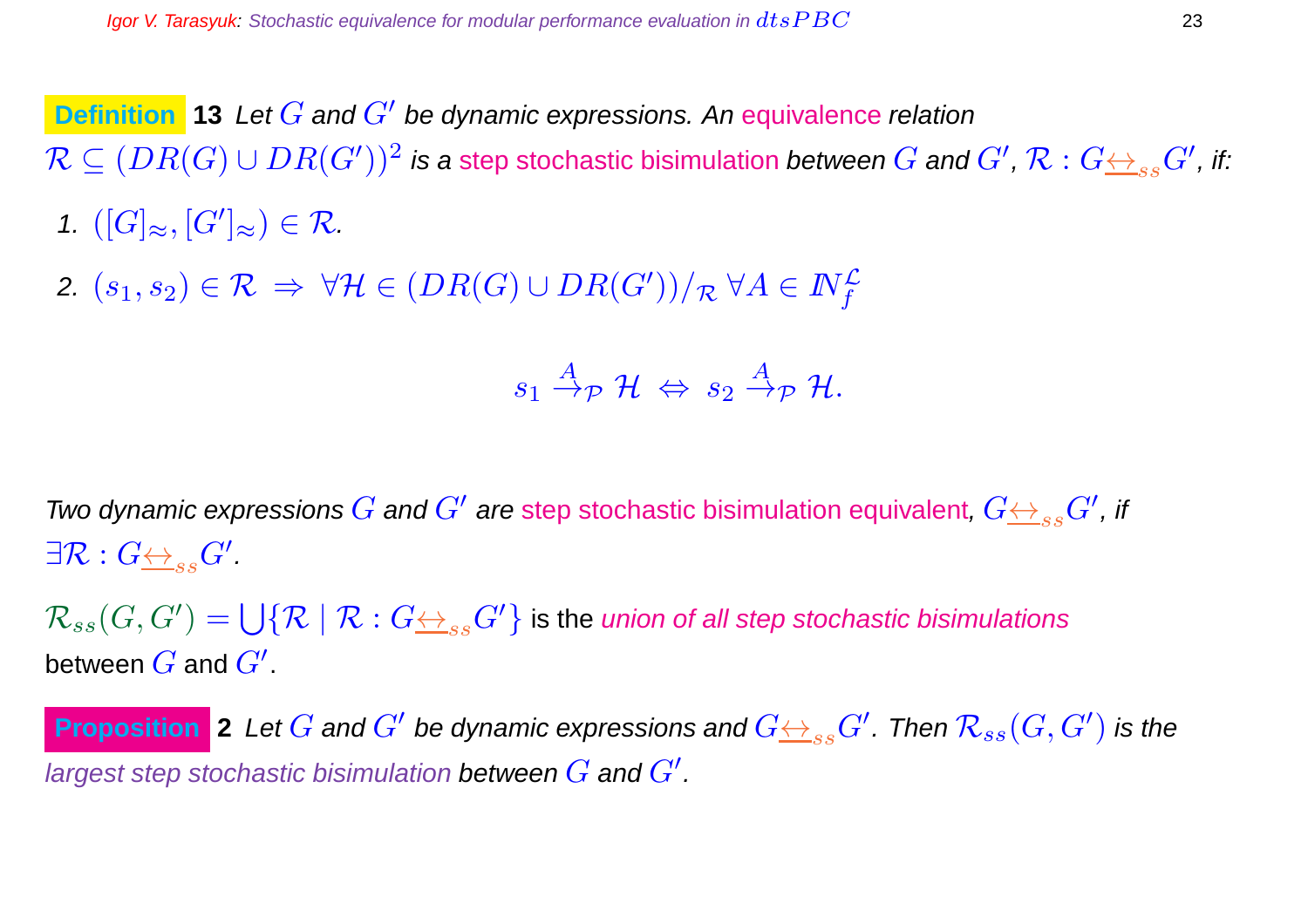**Definition 13** *Let $G$ and $G'$ be dynamic expressions. An equivalence relation $\mathcal{R} \subseteq (DR(G) \cup DR(G'))^2$ is a step stochastic bisimulation between $G$ and $G'$, $\mathcal{R} : G \underline{\leftrightarrow}_{ss} G'$, if:*

1. $([G]_\approx, [G']_\approx) \in \mathcal{R}$.
2. $(s_1, s_2) \in \mathcal{R} \ \Rightarrow \ \forall \mathcal{H} \in (DR(G) \cup DR(G'))/_{\mathcal{R}} \ \forall A \in I\!N_f^{\mathcal{L}}$

$$s_1 \xrightarrow{A}_{\mathcal{P}} \mathcal{H} \ \Leftrightarrow \ s_2 \xrightarrow{A}_{\mathcal{P}} \mathcal{H}.$$

*Two dynamic expressions $G$ and $G'$ are step stochastic bisimulation equivalent, $G \underline{\leftrightarrow}_{ss} G'$, if $\exists \mathcal{R} : G \underline{\leftrightarrow}_{ss} G'$.*

$\mathcal{R}_{ss}(G, G') = \bigcup \{\mathcal{R} \mid \mathcal{R} : G \underline{\leftrightarrow}_{ss} G'\}$ is the *union of all step stochastic bisimulations* between $G$ and $G'$.

**Proposition 2** *Let $G$ and $G'$ be dynamic expressions and $G \underline{\leftrightarrow}_{ss} G'$. Then $\mathcal{R}_{ss}(G, G')$ is the largest step stochastic bisimulation between $G$ and $G'$.*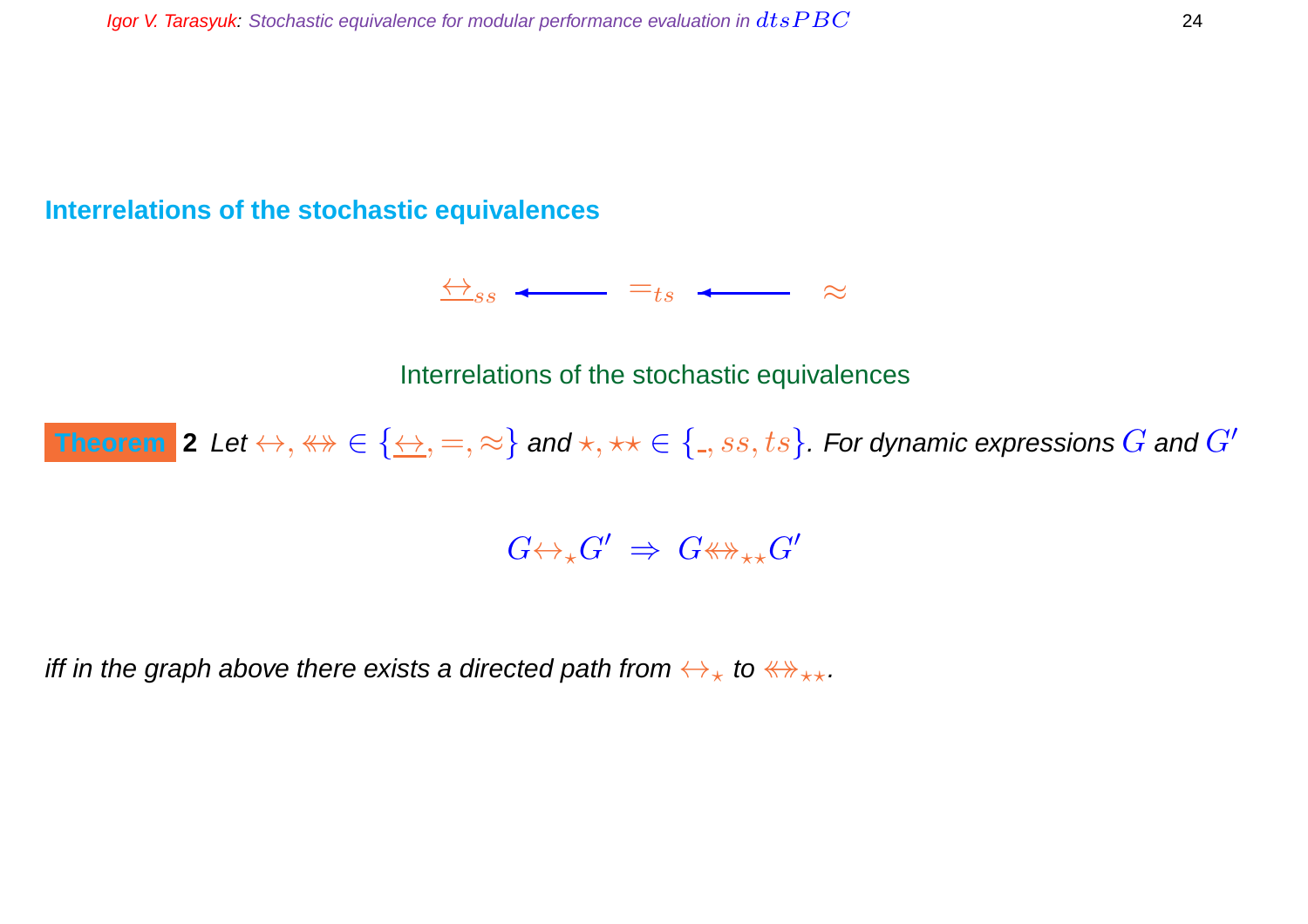## Interrelations of the stochastic equivalences

$$\underline{\leftrightarrow}_{ss} \longleftarrow \; =_{ts} \longleftarrow \; \approx$$

Interrelations of the stochastic equivalences

**Theorem 2** *Let* $\leftrightarrow, \twoheadleftrightarrow \in \{\underline{\leftrightarrow}, =, \approx\}$ *and* $\star, \star\star \in \{\_, ss, ts\}$. *For dynamic expressions* $G$ *and* $G'$

$$G \leftrightarrow_{\star} G' \; \Rightarrow \; G \twoheadleftrightarrow_{\star\star} G'$$

*iff in the graph above there exists a directed path from* $\leftrightarrow_{\star}$ *to* $\twoheadleftrightarrow_{\star\star}$.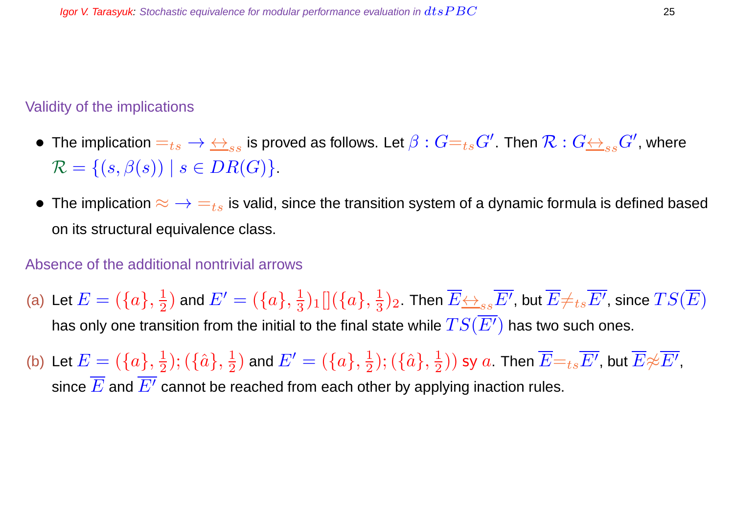## Validity of the implications

- The implication $=_{ts} \to \underline{\leftrightarrow}_{ss}$ is proved as follows. Let $\beta : G =_{ts} G'$. Then $\mathcal{R} : G \underline{\leftrightarrow}_{ss} G'$, where $\mathcal{R} = \{(s, \beta(s)) \mid s \in DR(G)\}$.

- The implication $\approx \to =_{ts}$ is valid, since the transition system of a dynamic formula is defined based on its structural equivalence class.

## Absence of the additional nontrivial arrows

(a) Let $E = (\{a\}, \frac{1}{2})$ and $E' = (\{a\}, \frac{1}{3})_1[](\{a\}, \frac{1}{3})_2$. Then $\overline{E} \underline{\leftrightarrow}_{ss} \overline{E'}$, but $\overline{E} \neq_{ts} \overline{E'}$, since $TS(\overline{E})$ has only one transition from the initial to the final state while $TS(\overline{E'})$ has two such ones.

(b) Let $E = (\{a\}, \frac{1}{2}); (\{\hat{a}\}, \frac{1}{2})$ and $E' = (\{a\}, \frac{1}{2}); (\{\hat{a}\}, \frac{1}{2}))$ sy $a$. Then $\overline{E} =_{ts} \overline{E'}$, but $\overline{E} \not\approx \overline{E'}$, since $\overline{E}$ and $\overline{E'}$ cannot be reached from each other by applying inaction rules.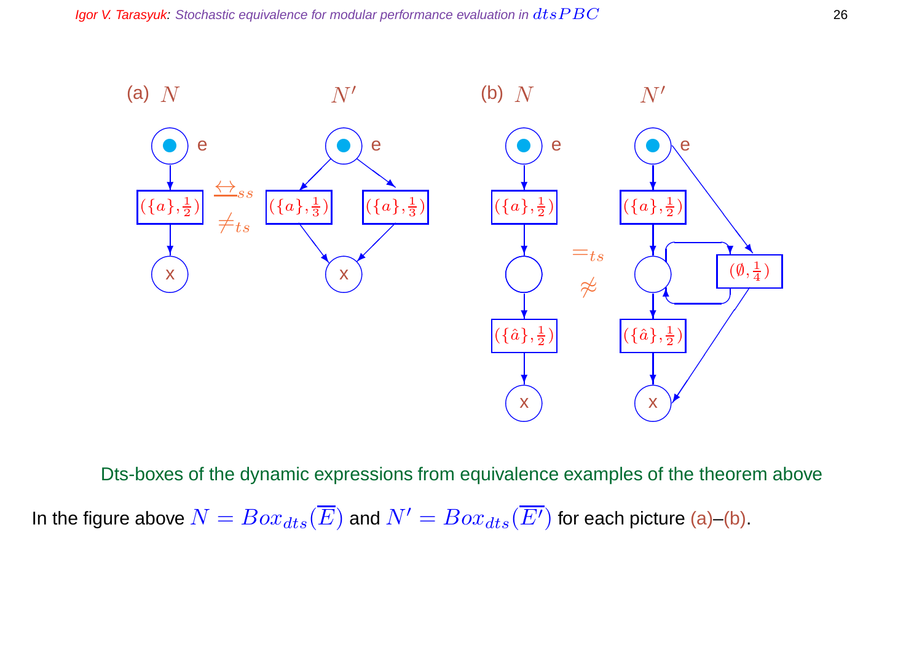Dts-boxes of the dynamic expressions from equivalence examples of the theorem above

In the figure above $N = Box_{dts}(\overline{E})$ and $N' = Box_{dts}(\overline{E'})$ for each picture (a)–(b).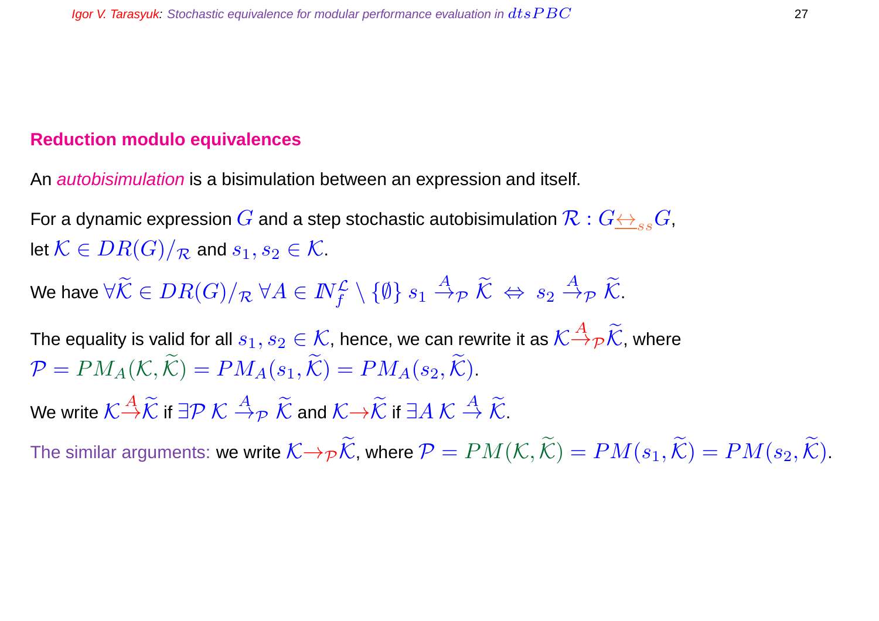## Reduction modulo equivalences

An *autobisimulation* is a bisimulation between an expression and itself.

For a dynamic expression $G$ and a step stochastic autobisimulation $\mathcal{R} : G \underline{\leftrightarrow}_{ss} G$, let $\mathcal{K} \in DR(G)/_{\mathcal{R}}$ and $s_1, s_2 \in \mathcal{K}$.

We have $\forall \widetilde{\mathcal{K}} \in DR(G)/_{\mathcal{R}}\ \forall A \in I\!N_f^{\mathcal{L}} \setminus \{\emptyset\}\ s_1 \xrightarrow{A}_{\mathcal{P}} \widetilde{\mathcal{K}} \ \Leftrightarrow\ s_2 \xrightarrow{A}_{\mathcal{P}} \widetilde{\mathcal{K}}$.

The equality is valid for all $s_1, s_2 \in \mathcal{K}$, hence, we can rewrite it as $\mathcal{K} \xrightarrow{A}_{\mathcal{P}} \widetilde{\mathcal{K}}$, where $\mathcal{P} = PM_A(\mathcal{K}, \widetilde{\mathcal{K}}) = PM_A(s_1, \widetilde{\mathcal{K}}) = PM_A(s_2, \widetilde{\mathcal{K}})$.

We write $\mathcal{K} \xrightarrow{A} \widetilde{\mathcal{K}}$ if $\exists \mathcal{P}\ \mathcal{K} \xrightarrow{A}_{\mathcal{P}} \widetilde{\mathcal{K}}$ and $\mathcal{K} \rightarrow \widetilde{\mathcal{K}}$ if $\exists A\ \mathcal{K} \xrightarrow{A} \widetilde{\mathcal{K}}$.

The similar arguments: we write $\mathcal{K} \rightarrow_{\mathcal{P}} \widetilde{\mathcal{K}}$, where $\mathcal{P} = PM(\mathcal{K}, \widetilde{\mathcal{K}}) = PM(s_1, \widetilde{\mathcal{K}}) = PM(s_2, \widetilde{\mathcal{K}})$.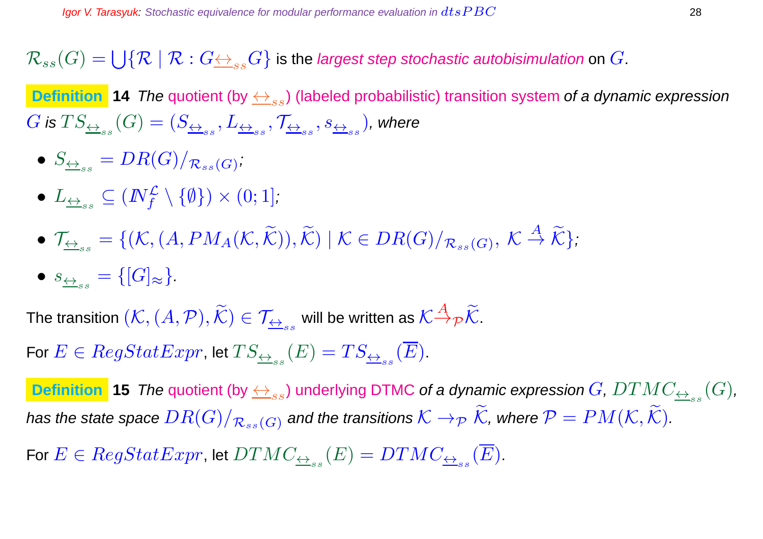$\mathcal{R}_{ss}(G) = \bigcup\{\mathcal{R} \mid \mathcal{R} : G \underline{\leftrightarrow}_{ss} G\}$ is the *largest step stochastic autobisimulation* on $G$.

**Definition 14** *The* quotient (by $\underline{\leftrightarrow}_{ss}$) (labeled probabilistic) transition system *of a dynamic expression* $G$ *is* $TS_{\underline{\leftrightarrow}_{ss}}(G) = (S_{\underline{\leftrightarrow}_{ss}}, L_{\underline{\leftrightarrow}_{ss}}, \mathcal{T}_{\underline{\leftrightarrow}_{ss}}, s_{\underline{\leftrightarrow}_{ss}})$*, where*

- $S_{\underline{\leftrightarrow}_{ss}} = DR(G)/_{\mathcal{R}_{ss}(G)}$;
- $L_{\underline{\leftrightarrow}_{ss}} \subseteq (I\!N_f^{\mathcal{L}} \setminus \{\emptyset\}) \times (0; 1]$;
- $\mathcal{T}_{\underline{\leftrightarrow}_{ss}} = \{(\mathcal{K}, (A, PM_A(\mathcal{K}, \widetilde{\mathcal{K}})), \widetilde{\mathcal{K}}) \mid \mathcal{K} \in DR(G)/_{\mathcal{R}_{ss}(G)},\ \mathcal{K} \xrightarrow{A} \widetilde{\mathcal{K}}\}$;
- $s_{\underline{\leftrightarrow}_{ss}} = \{[G]_{\approx}\}$.

The transition $(\mathcal{K}, (A, \mathcal{P}), \widetilde{\mathcal{K}}) \in \mathcal{T}_{\underline{\leftrightarrow}_{ss}}$ will be written as $\mathcal{K} \xrightarrow{A}_{\mathcal{P}} \widetilde{\mathcal{K}}$.

For $E \in RegStatExpr$, let $TS_{\underline{\leftrightarrow}_{ss}}(E) = TS_{\underline{\leftrightarrow}_{ss}}(\overline{E})$.

**Definition 15** *The* quotient (by $\underline{\leftrightarrow}_{ss}$) underlying DTMC *of a dynamic expression* $G$*,* $DTMC_{\underline{\leftrightarrow}_{ss}}(G)$*, has the state space* $DR(G)/_{\mathcal{R}_{ss}(G)}$ *and the transitions* $\mathcal{K} \rightarrow_{\mathcal{P}} \widetilde{\mathcal{K}}$*, where* $\mathcal{P} = PM(\mathcal{K}, \widetilde{\mathcal{K}})$*.*

For $E \in RegStatExpr$, let $DTMC_{\underline{\leftrightarrow}_{ss}}(E) = DTMC_{\underline{\leftrightarrow}_{ss}}(\overline{E})$.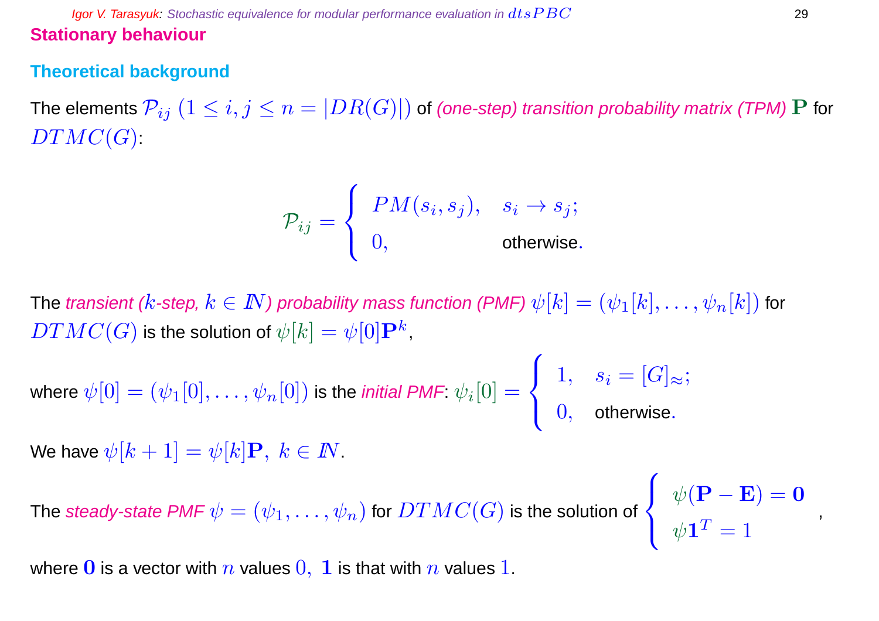## Stationary behaviour

### Theoretical background

The elements $\mathcal{P}_{ij}$ $(1 \leq i, j \leq n = |DR(G)|)$ of *(one-step) transition probability matrix (TPM)* $\mathbf{P}$ for $DTMC(G)$:

$$\mathcal{P}_{ij} = \begin{cases} PM(s_i, s_j), & s_i \to s_j; \\ 0, & \text{otherwise}. \end{cases}$$

The *transient ($k$-step, $k \in I\!N$) probability mass function (PMF)* $\psi[k] = (\psi_1[k], \ldots, \psi_n[k])$ for $DTMC(G)$ is the solution of $\psi[k] = \psi[0]\mathbf{P}^k$,

where $\psi[0] = (\psi_1[0], \ldots, \psi_n[0])$ is the *initial PMF*: $\psi_i[0] = \begin{cases} 1, & s_i = [G]_\approx; \\ 0, & \text{otherwise}. \end{cases}$

We have $\psi[k+1] = \psi[k]\mathbf{P},\ k \in I\!N$.

The *steady-state PMF* $\psi = (\psi_1, \ldots, \psi_n)$ for $DTMC(G)$ is the solution of $\begin{cases} \psi(\mathbf{P} - \mathbf{E}) = \mathbf{0} \\ \psi\mathbf{1}^T = 1 \end{cases}$,

where $\mathbf{0}$ is a vector with $n$ values $0$, $\mathbf{1}$ is that with $n$ values $1$.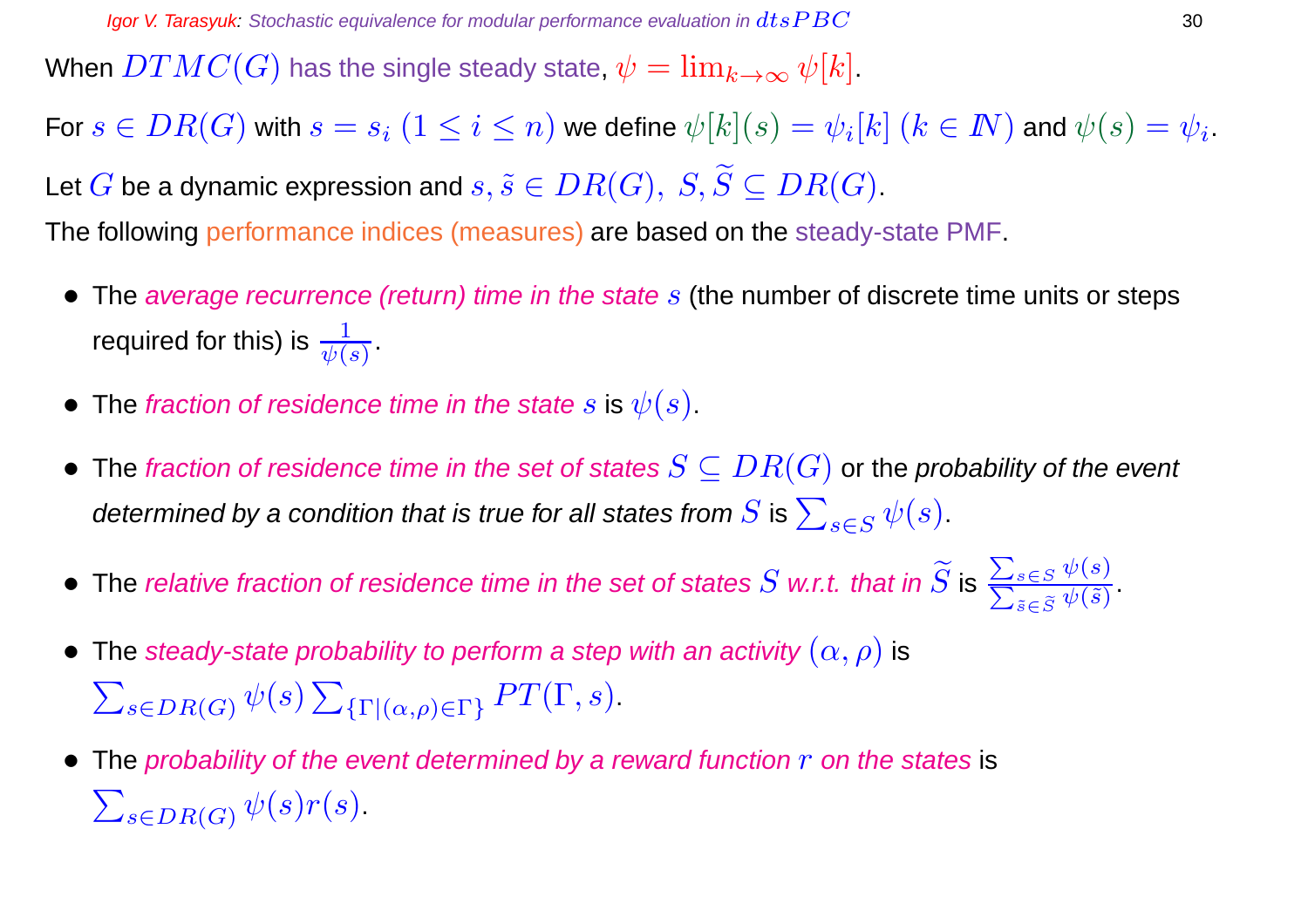When $DTMC(G)$ has the single steady state, $\psi = \lim_{k \to \infty} \psi[k]$.

For $s \in DR(G)$ with $s = s_i$ $(1 \le i \le n)$ we define $\psi[k](s) = \psi_i[k]$ $(k \in \mathbb{N})$ and $\psi(s) = \psi_i$.

Let $G$ be a dynamic expression and $s, \tilde{s} \in DR(G),\ S, \widetilde{S} \subseteq DR(G)$.

The following performance indices (measures) are based on the steady-state PMF.

- The *average recurrence (return) time in the state* $s$ (the number of discrete time units or steps required for this) is $\frac{1}{\psi(s)}$.
- The *fraction of residence time in the state* $s$ is $\psi(s)$.
- The *fraction of residence time in the set of states* $S \subseteq DR(G)$ or the *probability of the event determined by a condition that is true for all states from* $S$ is $\sum_{s \in S} \psi(s)$.
- The *relative fraction of residence time in the set of states* $S$ *w.r.t. that in* $\widetilde{S}$ is $\frac{\sum_{s \in S} \psi(s)}{\sum_{\tilde{s} \in \widetilde{S}} \psi(\tilde{s})}$.
- The *steady-state probability to perform a step with an activity* $(\alpha, \rho)$ is $\sum_{s \in DR(G)} \psi(s) \sum_{\{\Gamma \mid (\alpha,\rho) \in \Gamma\}} PT(\Gamma, s)$.
- The *probability of the event determined by a reward function* $r$ *on the states* is $\sum_{s \in DR(G)} \psi(s) r(s)$.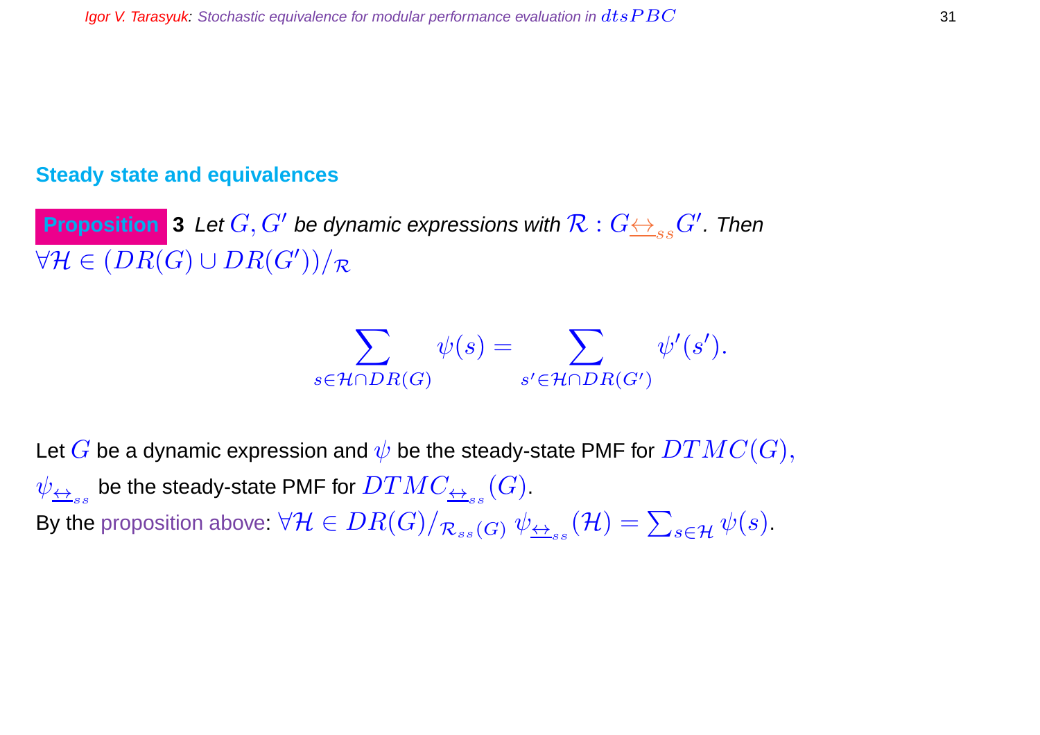## Steady state and equivalences

**Proposition 3** *Let $G, G'$ be dynamic expressions with $\mathcal{R} : G \underline{\leftrightarrow}_{ss} G'$. Then* $\forall \mathcal{H} \in (DR(G) \cup DR(G'))/_{\mathcal{R}}$

$$\sum_{s \in \mathcal{H} \cap DR(G)} \psi(s) = \sum_{s' \in \mathcal{H} \cap DR(G')} \psi'(s').$$

Let $G$ be a dynamic expression and $\psi$ be the steady-state PMF for $DTMC(G)$, $\psi_{\underline{\leftrightarrow}_{ss}}$ be the steady-state PMF for $DTMC_{\underline{\leftrightarrow}_{ss}}(G)$.

By the proposition above: $\forall \mathcal{H} \in DR(G)/_{\mathcal{R}_{ss}(G)}$ $\psi_{\underline{\leftrightarrow}_{ss}}(\mathcal{H}) = \sum_{s \in \mathcal{H}} \psi(s)$.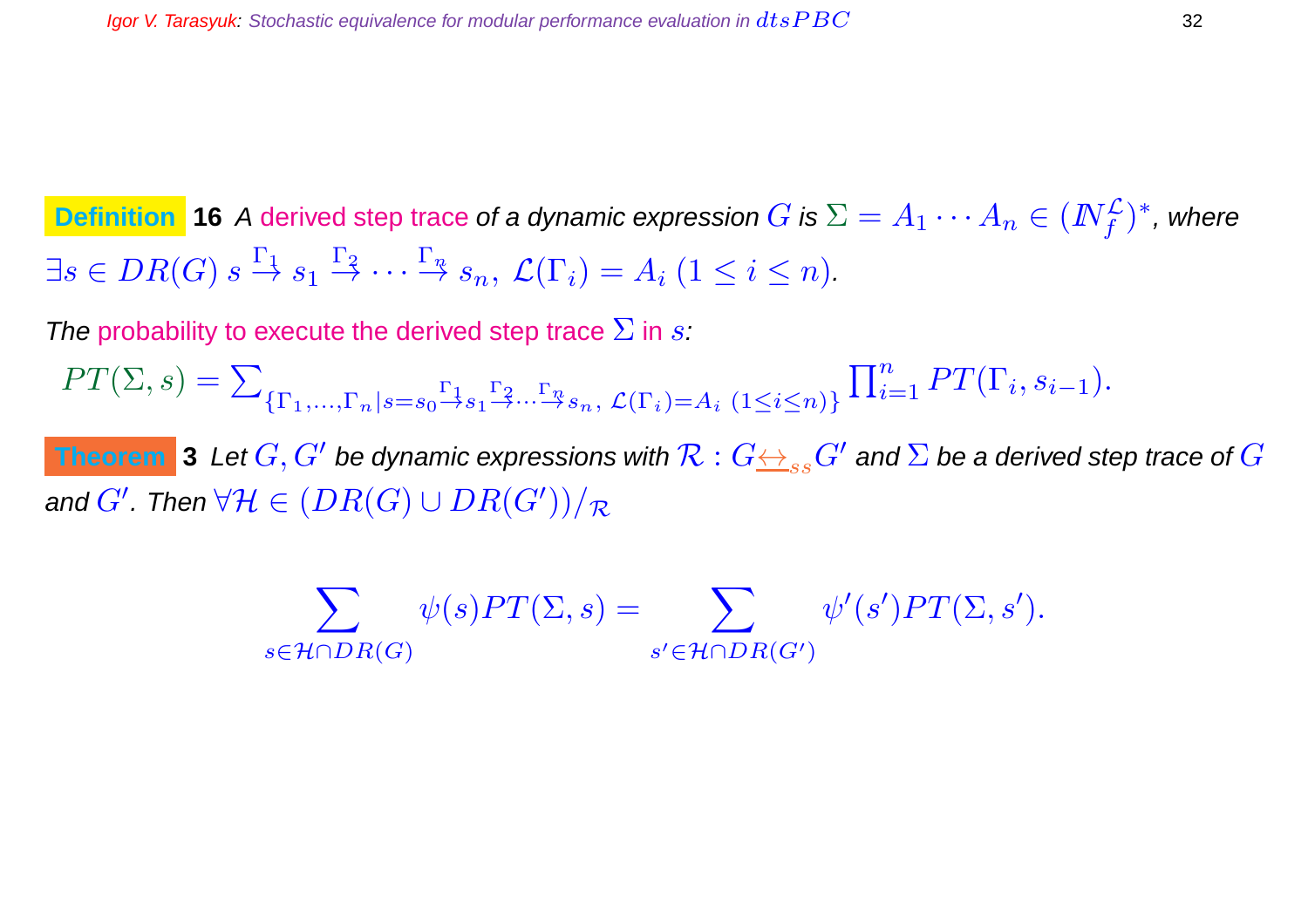**Definition 16** *A* derived step trace *of a dynamic expression* $G$ *is* $\Sigma = A_1 \cdots A_n \in (\mathbb{N}_f^{\mathcal{L}})^*$*, where* $\exists s \in DR(G)\ s \stackrel{\Gamma_1}{\to} s_1 \stackrel{\Gamma_2}{\to} \cdots \stackrel{\Gamma_n}{\to} s_n,\ \mathcal{L}(\Gamma_i) = A_i\ (1 \leq i \leq n)$.

*The* probability to execute the derived step trace $\Sigma$ in $s$:

$PT(\Sigma, s) = \sum_{\{\Gamma_1,\ldots,\Gamma_n \mid s=s_0 \stackrel{\Gamma_1}{\to} s_1 \stackrel{\Gamma_2}{\to} \cdots \stackrel{\Gamma_n}{\to} s_n,\ \mathcal{L}(\Gamma_i)=A_i\ (1\leq i \leq n)\}} \prod_{i=1}^{n} PT(\Gamma_i, s_{i-1})$.

**Theorem 3** *Let* $G, G'$ *be dynamic expressions with* $\mathcal{R} : G \underline{\leftrightarrow}_{ss} G'$ *and* $\Sigma$ *be a derived step trace of* $G$ *and* $G'$*. Then* $\forall \mathcal{H} \in (DR(G) \cup DR(G'))/_{\mathcal{R}}$

$$\sum_{s \in \mathcal{H} \cap DR(G)} \psi(s) PT(\Sigma, s) = \sum_{s' \in \mathcal{H} \cap DR(G')} \psi'(s') PT(\Sigma, s').$$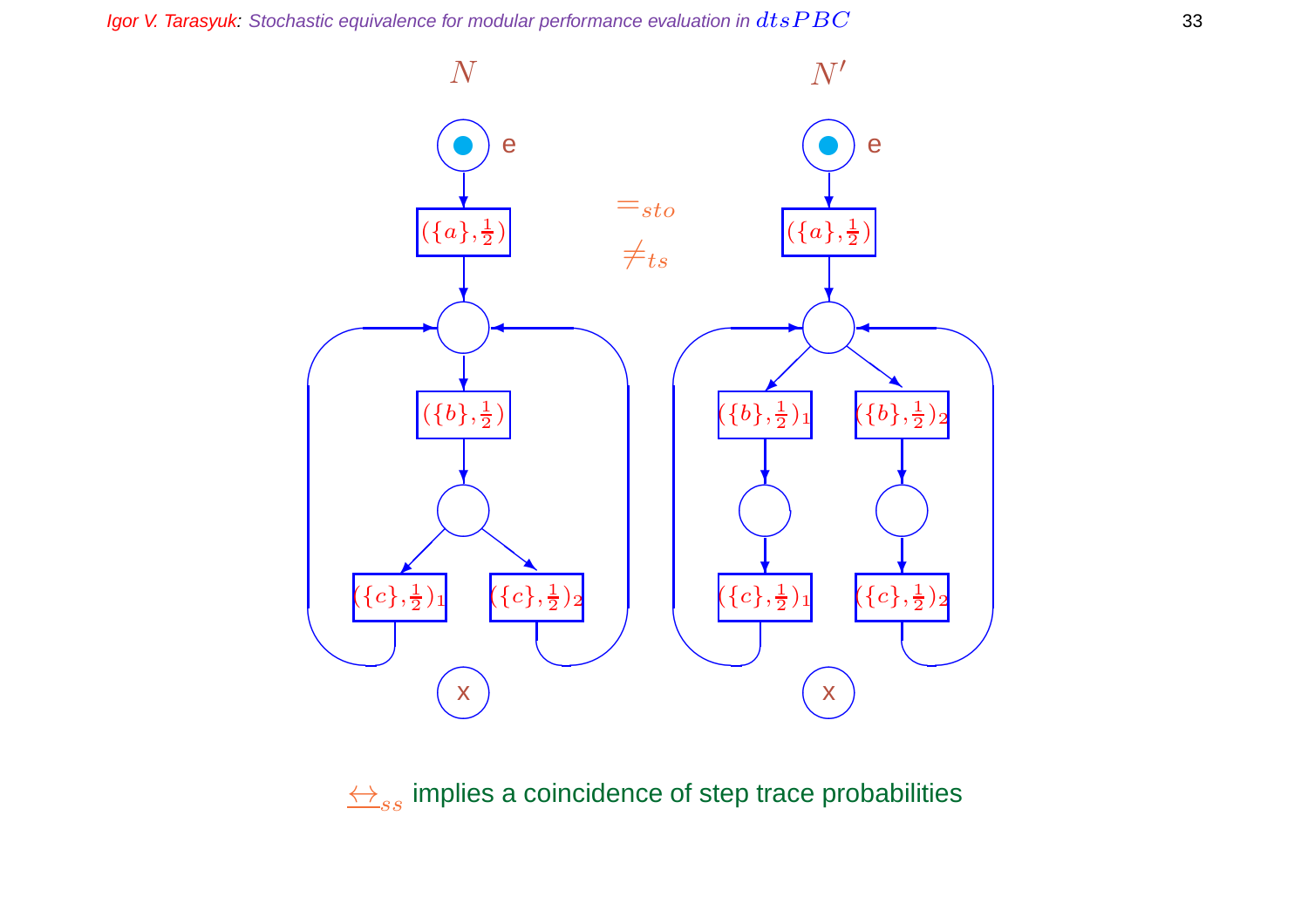$N$ $\quad$ $N'$

$=_{sto}$

$\neq_{ts}$

$\underline{\leftrightarrow}_{ss}$ implies a coincidence of step trace probabilities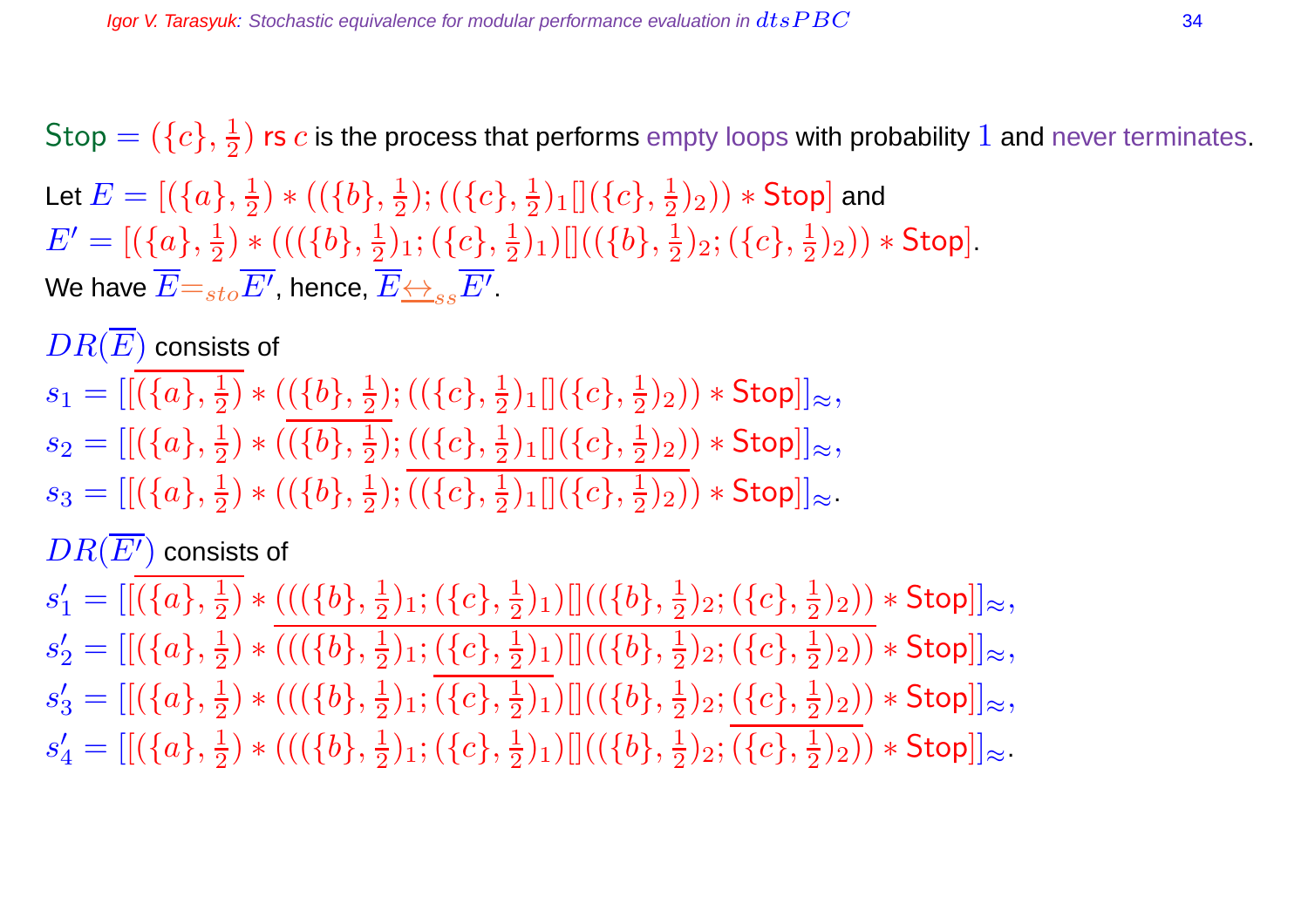$\mathsf{Stop} = (\{c\}, \frac{1}{2})$ rs $c$ is the process that performs empty loops with probability $1$ and never terminates.

Let $E = [(\{a\}, \frac{1}{2}) * ((\{b\}, \frac{1}{2}); ((\{c\}, \frac{1}{2})_1 [] (\{c\}, \frac{1}{2})_2)) * \mathsf{Stop}]$ and
$E' = [(\{a\}, \frac{1}{2}) * (((\{b\}, \frac{1}{2})_1; (\{c\}, \frac{1}{2})_1) [] ((\{b\}, \frac{1}{2})_2; (\{c\}, \frac{1}{2})_2)) * \mathsf{Stop}]$.
We have $\overline{E} =_{sto} \overline{E'}$, hence, $\overline{E} \underline{\leftrightarrow}_{ss} \overline{E'}$.

$DR(\overline{E})$ consists of

$s_1 = [[\overline{(\{a\}, \frac{1}{2})} * ((\{b\}, \frac{1}{2}); ((\{c\}, \frac{1}{2})_1 [] (\{c\}, \frac{1}{2})_2)) * \mathsf{Stop}]]_\approx$,
$s_2 = [[(\{a\}, \frac{1}{2}) * (\overline{(\{b\}, \frac{1}{2})}; ((\{c\}, \frac{1}{2})_1 [] (\{c\}, \frac{1}{2})_2)) * \mathsf{Stop}]]_\approx$,
$s_3 = [[(\{a\}, \frac{1}{2}) * ((\{b\}, \frac{1}{2}); \overline{((\{c\}, \frac{1}{2})_1 [] (\{c\}, \frac{1}{2})_2)}) * \mathsf{Stop}]]_\approx$.

$DR(\overline{E'})$ consists of

$s'_1 = [[\overline{(\{a\}, \frac{1}{2})} * (((\{b\}, \frac{1}{2})_1; (\{c\}, \frac{1}{2})_1) [] ((\{b\}, \frac{1}{2})_2; (\{c\}, \frac{1}{2})_2)) * \mathsf{Stop}]]_\approx$,
$s'_2 = [[(\{a\}, \frac{1}{2}) * \overline{(((\{b\}, \frac{1}{2})_1; (\{c\}, \frac{1}{2})_1) [] ((\{b\}, \frac{1}{2})_2; (\{c\}, \frac{1}{2})_2))} * \mathsf{Stop}]]_\approx$,
$s'_3 = [[(\{a\}, \frac{1}{2}) * (((\{b\}, \frac{1}{2})_1; \overline{(\{c\}, \frac{1}{2})_1}) [] ((\{b\}, \frac{1}{2})_2; (\{c\}, \frac{1}{2})_2)) * \mathsf{Stop}]]_\approx$,
$s'_4 = [[(\{a\}, \frac{1}{2}) * (((\{b\}, \frac{1}{2})_1; (\{c\}, \frac{1}{2})_1) [] ((\{b\}, \frac{1}{2})_2; \overline{(\{c\}, \frac{1}{2})_2})) * \mathsf{Stop}]]_\approx$.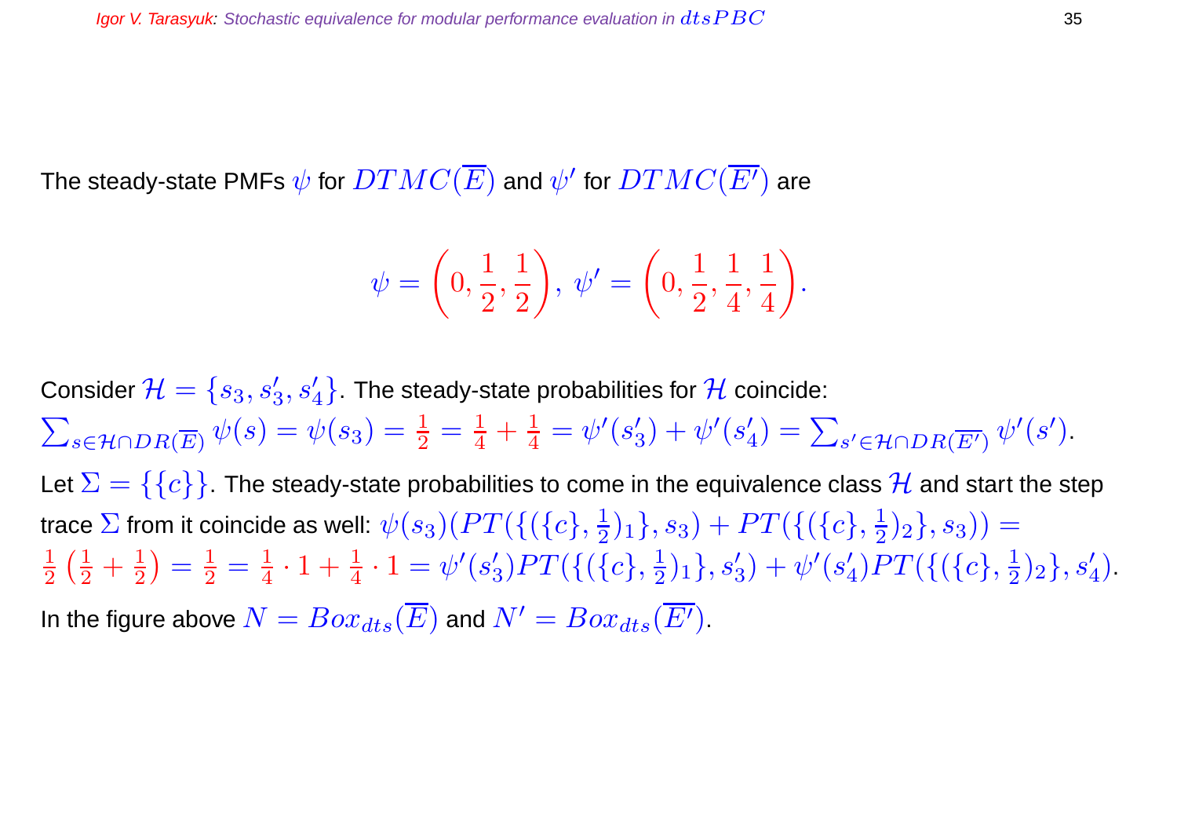The steady-state PMFs $\psi$ for $DTMC(\overline{E})$ and $\psi'$ for $DTMC(\overline{E'})$ are

$$\psi = \left(0, \frac{1}{2}, \frac{1}{2}\right),\ \psi' = \left(0, \frac{1}{2}, \frac{1}{4}, \frac{1}{4}\right).$$

Consider $\mathcal{H} = \{s_3, s_3', s_4'\}$. The steady-state probabilities for $\mathcal{H}$ coincide: $\sum_{s \in \mathcal{H} \cap DR(\overline{E})} \psi(s) = \psi(s_3) = \frac{1}{2} = \frac{1}{4} + \frac{1}{4} = \psi'(s_3') + \psi'(s_4') = \sum_{s' \in \mathcal{H} \cap DR(\overline{E'})} \psi'(s')$.

Let $\Sigma = \{\{c\}\}$. The steady-state probabilities to come in the equivalence class $\mathcal{H}$ and start the step trace $\Sigma$ from it coincide as well: $\psi(s_3)(PT(\{(\{c\}, \frac{1}{2})_1\}, s_3) + PT(\{(\{c\}, \frac{1}{2})_2\}, s_3)) = \frac{1}{2}\left(\frac{1}{2} + \frac{1}{2}\right) = \frac{1}{2} = \frac{1}{4} \cdot 1 + \frac{1}{4} \cdot 1 = \psi'(s_3')PT(\{(\{c\}, \frac{1}{2})_1\}, s_3') + \psi'(s_4')PT(\{(\{c\}, \frac{1}{2})_2\}, s_4')$.

In the figure above $N = Box_{dts}(\overline{E})$ and $N' = Box_{dts}(\overline{E'})$.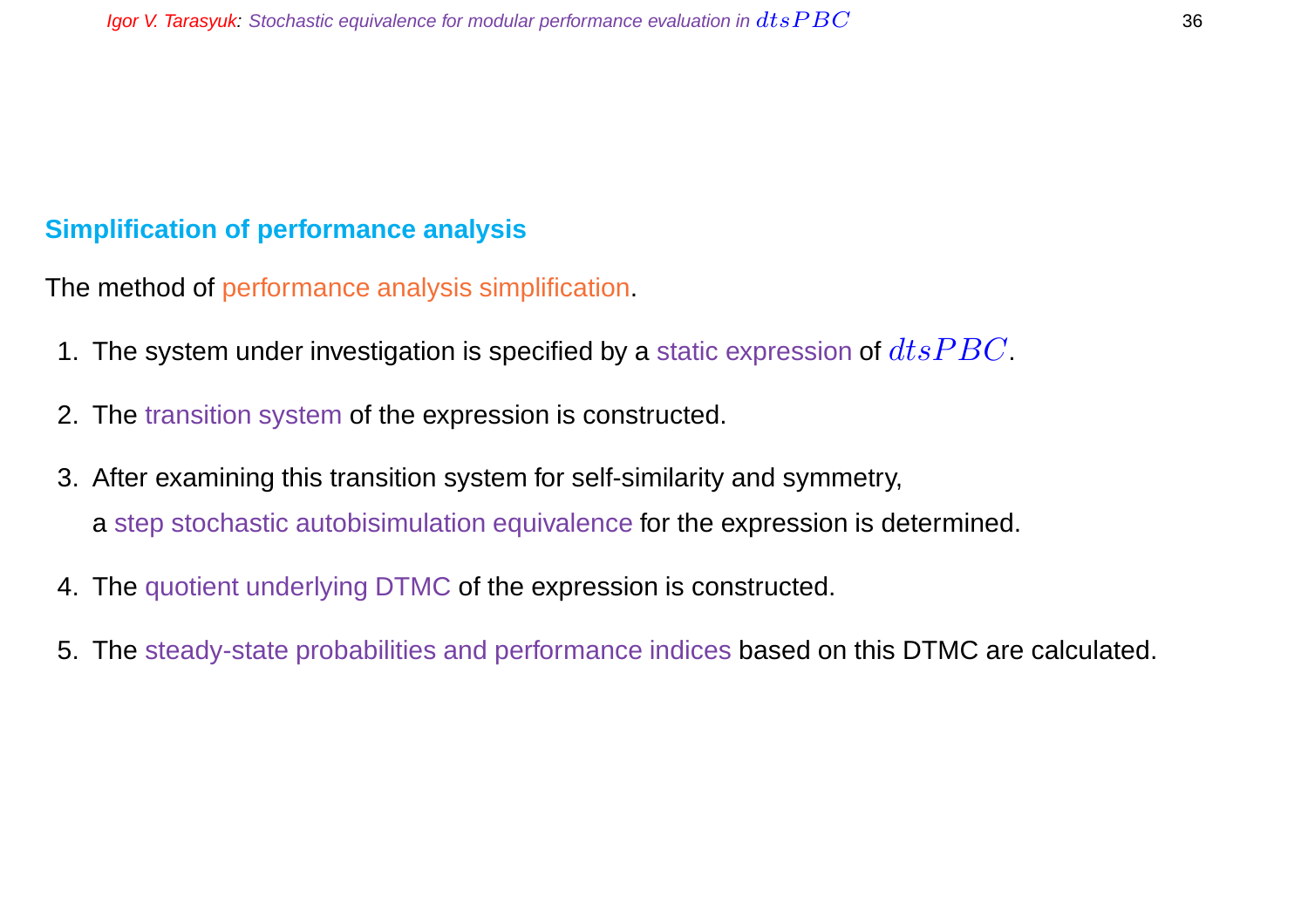## Simplification of performance analysis

The method of performance analysis simplification.

1. The system under investigation is specified by a static expression of $dtsPBC$.
2. The transition system of the expression is constructed.
3. After examining this transition system for self-similarity and symmetry, a step stochastic autobisimulation equivalence for the expression is determined.
4. The quotient underlying DTMC of the expression is constructed.
5. The steady-state probabilities and performance indices based on this DTMC are calculated.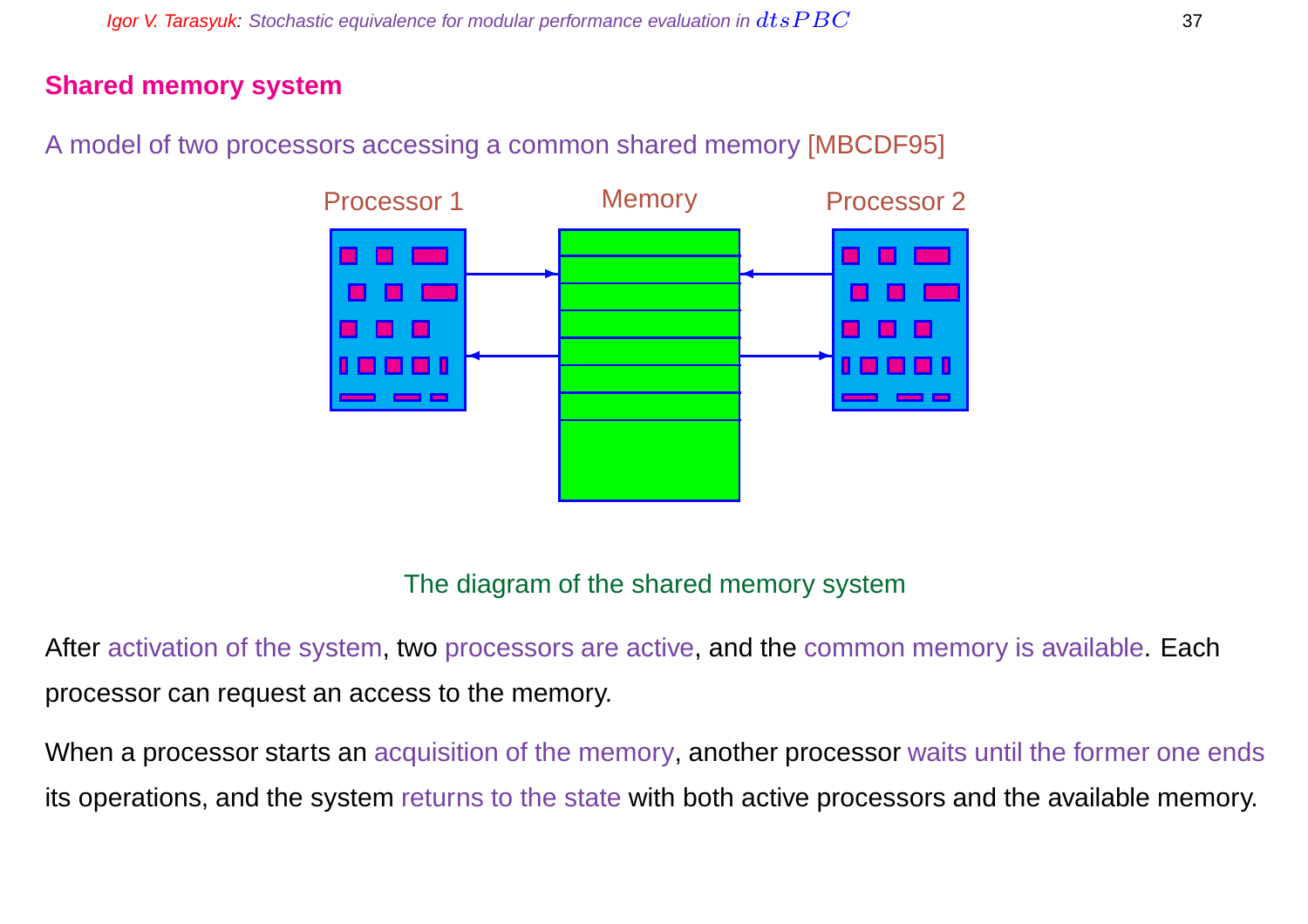## Shared memory system

A model of two processors accessing a common shared memory [MBCDF95]

Processor 1 Memory Processor 2

The diagram of the shared memory system

After activation of the system, two processors are active, and the common memory is available. Each processor can request an access to the memory.

When a processor starts an acquisition of the memory, another processor waits until the former one ends its operations, and the system returns to the state with both active processors and the available memory.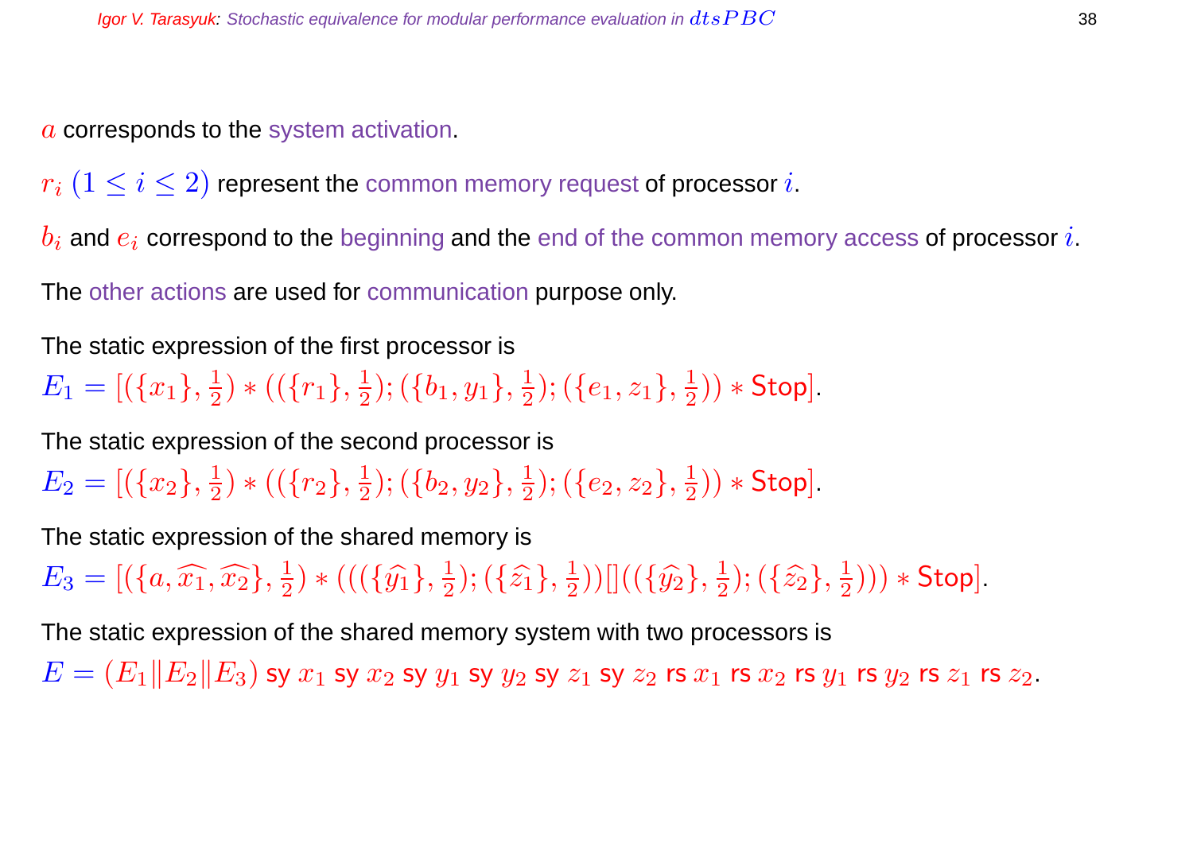$a$ corresponds to the system activation.

$r_i$ $(1 \leq i \leq 2)$ represent the common memory request of processor $i$.

$b_i$ and $e_i$ correspond to the beginning and the end of the common memory access of processor $i$.

The other actions are used for communication purpose only.

The static expression of the first processor is

$E_1 = [(\{x_1\}, \frac{1}{2}) * ((\{r_1\}, \frac{1}{2}); (\{b_1, y_1\}, \frac{1}{2}); (\{e_1, z_1\}, \frac{1}{2})) * \mathsf{Stop}]$.

The static expression of the second processor is

$E_2 = [(\{x_2\}, \frac{1}{2}) * ((\{r_2\}, \frac{1}{2}); (\{b_2, y_2\}, \frac{1}{2}); (\{e_2, z_2\}, \frac{1}{2})) * \mathsf{Stop}]$.

The static expression of the shared memory is

$E_3 = [(\{a, \widehat{x_1}, \widehat{x_2}\}, \frac{1}{2}) * (((\{\widehat{y_1}\}, \frac{1}{2}); (\{\widehat{z_1}\}, \frac{1}{2}))[]((\{\widehat{y_2}\}, \frac{1}{2}); (\{\widehat{z_2}\}, \frac{1}{2}))) * \mathsf{Stop}]$.

The static expression of the shared memory system with two processors is

$E = (E_1 \| E_2 \| E_3)$ sy $x_1$ sy $x_2$ sy $y_1$ sy $y_2$ sy $z_1$ sy $z_2$ rs $x_1$ rs $x_2$ rs $y_1$ rs $y_2$ rs $z_1$ rs $z_2$.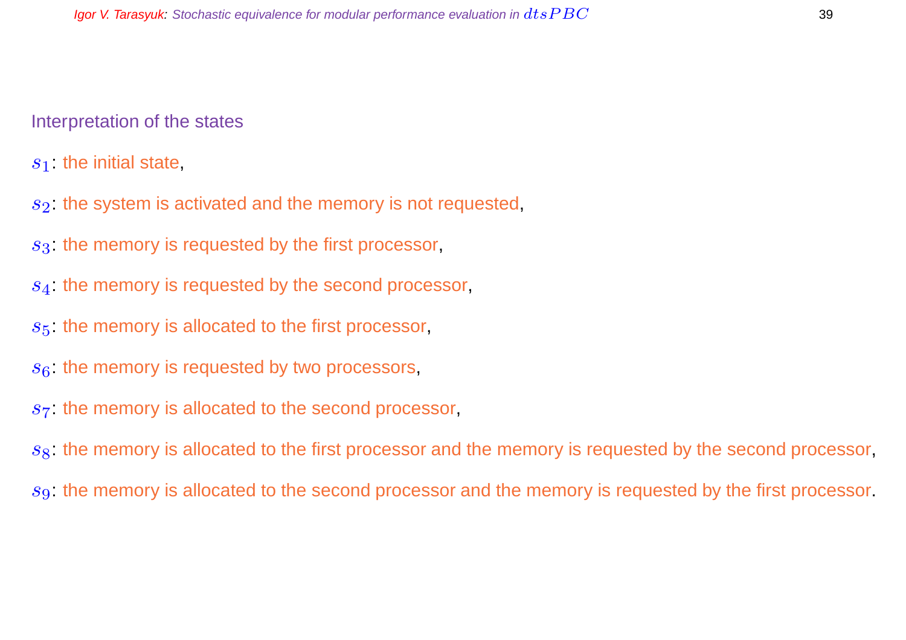Interpretation of the states

$s_1$: the initial state,

$s_2$: the system is activated and the memory is not requested,

$s_3$: the memory is requested by the first processor,

$s_4$: the memory is requested by the second processor,

$s_5$: the memory is allocated to the first processor,

$s_6$: the memory is requested by two processors,

$s_7$: the memory is allocated to the second processor,

$s_8$: the memory is allocated to the first processor and the memory is requested by the second processor,

$s_9$: the memory is allocated to the second processor and the memory is requested by the first processor.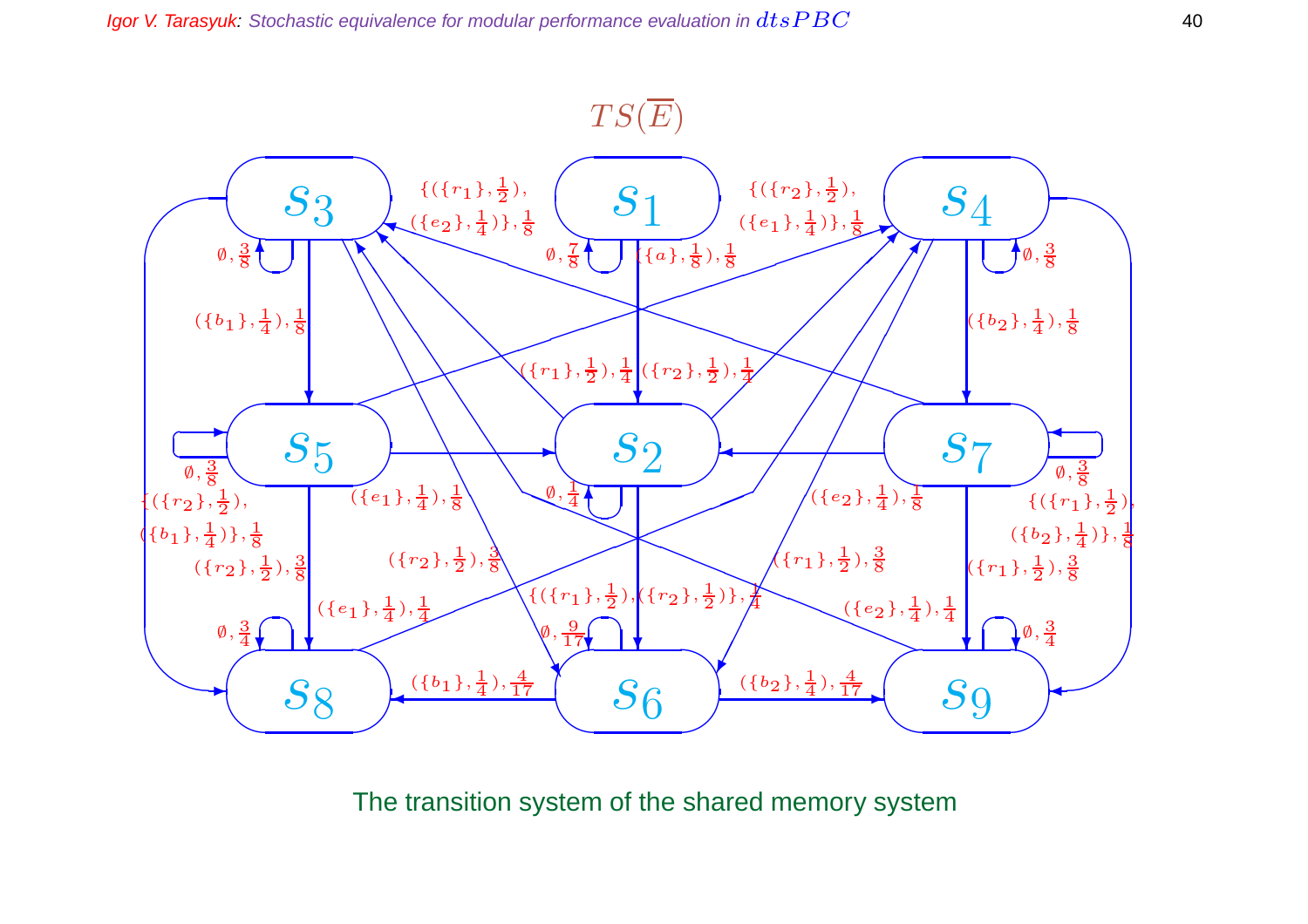$TS(\overline{E})$

The transition system of the shared memory system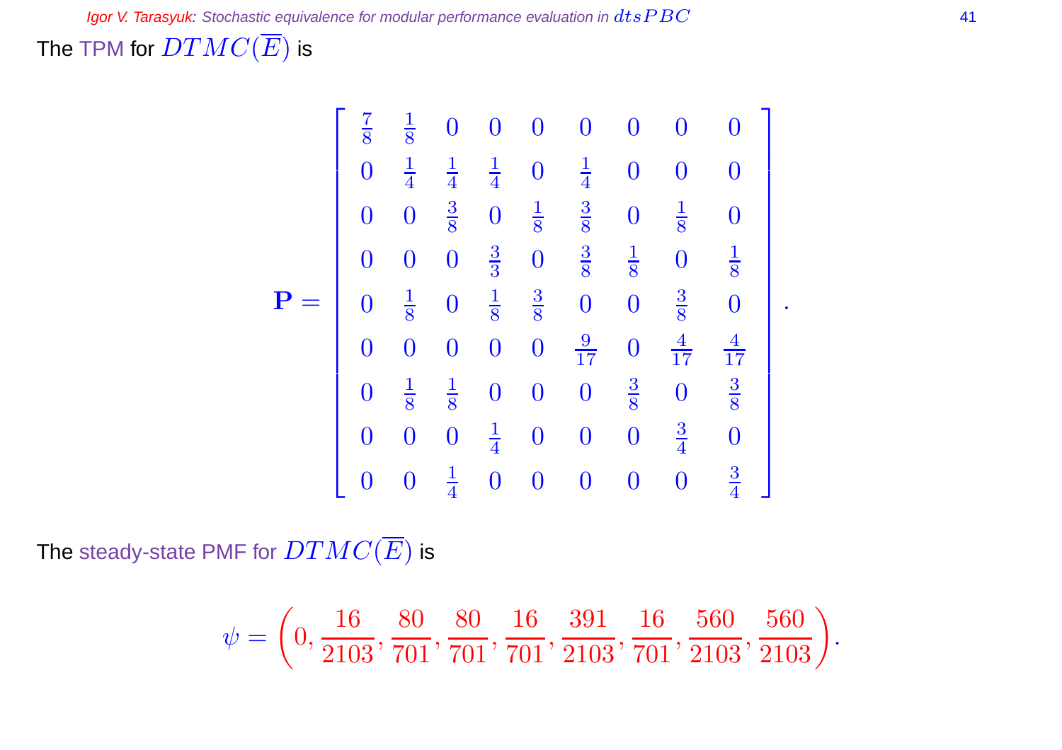The TPM for $DTMC(\overline{E})$ is

$$
\mathbf{P} = \begin{bmatrix}
\frac{7}{8} & \frac{1}{8} & 0 & 0 & 0 & 0 & 0 & 0 & 0 \\
0 & \frac{1}{4} & \frac{1}{4} & \frac{1}{4} & 0 & \frac{1}{4} & 0 & 0 & 0 \\
0 & 0 & \frac{3}{8} & 0 & \frac{1}{8} & \frac{3}{8} & 0 & \frac{1}{8} & 0 \\
0 & 0 & 0 & \frac{3}{3} & 0 & \frac{3}{8} & \frac{1}{8} & 0 & \frac{1}{8} \\
0 & \frac{1}{8} & 0 & \frac{1}{8} & \frac{3}{8} & 0 & 0 & \frac{3}{8} & 0 \\
0 & 0 & 0 & 0 & 0 & \frac{9}{17} & 0 & \frac{4}{17} & \frac{4}{17} \\
0 & \frac{1}{8} & \frac{1}{8} & 0 & 0 & 0 & \frac{3}{8} & 0 & \frac{3}{8} \\
0 & 0 & 0 & \frac{1}{4} & 0 & 0 & 0 & \frac{3}{4} & 0 \\
0 & 0 & \frac{1}{4} & 0 & 0 & 0 & 0 & 0 & \frac{3}{4}
\end{bmatrix}.
$$

The steady-state PMF for $DTMC(\overline{E})$ is

$$
\psi = \left(0, \frac{16}{2103}, \frac{80}{701}, \frac{80}{701}, \frac{16}{701}, \frac{391}{2103}, \frac{16}{701}, \frac{560}{2103}, \frac{560}{2103}\right).
$$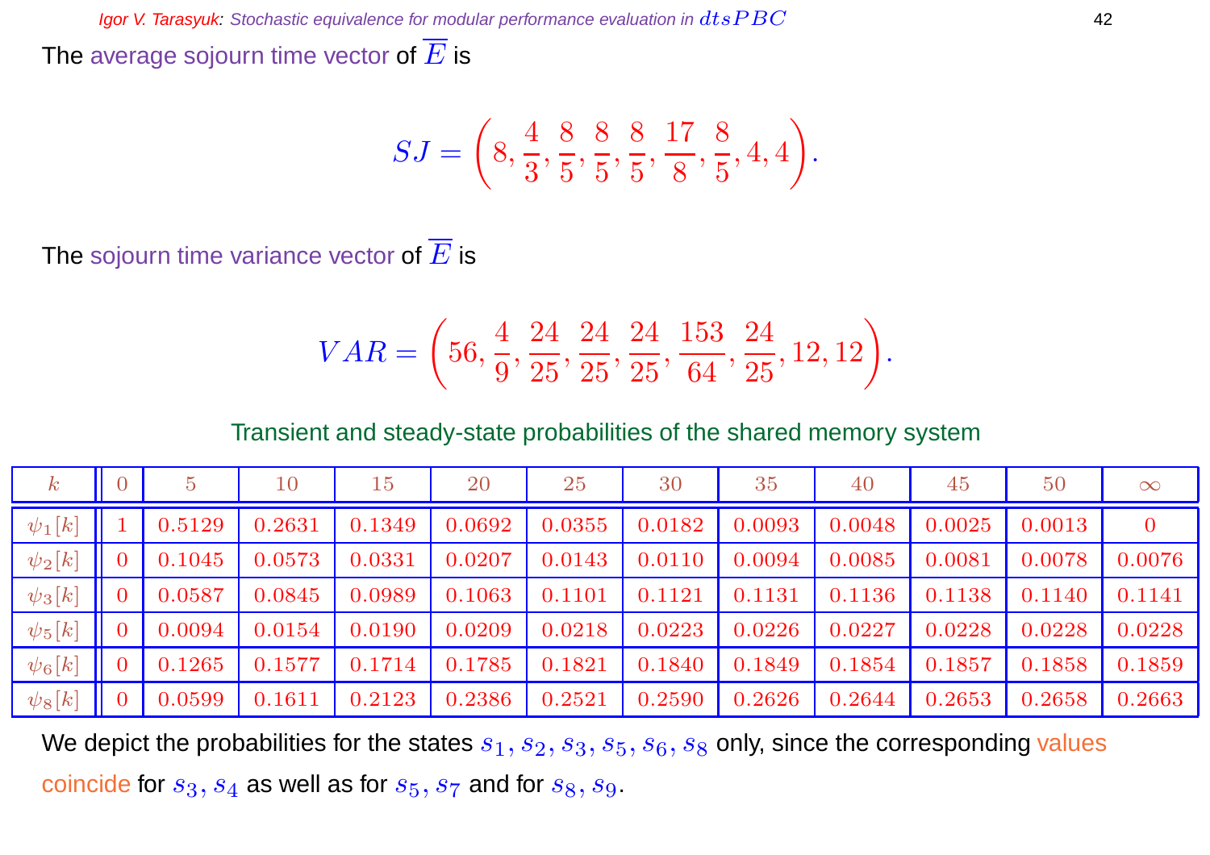The average sojourn time vector of $\overline{E}$ is

$$SJ = \left(8, \frac{4}{3}, \frac{8}{5}, \frac{8}{5}, \frac{8}{5}, \frac{17}{8}, \frac{8}{5}, 4, 4\right).$$

The sojourn time variance vector of $\overline{E}$ is

$$VAR = \left(56, \frac{4}{9}, \frac{24}{25}, \frac{24}{25}, \frac{24}{25}, \frac{153}{64}, \frac{24}{25}, 12, 12\right).$$

Transient and steady-state probabilities of the shared memory system

| $k$ | 0 | 5 | 10 | 15 | 20 | 25 | 30 | 35 | 40 | 45 | 50 | $\infty$ |
|---|---|---|---|---|---|---|---|---|---|---|---|---|
| $\psi_1[k]$ | 1 | 0.5129 | 0.2631 | 0.1349 | 0.0692 | 0.0355 | 0.0182 | 0.0093 | 0.0048 | 0.0025 | 0.0013 | 0 |
| $\psi_2[k]$ | 0 | 0.1045 | 0.0573 | 0.0331 | 0.0207 | 0.0143 | 0.0110 | 0.0094 | 0.0085 | 0.0081 | 0.0078 | 0.0076 |
| $\psi_3[k]$ | 0 | 0.0587 | 0.0845 | 0.0989 | 0.1063 | 0.1101 | 0.1121 | 0.1131 | 0.1136 | 0.1138 | 0.1140 | 0.1141 |
| $\psi_5[k]$ | 0 | 0.0094 | 0.0154 | 0.0190 | 0.0209 | 0.0218 | 0.0223 | 0.0226 | 0.0227 | 0.0228 | 0.0228 | 0.0228 |
| $\psi_6[k]$ | 0 | 0.1265 | 0.1577 | 0.1714 | 0.1785 | 0.1821 | 0.1840 | 0.1849 | 0.1854 | 0.1857 | 0.1858 | 0.1859 |
| $\psi_8[k]$ | 0 | 0.0599 | 0.1611 | 0.2123 | 0.2386 | 0.2521 | 0.2590 | 0.2626 | 0.2644 | 0.2653 | 0.2658 | 0.2663 |

We depict the probabilities for the states $s_1, s_2, s_3, s_5, s_6, s_8$ only, since the corresponding values coincide for $s_3, s_4$ as well as for $s_5, s_7$ and for $s_8, s_9$.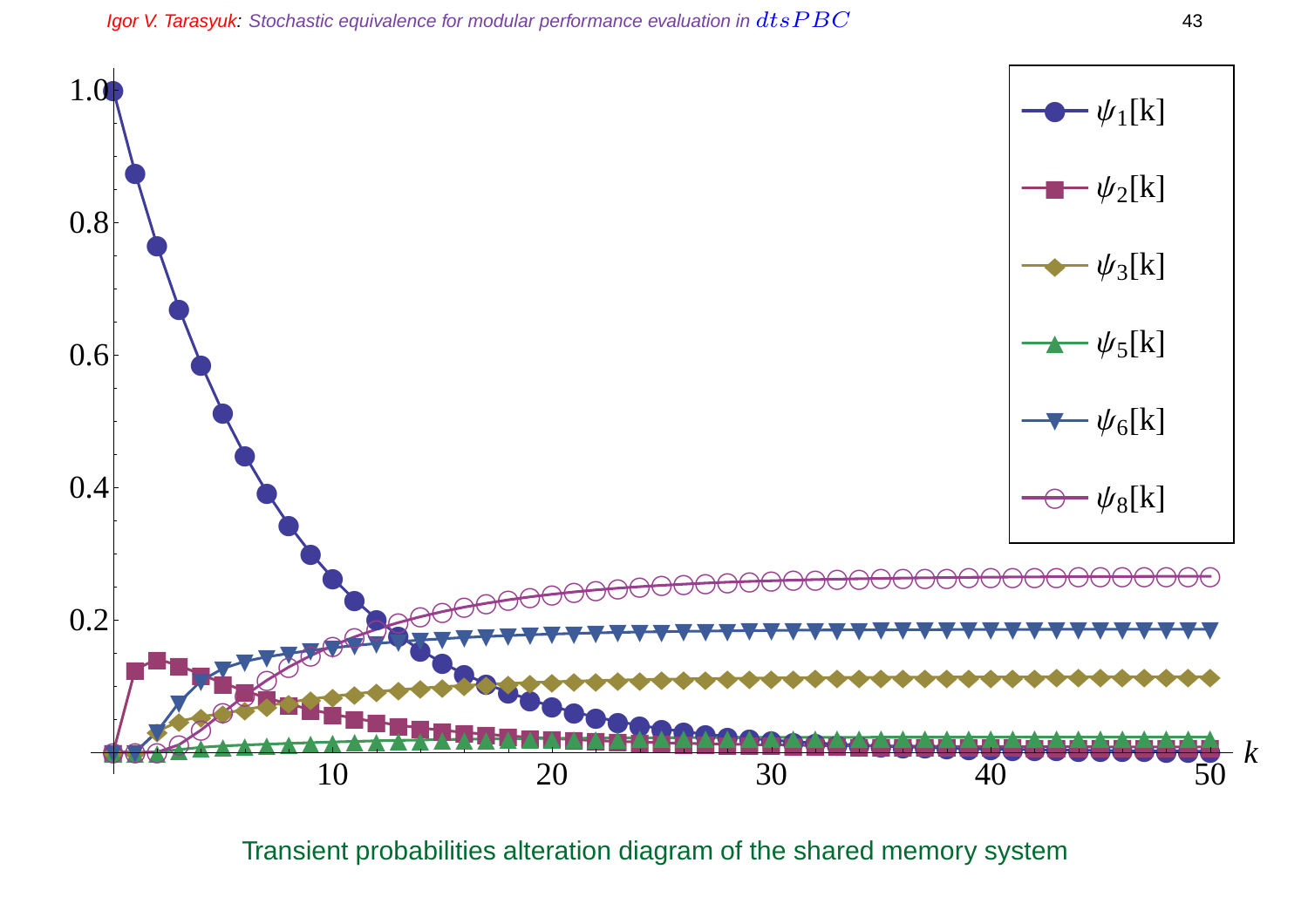Transient probabilities alteration diagram of the shared memory system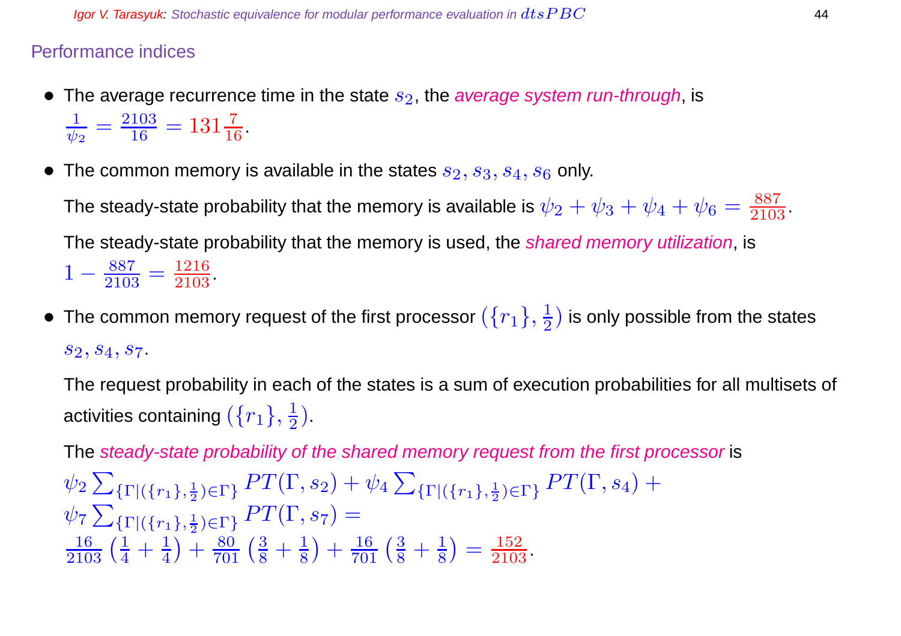## Performance indices

- The average recurrence time in the state $s_2$, the *average system run-through*, is $\frac{1}{\psi_2} = \frac{2103}{16} = 131\frac{7}{16}$.

- The common memory is available in the states $s_2, s_3, s_4, s_6$ only.

  The steady-state probability that the memory is available is $\psi_2 + \psi_3 + \psi_4 + \psi_6 = \frac{887}{2103}$.

  The steady-state probability that the memory is used, the *shared memory utilization*, is $1 - \frac{887}{2103} = \frac{1216}{2103}$.

- The common memory request of the first processor $(\{r_1\}, \frac{1}{2})$ is only possible from the states $s_2, s_4, s_7$.

  The request probability in each of the states is a sum of execution probabilities for all multisets of activities containing $(\{r_1\}, \frac{1}{2})$.

  The *steady-state probability of the shared memory request from the first processor* is
  $\psi_2 \sum_{\{\Gamma|(\{r_1\},\frac{1}{2})\in\Gamma\}} PT(\Gamma, s_2) + \psi_4 \sum_{\{\Gamma|(\{r_1\},\frac{1}{2})\in\Gamma\}} PT(\Gamma, s_4) +$
  $\psi_7 \sum_{\{\Gamma|(\{r_1\},\frac{1}{2})\in\Gamma\}} PT(\Gamma, s_7) =$
  $\frac{16}{2103}\left(\frac{1}{4} + \frac{1}{4}\right) + \frac{80}{701}\left(\frac{3}{8} + \frac{1}{8}\right) + \frac{16}{701}\left(\frac{3}{8} + \frac{1}{8}\right) = \frac{152}{2103}$.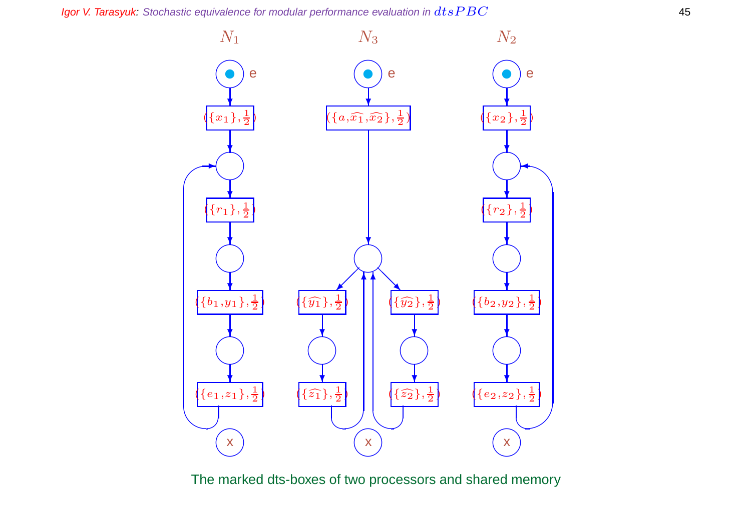$N_1$ $N_3$ $N_2$

$(\{x_1\}, \frac{1}{2})$ $(\{a, \widehat{x_1}, \widehat{x_2}\}, \frac{1}{2})$ $(\{x_2\}, \frac{1}{2})$

$(\{r_1\}, \frac{1}{2})$ $(\{r_2\}, \frac{1}{2})$

$(\{b_1, y_1\}, \frac{1}{2})$ $(\{\widehat{y_1}\}, \frac{1}{2})$ $(\{\widehat{y_2}\}, \frac{1}{2})$ $(\{b_2, y_2\}, \frac{1}{2})$

$(\{e_1, z_1\}, \frac{1}{2})$ $(\{\widehat{z_1}\}, \frac{1}{2})$ $(\{\widehat{z_2}\}, \frac{1}{2})$ $(\{e_2, z_2\}, \frac{1}{2})$

The marked dts-boxes of two processors and shared memory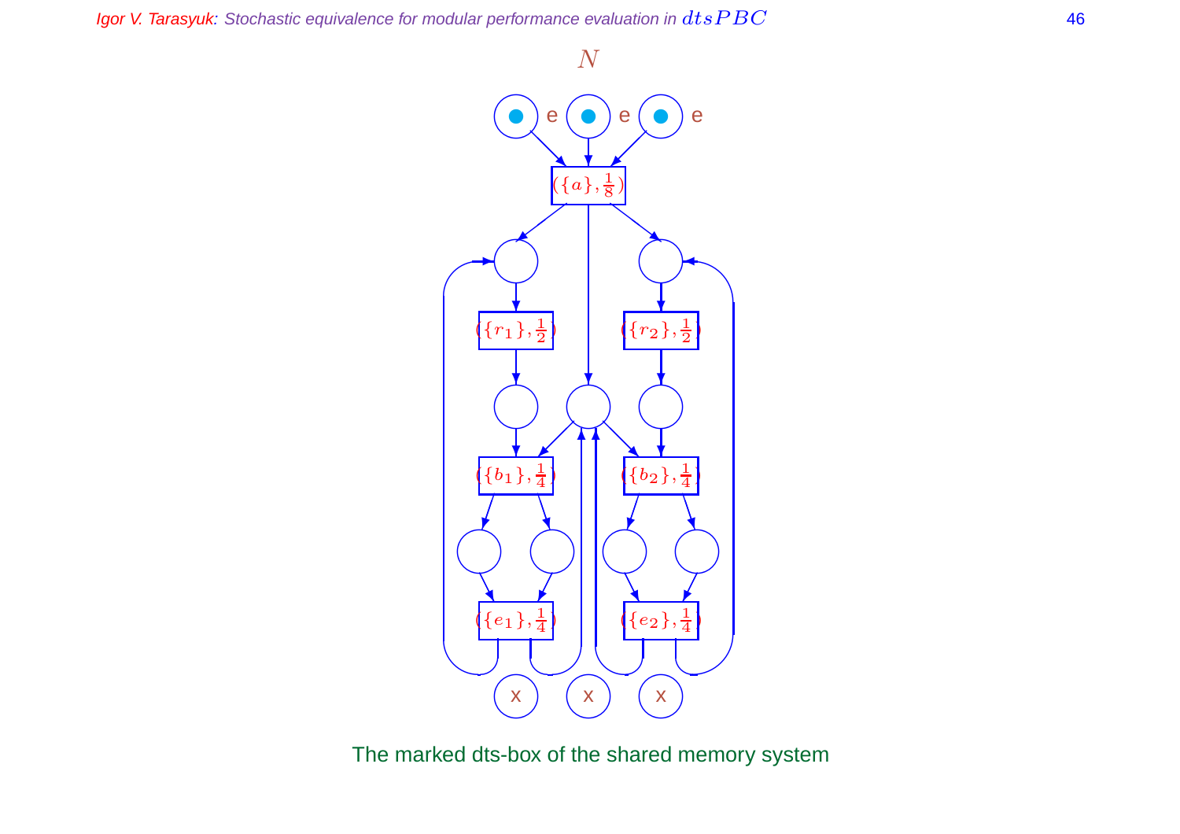$N$

The marked dts-box of the shared memory system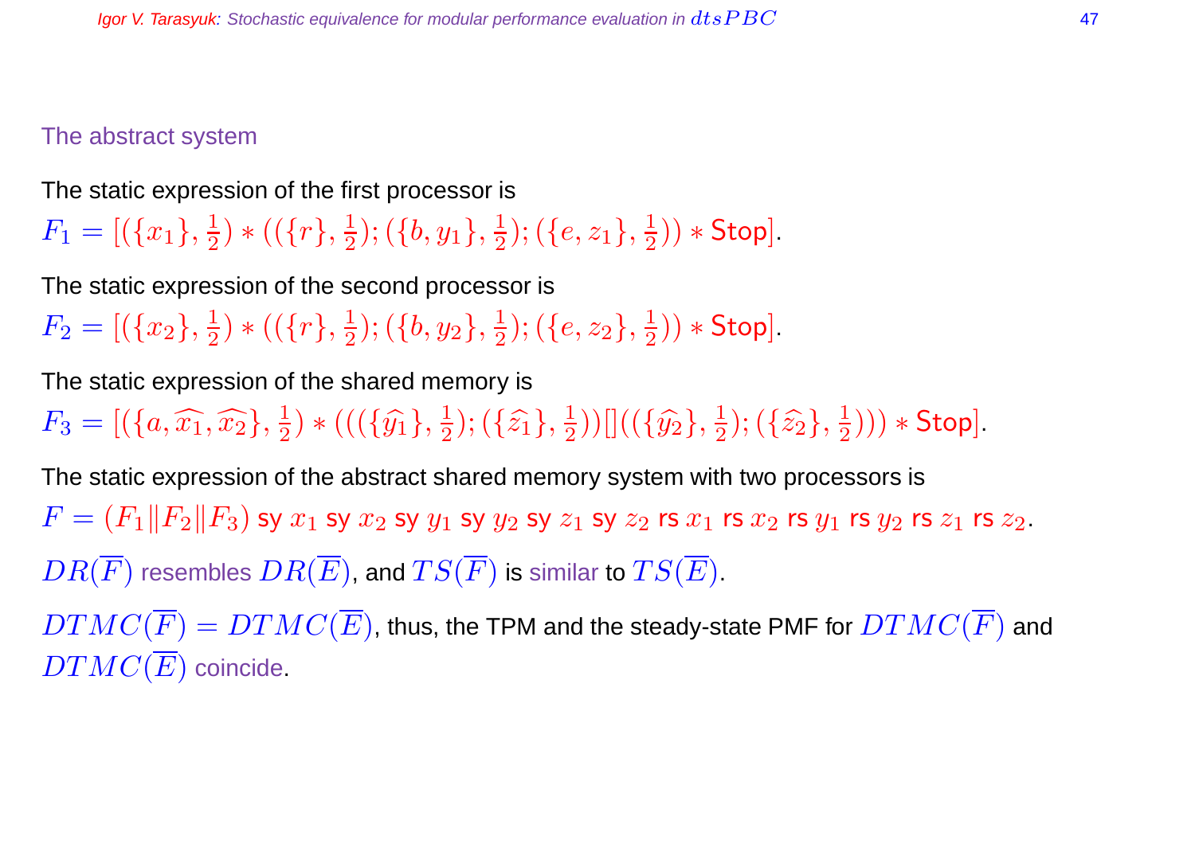## The abstract system

The static expression of the first processor is

$F_1 = [(\{x_1\}, \frac{1}{2}) * ((\{r\}, \frac{1}{2}); (\{b, y_1\}, \frac{1}{2}); (\{e, z_1\}, \frac{1}{2})) * \mathsf{Stop}]$.

The static expression of the second processor is

$F_2 = [(\{x_2\}, \frac{1}{2}) * ((\{r\}, \frac{1}{2}); (\{b, y_2\}, \frac{1}{2}); (\{e, z_2\}, \frac{1}{2})) * \mathsf{Stop}]$.

The static expression of the shared memory is

$F_3 = [(\{a, \widehat{x_1}, \widehat{x_2}\}, \frac{1}{2}) * (((\{\widehat{y_1}\}, \frac{1}{2}); (\{\widehat{z_1}\}, \frac{1}{2}))[]((\{\widehat{y_2}\}, \frac{1}{2}); (\{\widehat{z_2}\}, \frac{1}{2}))) * \mathsf{Stop}]$.

The static expression of the abstract shared memory system with two processors is

$F = (F_1 \| F_2 \| F_3)$ sy $x_1$ sy $x_2$ sy $y_1$ sy $y_2$ sy $z_1$ sy $z_2$ rs $x_1$ rs $x_2$ rs $y_1$ rs $y_2$ rs $z_1$ rs $z_2$.

$DR(\overline{F})$ resembles $DR(\overline{E})$, and $TS(\overline{F})$ is similar to $TS(\overline{E})$.

$DTMC(\overline{F}) = DTMC(\overline{E})$, thus, the TPM and the steady-state PMF for $DTMC(\overline{F})$ and $DTMC(\overline{E})$ coincide.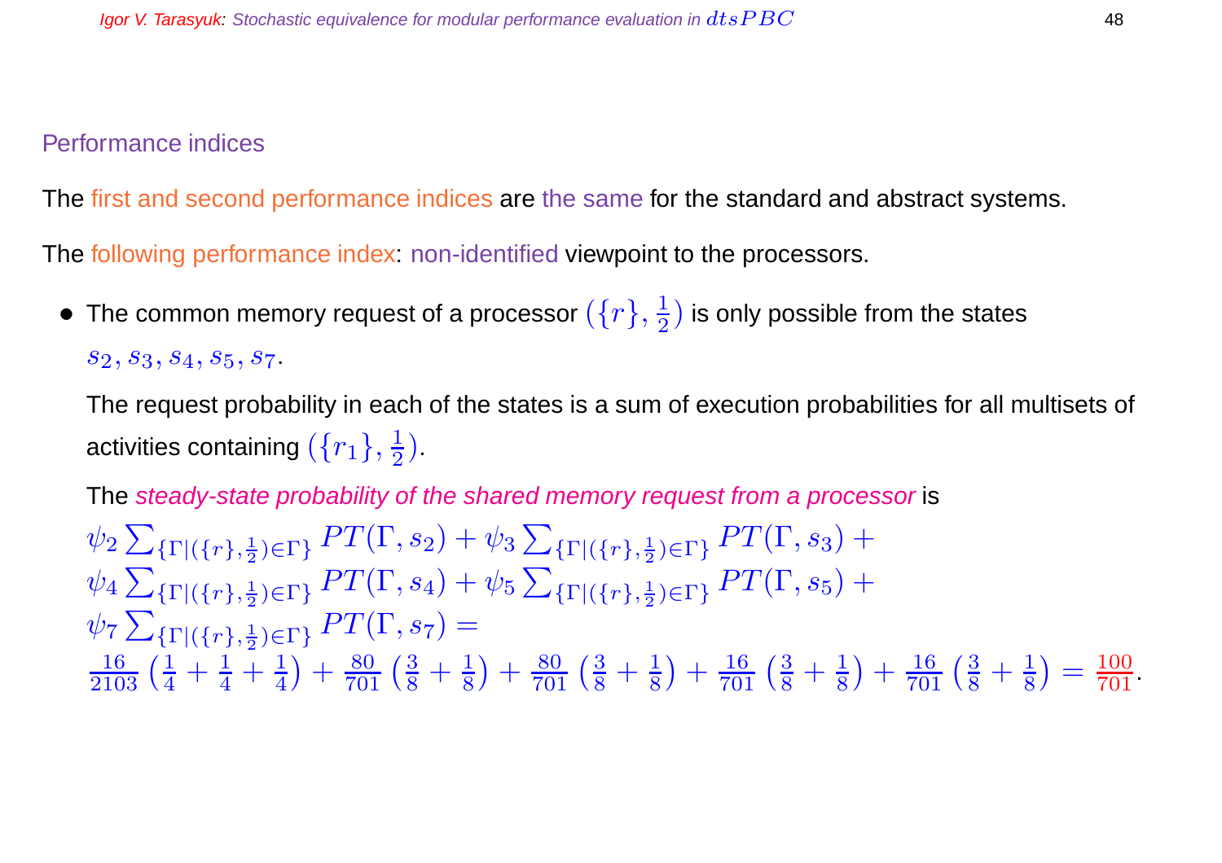## Performance indices

The first and second performance indices are the same for the standard and abstract systems.

The following performance index: non-identified viewpoint to the processors.

- The common memory request of a processor $(\{r\}, \frac{1}{2})$ is only possible from the states $s_2, s_3, s_4, s_5, s_7$.

  The request probability in each of the states is a sum of execution probabilities for all multisets of activities containing $(\{r_1\}, \frac{1}{2})$.

  The *steady-state probability of the shared memory request from a processor* is

  $$\psi_2 \sum_{\{\Gamma|(\{r\},\frac{1}{2})\in\Gamma\}} PT(\Gamma, s_2) + \psi_3 \sum_{\{\Gamma|(\{r\},\frac{1}{2})\in\Gamma\}} PT(\Gamma, s_3) +$$
  $$\psi_4 \sum_{\{\Gamma|(\{r\},\frac{1}{2})\in\Gamma\}} PT(\Gamma, s_4) + \psi_5 \sum_{\{\Gamma|(\{r\},\frac{1}{2})\in\Gamma\}} PT(\Gamma, s_5) +$$
  $$\psi_7 \sum_{\{\Gamma|(\{r\},\frac{1}{2})\in\Gamma\}} PT(\Gamma, s_7) =$$
  $$\frac{16}{2103}\left(\frac{1}{4}+\frac{1}{4}+\frac{1}{4}\right) + \frac{80}{701}\left(\frac{3}{8}+\frac{1}{8}\right) + \frac{80}{701}\left(\frac{3}{8}+\frac{1}{8}\right) + \frac{16}{701}\left(\frac{3}{8}+\frac{1}{8}\right) + \frac{16}{701}\left(\frac{3}{8}+\frac{1}{8}\right) = \frac{100}{701}.$$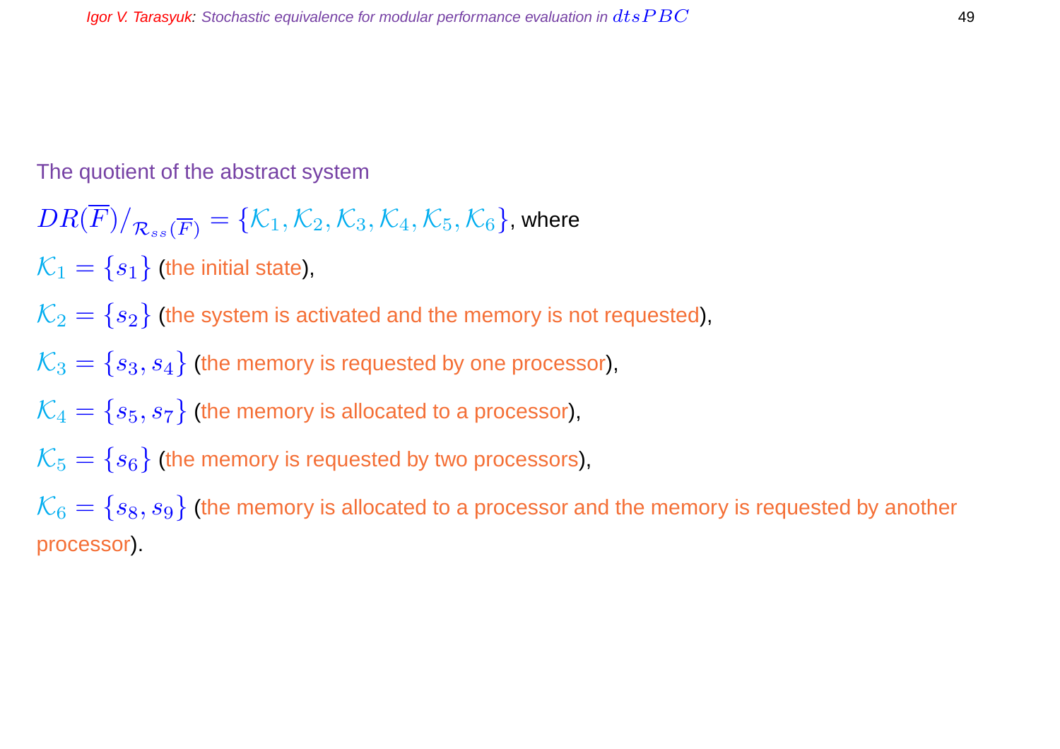The quotient of the abstract system

$DR(\overline{F})/_{\mathcal{R}_{ss}(\overline{F})} = \{\mathcal{K}_1, \mathcal{K}_2, \mathcal{K}_3, \mathcal{K}_4, \mathcal{K}_5, \mathcal{K}_6\}$, where

$\mathcal{K}_1 = \{s_1\}$ (the initial state),

$\mathcal{K}_2 = \{s_2\}$ (the system is activated and the memory is not requested),

$\mathcal{K}_3 = \{s_3, s_4\}$ (the memory is requested by one processor),

$\mathcal{K}_4 = \{s_5, s_7\}$ (the memory is allocated to a processor),

$\mathcal{K}_5 = \{s_6\}$ (the memory is requested by two processors),

$\mathcal{K}_6 = \{s_8, s_9\}$ (the memory is allocated to a processor and the memory is requested by another processor).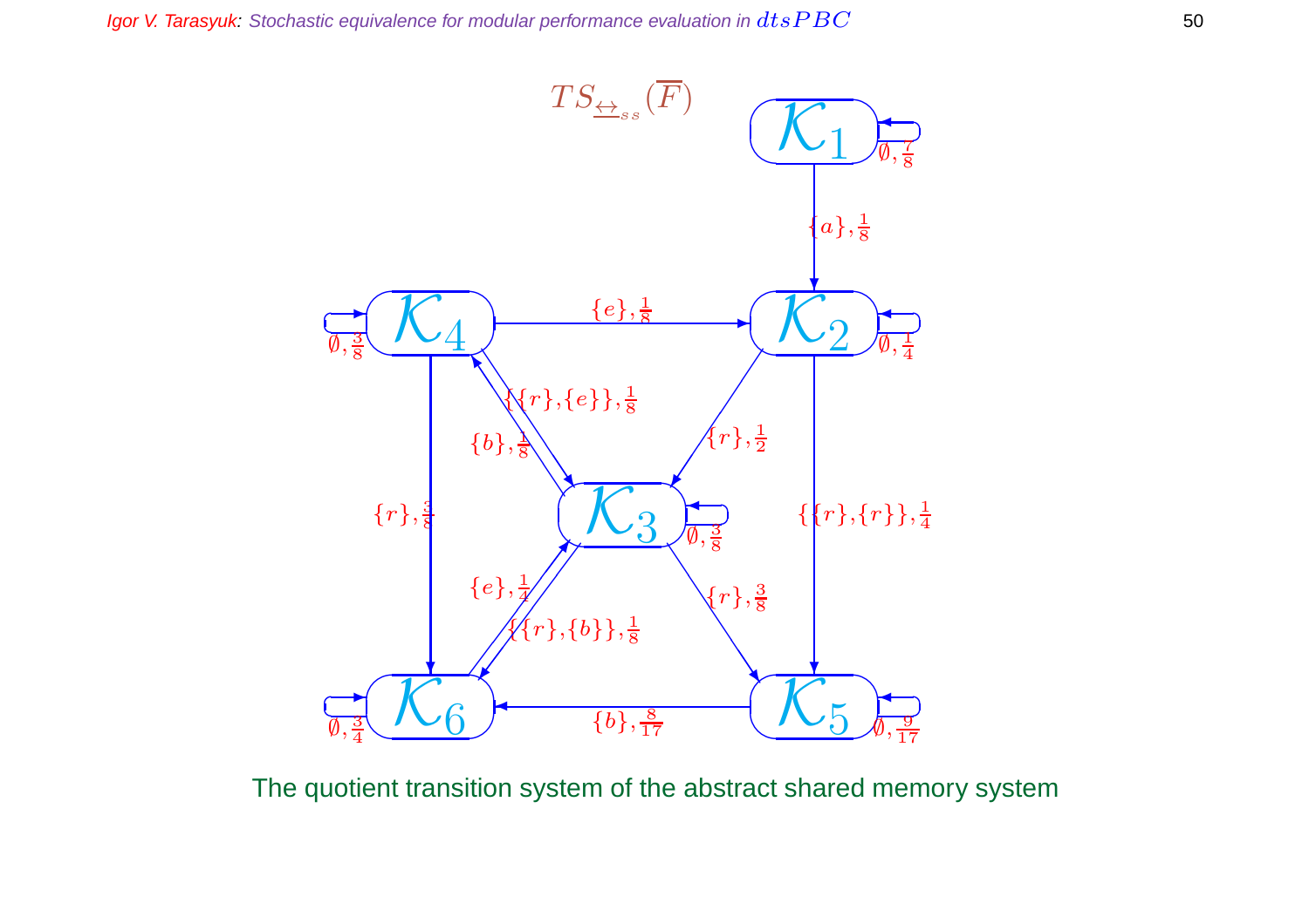$TS_{\underline{\leftrightarrow}_{ss}}(\overline{F})$

$\mathcal{K}_1$: $\emptyset, \frac{7}{8}$; $\{a\}, \frac{1}{8}$ → $\mathcal{K}_2$

$\mathcal{K}_2$: $\emptyset, \frac{1}{4}$; $\{r\}, \frac{1}{2}$ → $\mathcal{K}_3$; $\{\{r\},\{r\}\}, \frac{1}{4}$ → $\mathcal{K}_5$

$\mathcal{K}_3$: $\emptyset, \frac{3}{8}$; $\{b\}, \frac{1}{8}$ → $\mathcal{K}_4$; $\{r\}, \frac{3}{8}$ → $\mathcal{K}_5$; $\{\{r\},\{b\}\}, \frac{1}{8}$ → $\mathcal{K}_6$

$\mathcal{K}_4$: $\emptyset, \frac{3}{8}$; $\{e\}, \frac{1}{8}$ → $\mathcal{K}_2$; $\{\{r\},\{e\}\}, \frac{1}{8}$ → $\mathcal{K}_3$; $\{r\}, \frac{3}{8}$ → $\mathcal{K}_6$

$\mathcal{K}_5$: $\emptyset, \frac{9}{17}$; $\{b\}, \frac{8}{17}$ → $\mathcal{K}_6$

$\mathcal{K}_6$: $\emptyset, \frac{3}{4}$; $\{e\}, \frac{1}{4}$ → $\mathcal{K}_3$

The quotient transition system of the abstract shared memory system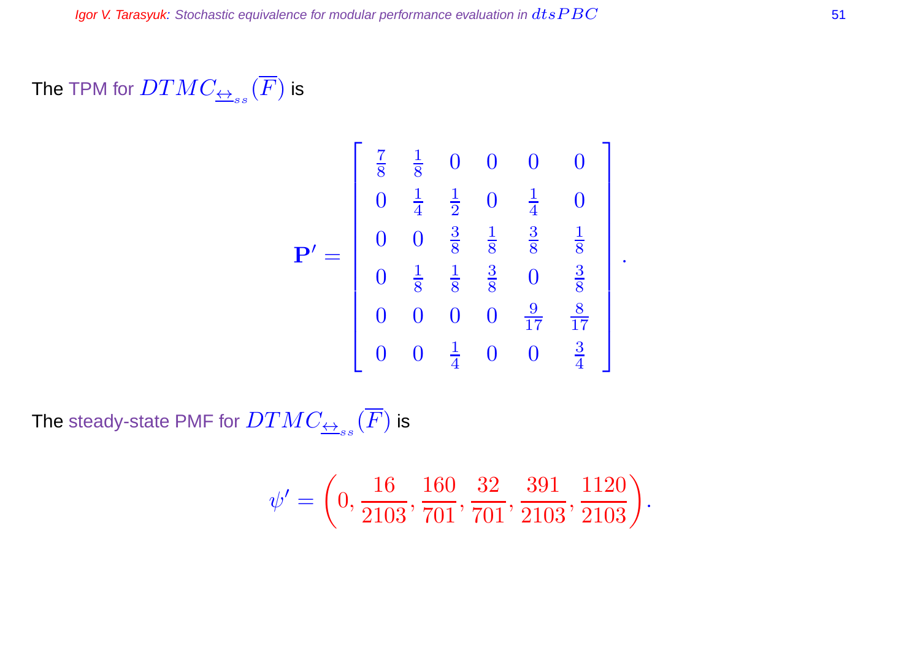The TPM for $DTMC_{\underline{\leftrightarrow}_{ss}}(\overline{F})$ is

$$\mathbf{P}' = \begin{bmatrix} \frac{7}{8} & \frac{1}{8} & 0 & 0 & 0 & 0 \\ 0 & \frac{1}{4} & \frac{1}{2} & 0 & \frac{1}{4} & 0 \\ 0 & 0 & \frac{3}{8} & \frac{1}{8} & \frac{3}{8} & \frac{1}{8} \\ 0 & \frac{1}{8} & \frac{1}{8} & \frac{3}{8} & 0 & \frac{3}{8} \\ 0 & 0 & 0 & 0 & \frac{9}{17} & \frac{8}{17} \\ 0 & 0 & \frac{1}{4} & 0 & 0 & \frac{3}{4} \end{bmatrix}.$$

The steady-state PMF for $DTMC_{\underline{\leftrightarrow}_{ss}}(\overline{F})$ is

$$\psi' = \left(0, \frac{16}{2103}, \frac{160}{701}, \frac{32}{701}, \frac{391}{2103}, \frac{1120}{2103}\right).$$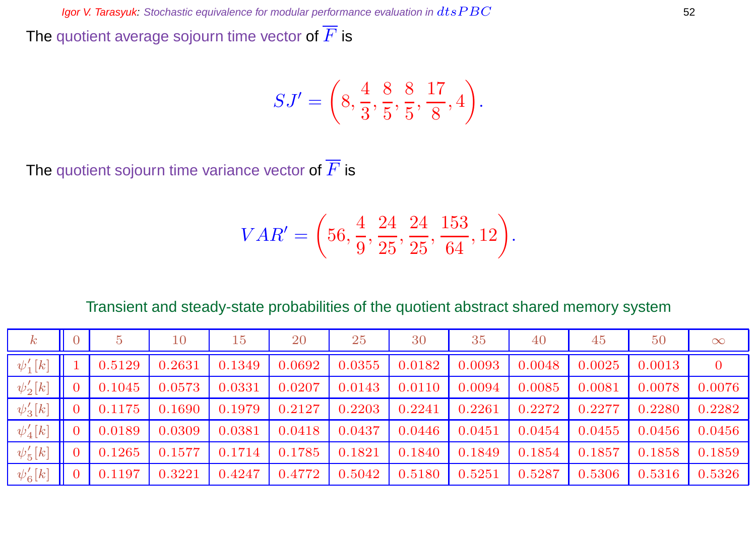The quotient average sojourn time vector of $\overline{F}$ is

$$SJ' = \left(8, \frac{4}{3}, \frac{8}{5}, \frac{8}{5}, \frac{17}{8}, 4\right).$$

The quotient sojourn time variance vector of $\overline{F}$ is

$$VAR' = \left(56, \frac{4}{9}, \frac{24}{25}, \frac{24}{25}, \frac{153}{64}, 12\right).$$

Transient and steady-state probabilities of the quotient abstract shared memory system

| $k$ | 0 | 5 | 10 | 15 | 20 | 25 | 30 | 35 | 40 | 45 | 50 | $\infty$ |
|---|---|---|---|---|---|---|---|---|---|---|---|---|
| $\psi'_1[k]$ | 1 | 0.5129 | 0.2631 | 0.1349 | 0.0692 | 0.0355 | 0.0182 | 0.0093 | 0.0048 | 0.0025 | 0.0013 | 0 |
| $\psi'_2[k]$ | 0 | 0.1045 | 0.0573 | 0.0331 | 0.0207 | 0.0143 | 0.0110 | 0.0094 | 0.0085 | 0.0081 | 0.0078 | 0.0076 |
| $\psi'_3[k]$ | 0 | 0.1175 | 0.1690 | 0.1979 | 0.2127 | 0.2203 | 0.2241 | 0.2261 | 0.2272 | 0.2277 | 0.2280 | 0.2282 |
| $\psi'_4[k]$ | 0 | 0.0189 | 0.0309 | 0.0381 | 0.0418 | 0.0437 | 0.0446 | 0.0451 | 0.0454 | 0.0455 | 0.0456 | 0.0456 |
| $\psi'_5[k]$ | 0 | 0.1265 | 0.1577 | 0.1714 | 0.1785 | 0.1821 | 0.1840 | 0.1849 | 0.1854 | 0.1857 | 0.1858 | 0.1859 |
| $\psi'_6[k]$ | 0 | 0.1197 | 0.3221 | 0.4247 | 0.4772 | 0.5042 | 0.5180 | 0.5251 | 0.5287 | 0.5306 | 0.5316 | 0.5326 |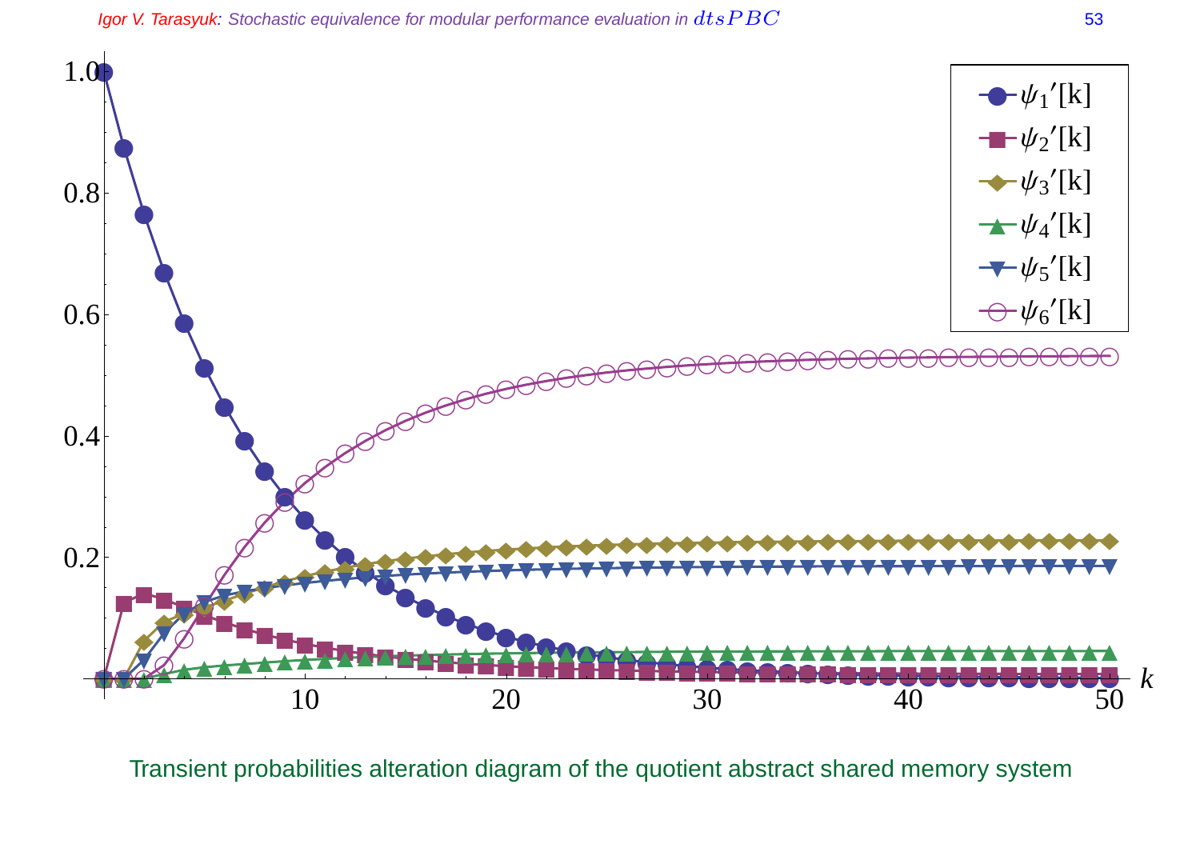Transient probabilities alteration diagram of the quotient abstract shared memory system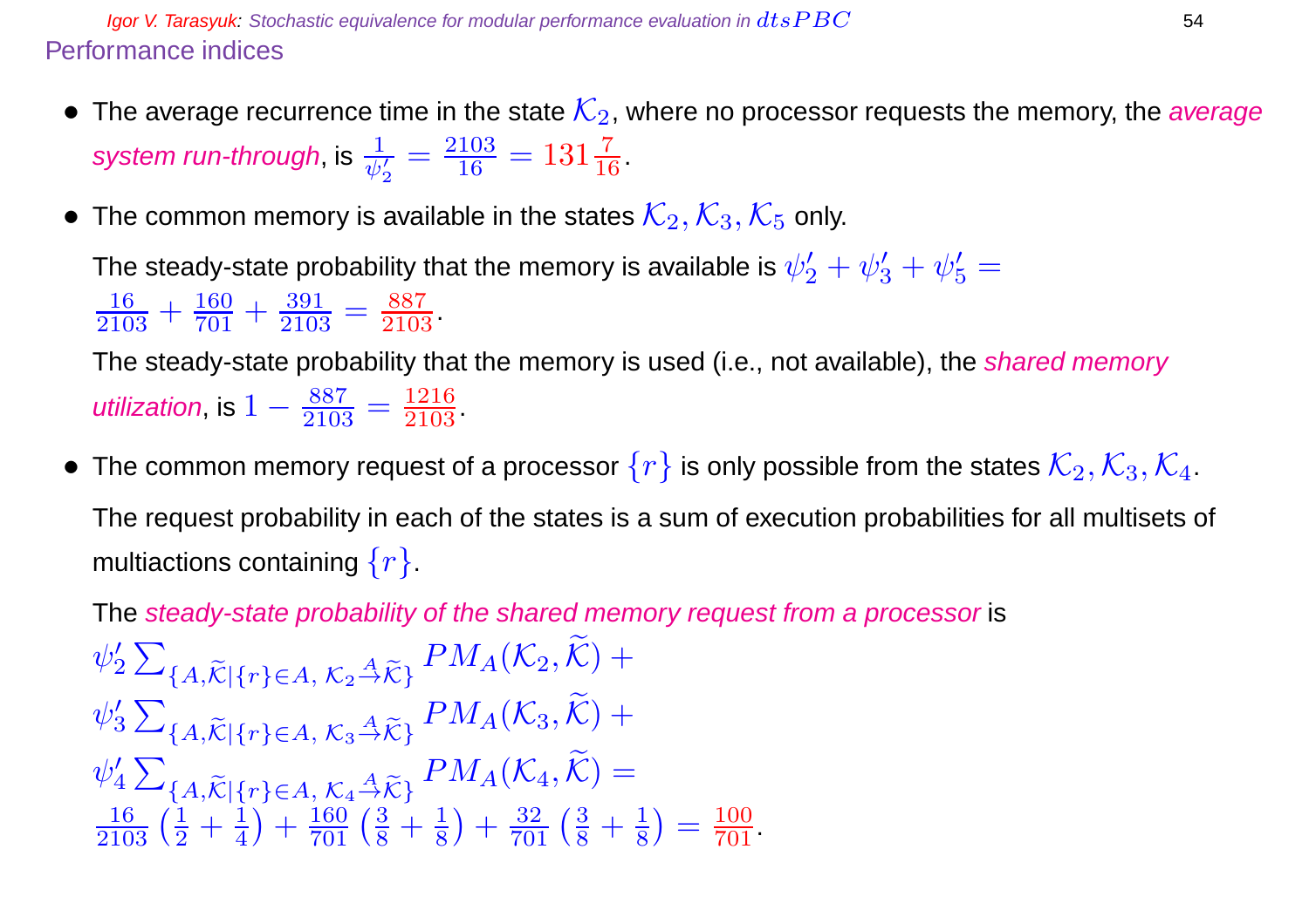## Performance indices

- The average recurrence time in the state $\mathcal{K}_2$, where no processor requests the memory, the *average system run-through*, is $\frac{1}{\psi'_2} = \frac{2103}{16} = 131\frac{7}{16}$.

- The common memory is available in the states $\mathcal{K}_2, \mathcal{K}_3, \mathcal{K}_5$ only.

  The steady-state probability that the memory is available is $\psi'_2 + \psi'_3 + \psi'_5 = \frac{16}{2103} + \frac{160}{701} + \frac{391}{2103} = \frac{887}{2103}$.

  The steady-state probability that the memory is used (i.e., not available), the *shared memory utilization*, is $1 - \frac{887}{2103} = \frac{1216}{2103}$.

- The common memory request of a processor $\{r\}$ is only possible from the states $\mathcal{K}_2, \mathcal{K}_3, \mathcal{K}_4$.

  The request probability in each of the states is a sum of execution probabilities for all multisets of multiactions containing $\{r\}$.

  The *steady-state probability of the shared memory request from a processor* is

$$
\psi'_2 \sum_{\{A,\widetilde{\mathcal{K}} \mid \{r\} \in A,\ \mathcal{K}_2 \stackrel{A}{\to} \widetilde{\mathcal{K}}\}} PM_A(\mathcal{K}_2, \widetilde{\mathcal{K}}) +
\psi'_3 \sum_{\{A,\widetilde{\mathcal{K}} \mid \{r\} \in A,\ \mathcal{K}_3 \stackrel{A}{\to} \widetilde{\mathcal{K}}\}} PM_A(\mathcal{K}_3, \widetilde{\mathcal{K}}) +
\psi'_4 \sum_{\{A,\widetilde{\mathcal{K}} \mid \{r\} \in A,\ \mathcal{K}_4 \stackrel{A}{\to} \widetilde{\mathcal{K}}\}} PM_A(\mathcal{K}_4, \widetilde{\mathcal{K}}) =
$$

$$
\frac{16}{2103}\left(\frac{1}{2} + \frac{1}{4}\right) + \frac{160}{701}\left(\frac{3}{8} + \frac{1}{8}\right) + \frac{32}{701}\left(\frac{3}{8} + \frac{1}{8}\right) = \frac{100}{701}.
$$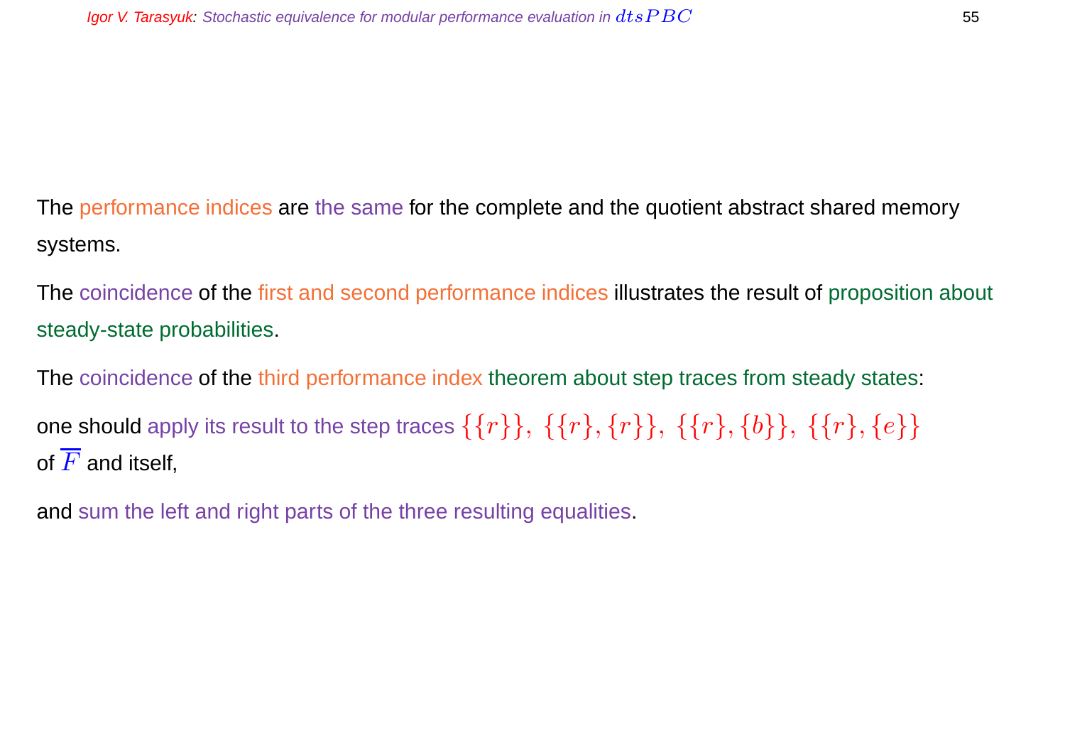The performance indices are the same for the complete and the quotient abstract shared memory systems.

The coincidence of the first and second performance indices illustrates the result of proposition about steady-state probabilities.

The coincidence of the third performance index theorem about step traces from steady states:

one should apply its result to the step traces $\{\{r\}\},\ \{\{r\},\{r\}\},\ \{\{r\},\{b\}\},\ \{\{r\},\{e\}\}$ of $\overline{F}$ and itself,

and sum the left and right parts of the three resulting equalities.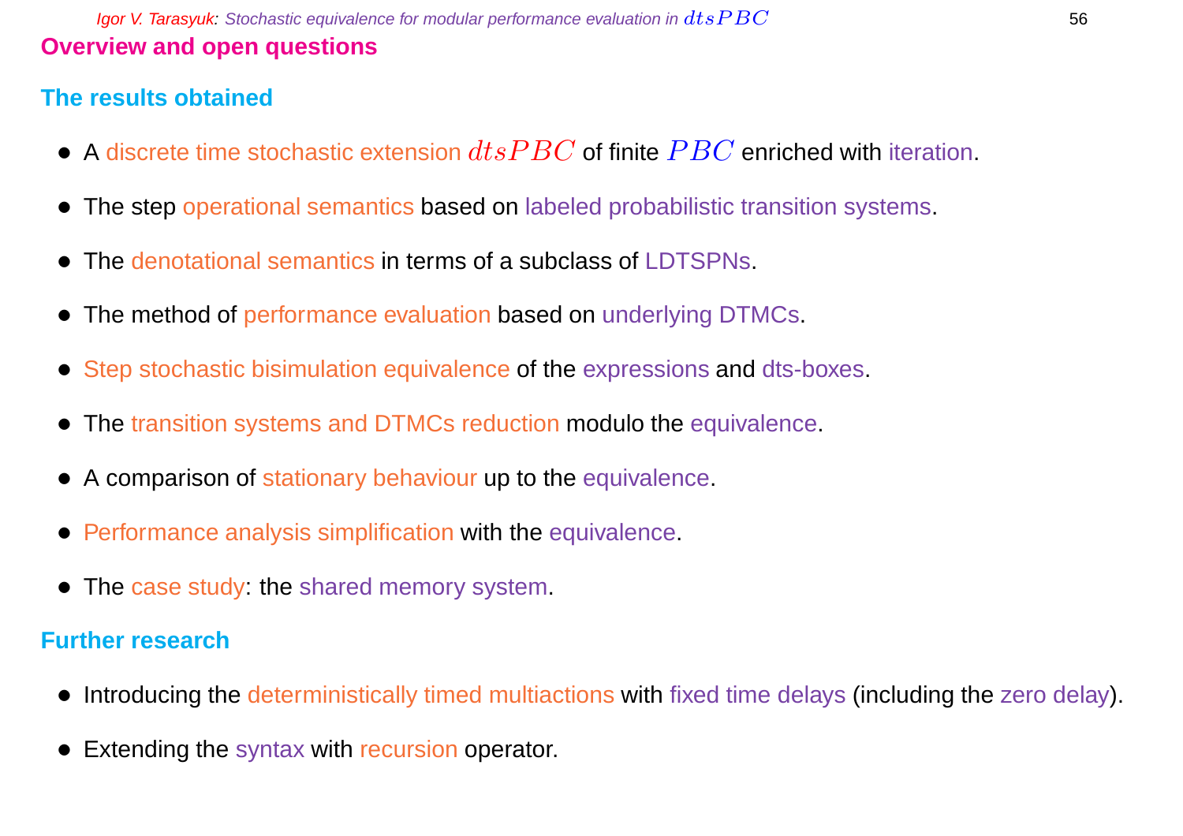# Overview and open questions

## The results obtained

- A discrete time stochastic extension $dtsPBC$ of finite $PBC$ enriched with iteration.
- The step operational semantics based on labeled probabilistic transition systems.
- The denotational semantics in terms of a subclass of LDTSPNs.
- The method of performance evaluation based on underlying DTMCs.
- Step stochastic bisimulation equivalence of the expressions and dts-boxes.
- The transition systems and DTMCs reduction modulo the equivalence.
- A comparison of stationary behaviour up to the equivalence.
- Performance analysis simplification with the equivalence.
- The case study: the shared memory system.

## Further research

- Introducing the deterministically timed multiactions with fixed time delays (including the zero delay).
- Extending the syntax with recursion operator.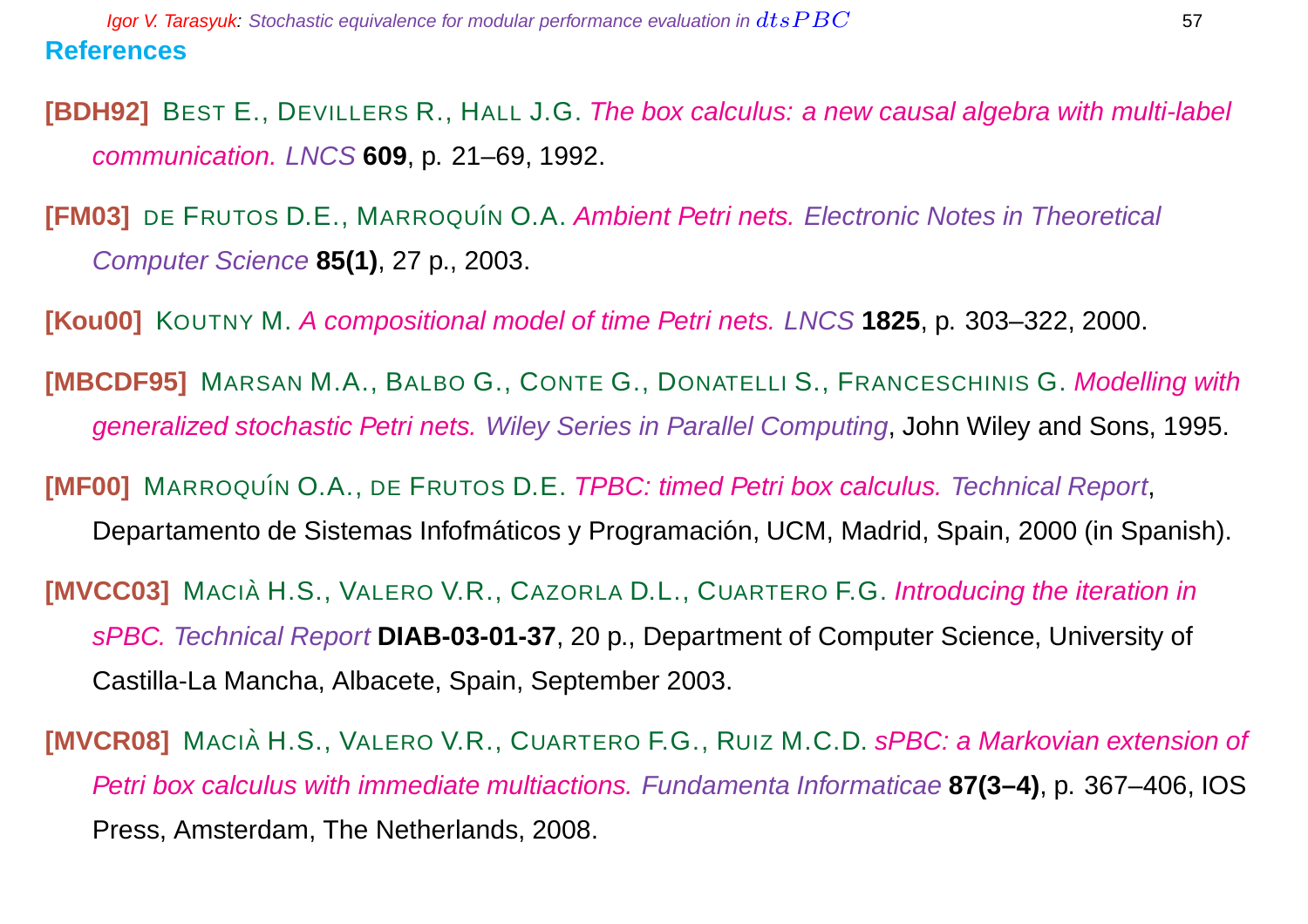## References

**[BDH92]** Best E., Devillers R., Hall J.G. *The box calculus: a new causal algebra with multi-label communication. LNCS* **609**, p. 21–69, 1992.

**[FM03]** de Frutos D.E., Marroquín O.A. *Ambient Petri nets. Electronic Notes in Theoretical Computer Science* **85(1)**, 27 p., 2003.

**[Kou00]** Koutny M. *A compositional model of time Petri nets. LNCS* **1825**, p. 303–322, 2000.

**[MBCDF95]** Marsan M.A., Balbo G., Conte G., Donatelli S., Franceschinis G. *Modelling with generalized stochastic Petri nets. Wiley Series in Parallel Computing*, John Wiley and Sons, 1995.

**[MF00]** Marroquín O.A., de Frutos D.E. *TPBC: timed Petri box calculus. Technical Report*, Departamento de Sistemas Infofmáticos y Programación, UCM, Madrid, Spain, 2000 (in Spanish).

**[MVCC03]** Macià H.S., Valero V.R., Cazorla D.L., Cuartero F.G. *Introducing the iteration in sPBC. Technical Report* **DIAB-03-01-37**, 20 p., Department of Computer Science, University of Castilla-La Mancha, Albacete, Spain, September 2003.

**[MVCR08]** Macià H.S., Valero V.R., Cuartero F.G., Ruiz M.C.D. *sPBC: a Markovian extension of Petri box calculus with immediate multiactions. Fundamenta Informaticae* **87(3–4)**, p. 367–406, IOS Press, Amsterdam, The Netherlands, 2008.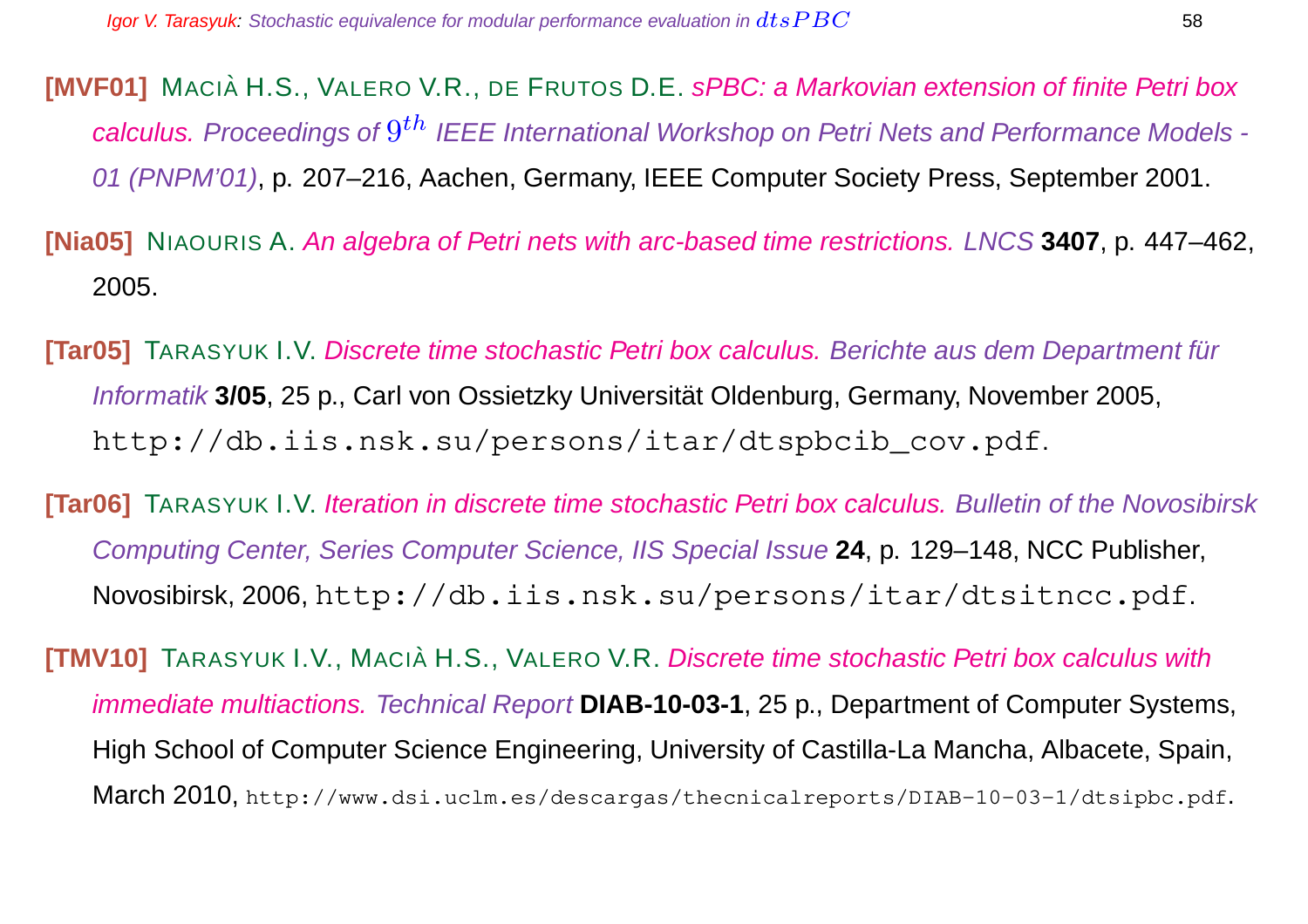**[MVF01]** MACIÀ H.S., VALERO V.R., DE FRUTOS D.E. *sPBC: a Markovian extension of finite Petri box calculus. Proceedings of $9^{th}$ IEEE International Workshop on Petri Nets and Performance Models - 01 (PNPM'01)*, p. 207–216, Aachen, Germany, IEEE Computer Society Press, September 2001.

**[Nia05]** NIAOURIS A. *An algebra of Petri nets with arc-based time restrictions. LNCS* **3407**, p. 447–462, 2005.

**[Tar05]** TARASYUK I.V. *Discrete time stochastic Petri box calculus. Berichte aus dem Department für Informatik* **3/05**, 25 p., Carl von Ossietzky Universität Oldenburg, Germany, November 2005, `http://db.iis.nsk.su/persons/itar/dtspbcib_cov.pdf`.

**[Tar06]** TARASYUK I.V. *Iteration in discrete time stochastic Petri box calculus. Bulletin of the Novosibirsk Computing Center, Series Computer Science, IIS Special Issue* **24**, p. 129–148, NCC Publisher, Novosibirsk, 2006, `http://db.iis.nsk.su/persons/itar/dtsitncc.pdf`.

**[TMV10]** TARASYUK I.V., MACIÀ H.S., VALERO V.R. *Discrete time stochastic Petri box calculus with immediate multiactions. Technical Report* **DIAB-10-03-1**, 25 p., Department of Computer Systems, High School of Computer Science Engineering, University of Castilla-La Mancha, Albacete, Spain, March 2010, `http://www.dsi.uclm.es/descargas/thecnicalreports/DIAB-10-03-1/dtsipbc.pdf`.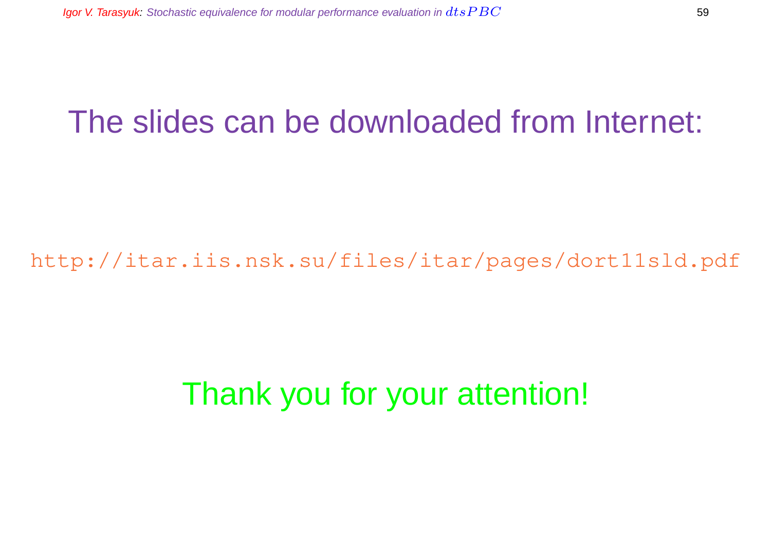# The slides can be downloaded from Internet:

http://itar.iis.nsk.su/files/itar/pages/dort11sld.pdf

## Thank you for your attention!